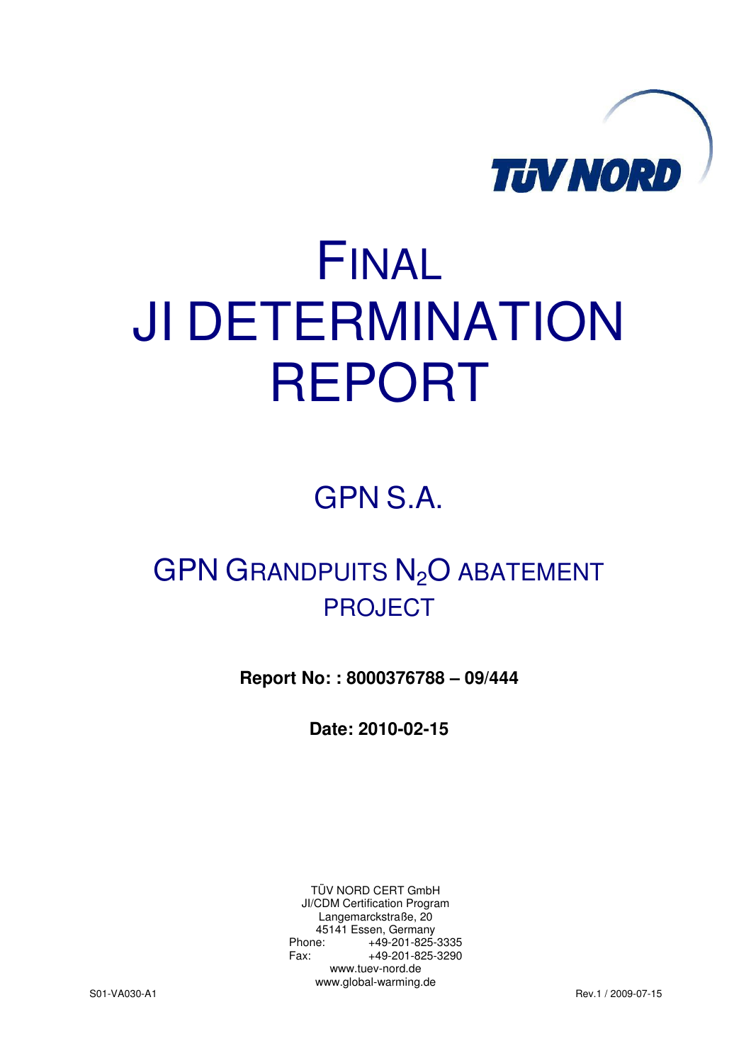TÜV NORD

# FINAL JI DETERMINATION REPORT

## GPN S.A.

## GPN GRANDPUITS $N_2O$ ABATEMENT PROJECT

**Report No: : 8000376788 – 09/444**

**Date: 2010-02-15**

TÜV NORD CERT GmbH
JI/CDM Certification Program
Langemarckstraße, 20
45141 Essen, Germany
Phone: +49-201-825-3335
Fax: +49-201-825-3290
www.tuev-nord.de
www.global-warming.de

S01-VA030-A1 Rev.1 / 2009-07-15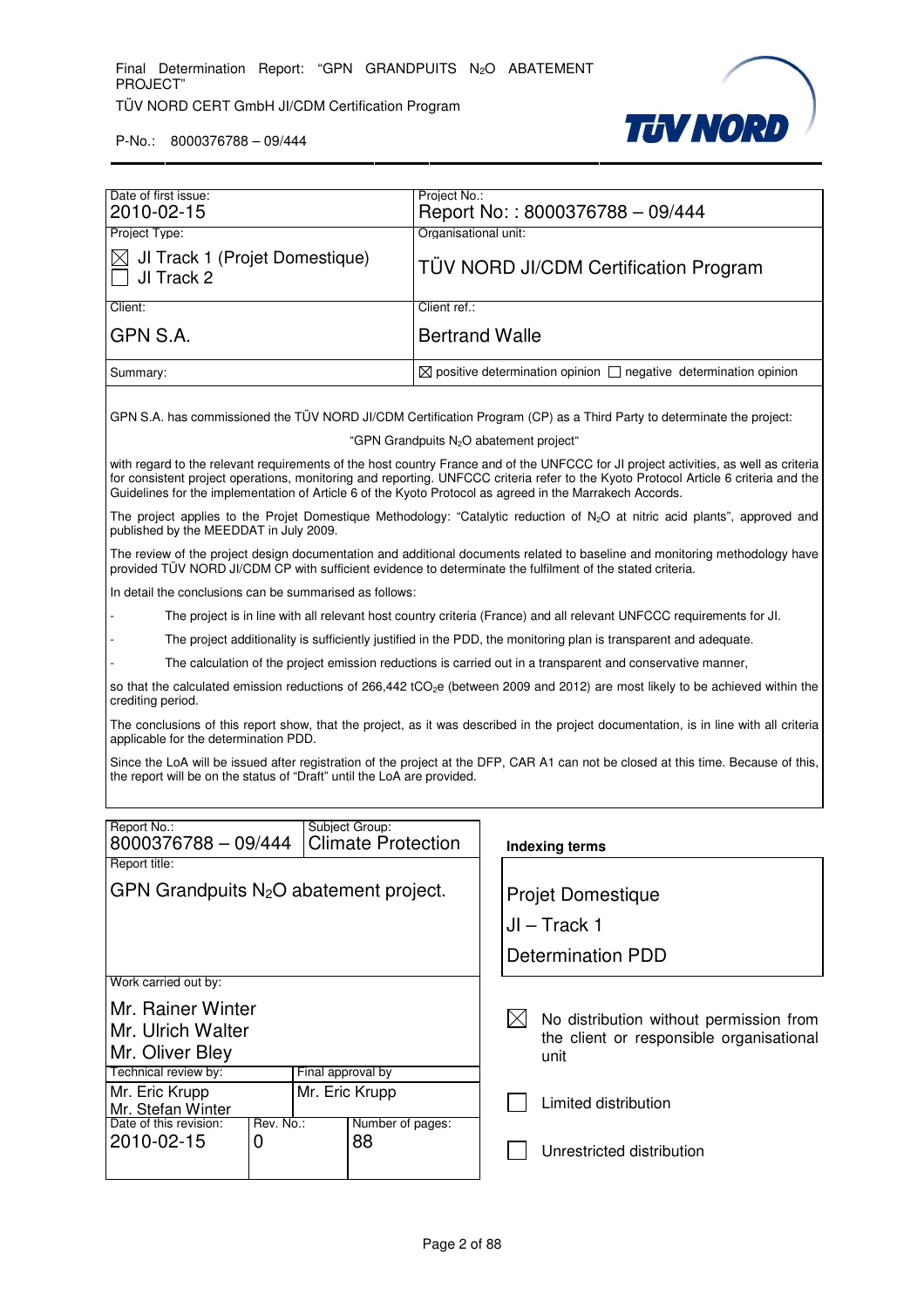| Date of first issue: 2010-02-15 | Project No.: Report No: : 8000376788 – 09/444 |
|---|---|
| Project Type: ☒ JI Track 1 (Projet Domestique) ☐ JI Track 2 | Organisational unit: TÜV NORD JI/CDM Certification Program |
| Client: GPN S.A. | Client ref.: Bertrand Walle |
| Summary: | ☒ positive determination opinion ☐ negative determination opinion |

GPN S.A. has commissioned the TÜV NORD JI/CDM Certification Program (CP) as a Third Party to determinate the project:

"GPN Grandpuits $N_2O$ abatement project"

with regard to the relevant requirements of the host country France and of the UNFCCC for JI project activities, as well as criteria for consistent project operations, monitoring and reporting. UNFCCC criteria refer to the Kyoto Protocol Article 6 criteria and the Guidelines for the implementation of Article 6 of the Kyoto Protocol as agreed in the Marrakech Accords.

The project applies to the Projet Domestique Methodology: "Catalytic reduction of $N_2O$ at nitric acid plants", approved and published by the MEEDDAT in July 2009.

The review of the project design documentation and additional documents related to baseline and monitoring methodology have provided TÜV NORD JI/CDM CP with sufficient evidence to determinate the fulfilment of the stated criteria.

In detail the conclusions can be summarised as follows:

- The project is in line with all relevant host country criteria (France) and all relevant UNFCCC requirements for JI.
- The project additionality is sufficiently justified in the PDD, the monitoring plan is transparent and adequate.
- The calculation of the project emission reductions is carried out in a transparent and conservative manner,

so that the calculated emission reductions of 266,442 $tCO_2e$ (between 2009 and 2012) are most likely to be achieved within the crediting period.

The conclusions of this report show, that the project, as it was described in the project documentation, is in line with all criteria applicable for the determination PDD.

Since the LoA will be issued after registration of the project at the DFP, CAR A1 can not be closed at this time. Because of this, the report will be on the status of "Draft" until the LoA are provided.

| Report No.: 8000376788 – 09/444 | Subject Group: Climate Protection | |
|---|---|---|
| Report title: GPN Grandpuits $N_2O$ abatement project. | | |
| Work carried out by: Mr. Rainer Winter, Mr. Ulrich Walter, Mr. Oliver Bley | | |
| Technical review by: Mr. Eric Krupp, Mr. Stefan Winter | Final approval by: Mr. Eric Krupp | |
| Date of this revision: 2010-02-15 | Rev. No.: 0 | Number of pages: 88 |

**Indexing terms**

Projet Domestique

JI – Track 1

Determination PDD

☒ No distribution without permission from the client or responsible organisational unit

☐ Limited distribution

☐ Unrestricted distribution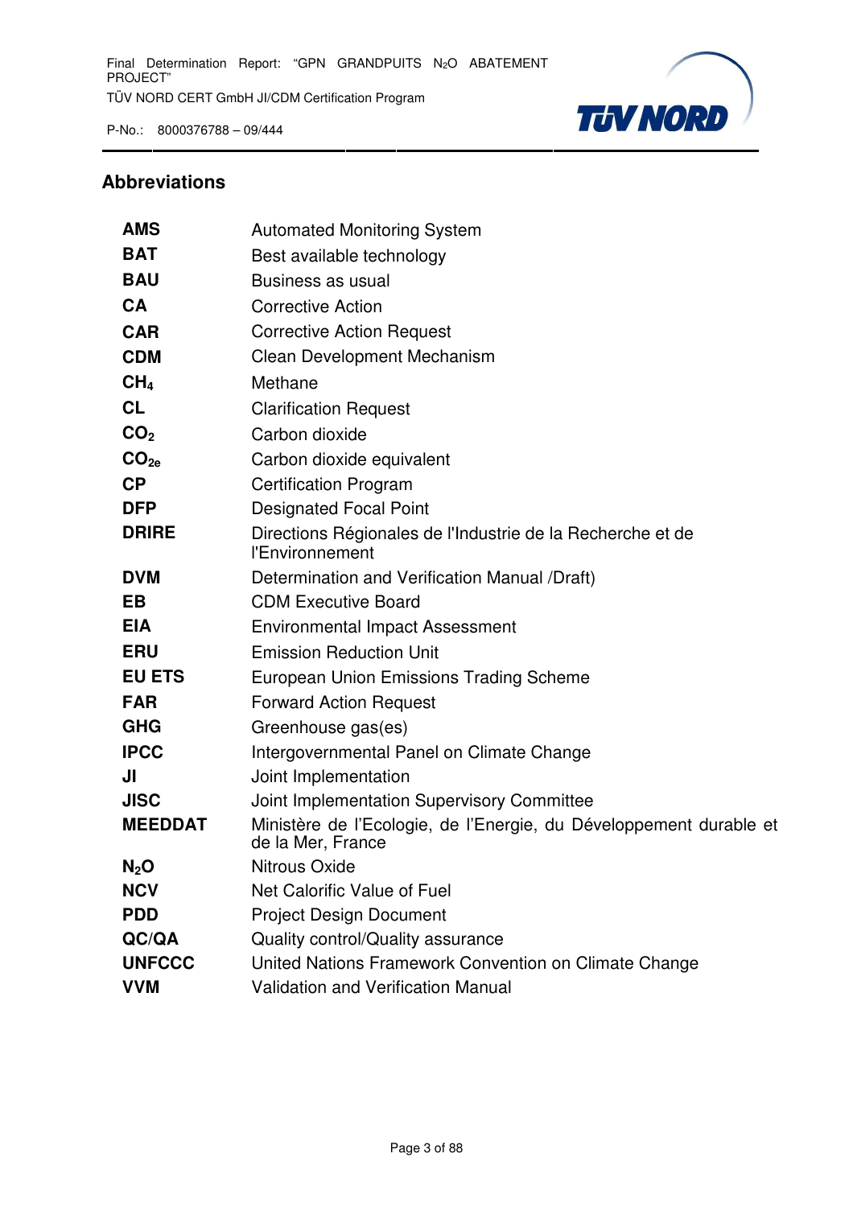## Abbreviations

| | |
|---|---|
| **AMS** | Automated Monitoring System |
| **BAT** | Best available technology |
| **BAU** | Business as usual |
| **CA** | Corrective Action |
| **CAR** | Corrective Action Request |
| **CDM** | Clean Development Mechanism |
| **$CH_4$** | Methane |
| **CL** | Clarification Request |
| **$CO_2$** | Carbon dioxide |
| **$CO_{2e}$** | Carbon dioxide equivalent |
| **CP** | Certification Program |
| **DFP** | Designated Focal Point |
| **DRIRE** | Directions Régionales de l'Industrie de la Recherche et de l'Environnement |
| **DVM** | Determination and Verification Manual /Draft) |
| **EB** | CDM Executive Board |
| **EIA** | Environmental Impact Assessment |
| **ERU** | Emission Reduction Unit |
| **EU ETS** | European Union Emissions Trading Scheme |
| **FAR** | Forward Action Request |
| **GHG** | Greenhouse gas(es) |
| **IPCC** | Intergovernmental Panel on Climate Change |
| **JI** | Joint Implementation |
| **JISC** | Joint Implementation Supervisory Committee |
| **MEEDDAT** | Ministère de l'Ecologie, de l'Energie, du Développement durable et de la Mer, France |
| **$N_2O$** | Nitrous Oxide |
| **NCV** | Net Calorific Value of Fuel |
| **PDD** | Project Design Document |
| **QC/QA** | Quality control/Quality assurance |
| **UNFCCC** | United Nations Framework Convention on Climate Change |
| **VVM** | Validation and Verification Manual |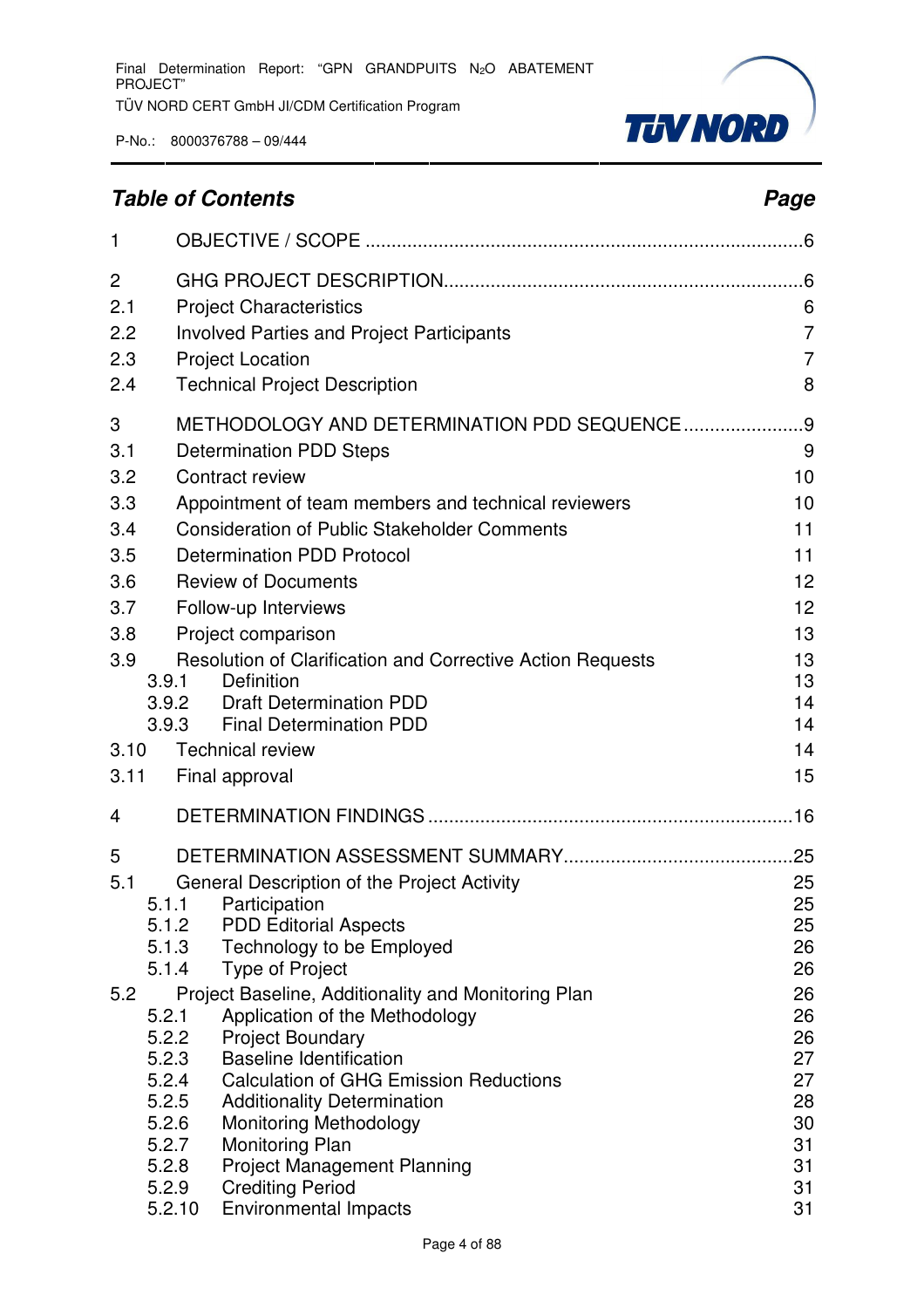## *Table of Contents* *Page*

| | | |
|---|---|---|
| 1 | OBJECTIVE / SCOPE | 6 |
| 2 | GHG PROJECT DESCRIPTION | 6 |
| 2.1 | Project Characteristics | 6 |
| 2.2 | Involved Parties and Project Participants | 7 |
| 2.3 | Project Location | 7 |
| 2.4 | Technical Project Description | 8 |
| 3 | METHODOLOGY AND DETERMINATION PDD SEQUENCE | 9 |
| 3.1 | Determination PDD Steps | 9 |
| 3.2 | Contract review | 10 |
| 3.3 | Appointment of team members and technical reviewers | 10 |
| 3.4 | Consideration of Public Stakeholder Comments | 11 |
| 3.5 | Determination PDD Protocol | 11 |
| 3.6 | Review of Documents | 12 |
| 3.7 | Follow-up Interviews | 12 |
| 3.8 | Project comparison | 13 |
| 3.9 | Resolution of Clarification and Corrective Action Requests | 13 |
| 3.9.1 | Definition | 13 |
| 3.9.2 | Draft Determination PDD | 14 |
| 3.9.3 | Final Determination PDD | 14 |
| 3.10 | Technical review | 14 |
| 3.11 | Final approval | 15 |
| 4 | DETERMINATION FINDINGS | 16 |
| 5 | DETERMINATION ASSESSMENT SUMMARY | 25 |
| 5.1 | General Description of the Project Activity | 25 |
| 5.1.1 | Participation | 25 |
| 5.1.2 | PDD Editorial Aspects | 25 |
| 5.1.3 | Technology to be Employed | 26 |
| 5.1.4 | Type of Project | 26 |
| 5.2 | Project Baseline, Additionality and Monitoring Plan | 26 |
| 5.2.1 | Application of the Methodology | 26 |
| 5.2.2 | Project Boundary | 26 |
| 5.2.3 | Baseline Identification | 27 |
| 5.2.4 | Calculation of GHG Emission Reductions | 27 |
| 5.2.5 | Additionality Determination | 28 |
| 5.2.6 | Monitoring Methodology | 30 |
| 5.2.7 | Monitoring Plan | 31 |
| 5.2.8 | Project Management Planning | 31 |
| 5.2.9 | Crediting Period | 31 |
| 5.2.10 | Environmental Impacts | 31 |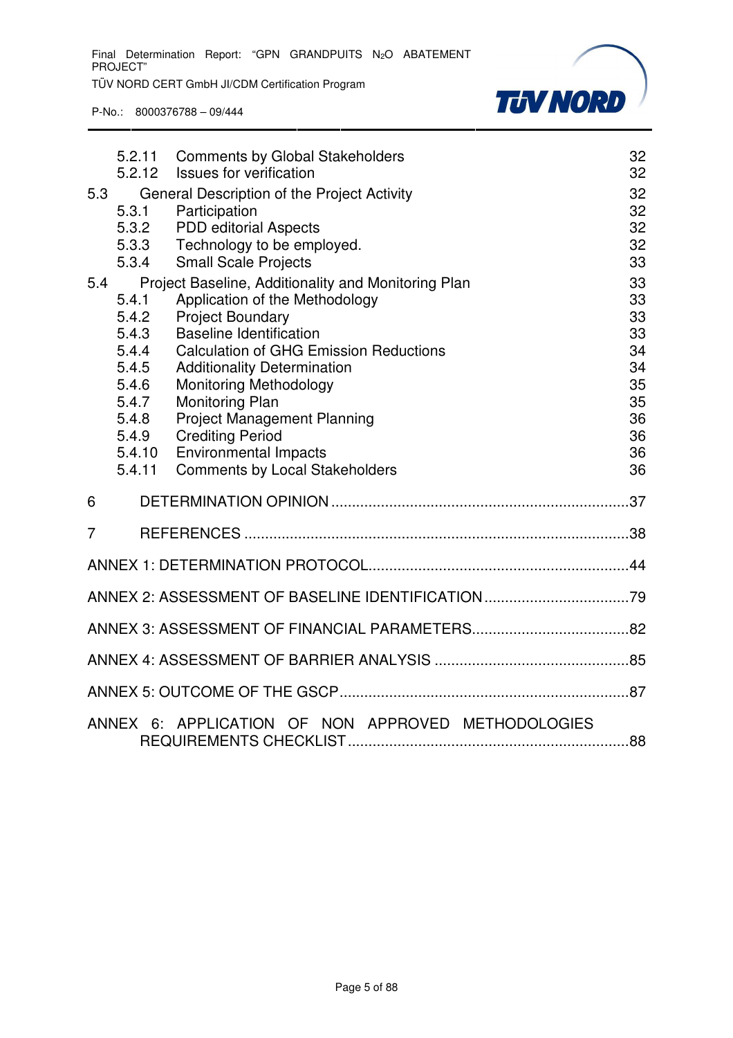| | | |
|---|---|---|
| 5.2.11 | Comments by Global Stakeholders | 32 |
| 5.2.12 | Issues for verification | 32 |
| 5.3 | General Description of the Project Activity | 32 |
| 5.3.1 | Participation | 32 |
| 5.3.2 | PDD editorial Aspects | 32 |
| 5.3.3 | Technology to be employed. | 32 |
| 5.3.4 | Small Scale Projects | 33 |
| 5.4 | Project Baseline, Additionality and Monitoring Plan | 33 |
| 5.4.1 | Application of the Methodology | 33 |
| 5.4.2 | Project Boundary | 33 |
| 5.4.3 | Baseline Identification | 33 |
| 5.4.4 | Calculation of GHG Emission Reductions | 34 |
| 5.4.5 | Additionality Determination | 34 |
| 5.4.6 | Monitoring Methodology | 35 |
| 5.4.7 | Monitoring Plan | 35 |
| 5.4.8 | Project Management Planning | 36 |
| 5.4.9 | Crediting Period | 36 |
| 5.4.10 | Environmental Impacts | 36 |
| 5.4.11 | Comments by Local Stakeholders | 36 |

6 DETERMINATION OPINION .......................................................................37

7 REFERENCES ............................................................................................38

ANNEX 1: DETERMINATION PROTOCOL...............................................................44

ANNEX 2: ASSESSMENT OF BASELINE IDENTIFICATION ..................................79

ANNEX 3: ASSESSMENT OF FINANCIAL PARAMETERS......................................82

ANNEX 4: ASSESSMENT OF BARRIER ANALYSIS ...............................................85

ANNEX 5: OUTCOME OF THE GSCP.....................................................................87

ANNEX 6: APPLICATION OF NON APPROVED METHODOLOGIES REQUIREMENTS CHECKLIST ....................................................................88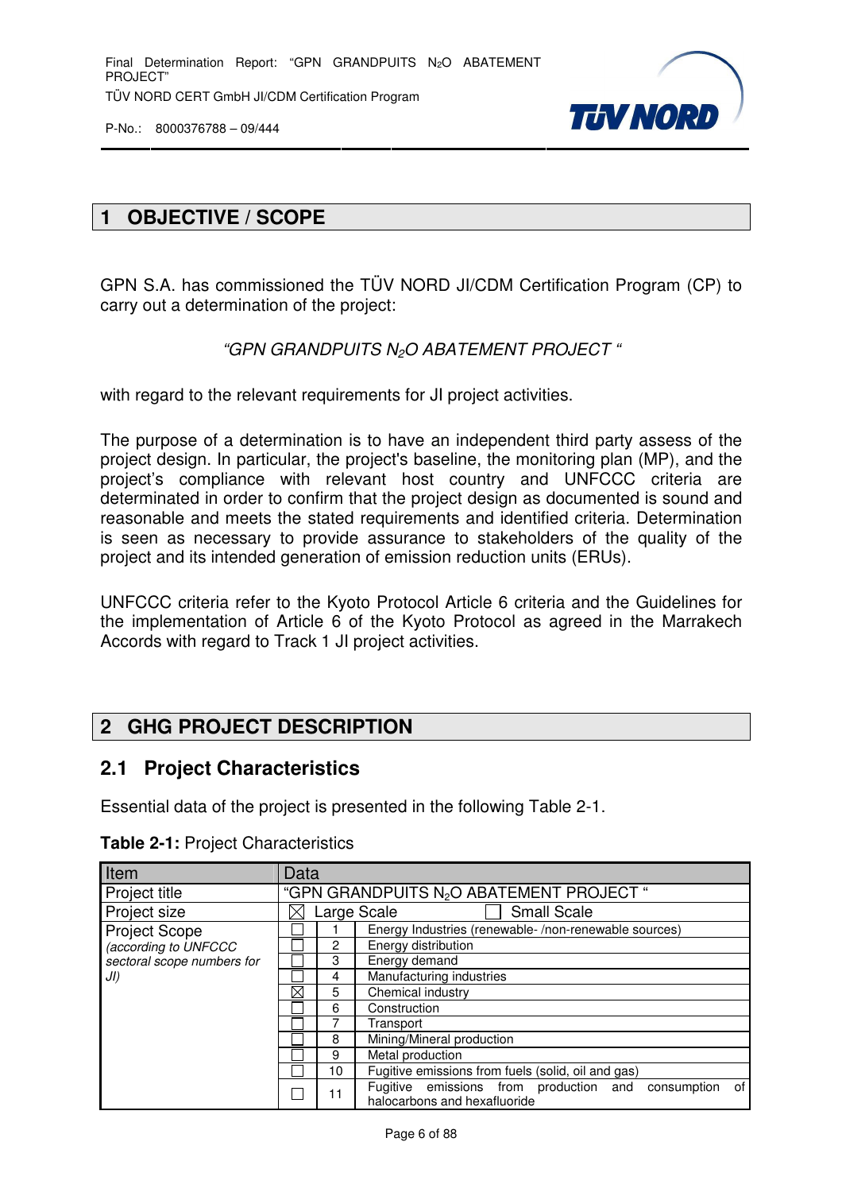# 1 OBJECTIVE / SCOPE

GPN S.A. has commissioned the TÜV NORD JI/CDM Certification Program (CP) to carry out a determination of the project:

*"GPN GRANDPUITS $N_2O$ ABATEMENT PROJECT "*

with regard to the relevant requirements for JI project activities.

The purpose of a determination is to have an independent third party assess of the project design. In particular, the project's baseline, the monitoring plan (MP), and the project's compliance with relevant host country and UNFCCC criteria are determinated in order to confirm that the project design as documented is sound and reasonable and meets the stated requirements and identified criteria. Determination is seen as necessary to provide assurance to stakeholders of the quality of the project and its intended generation of emission reduction units (ERUs).

UNFCCC criteria refer to the Kyoto Protocol Article 6 criteria and the Guidelines for the implementation of Article 6 of the Kyoto Protocol as agreed in the Marrakech Accords with regard to Track 1 JI project activities.

# 2 GHG PROJECT DESCRIPTION

## 2.1 Project Characteristics

Essential data of the project is presented in the following Table 2-1.

**Table 2-1:** Project Characteristics

| Item | Data | | |
|---|---|---|---|
| Project title | "GPN GRANDPUITS $N_2O$ ABATEMENT PROJECT " | | |
| Project size | ☒ Large Scale ☐ Small Scale | | |
| Project Scope *(according to UNFCCC sectoral scope numbers for JI)* | ☐ | 1 | Energy Industries (renewable- /non-renewable sources) |
| | ☐ | 2 | Energy distribution |
| | ☐ | 3 | Energy demand |
| | ☐ | 4 | Manufacturing industries |
| | ☒ | 5 | Chemical industry |
| | ☐ | 6 | Construction |
| | ☐ | 7 | Transport |
| | ☐ | 8 | Mining/Mineral production |
| | ☐ | 9 | Metal production |
| | ☐ | 10 | Fugitive emissions from fuels (solid, oil and gas) |
| | ☐ | 11 | Fugitive emissions from production and consumption of halocarbons and hexafluoride |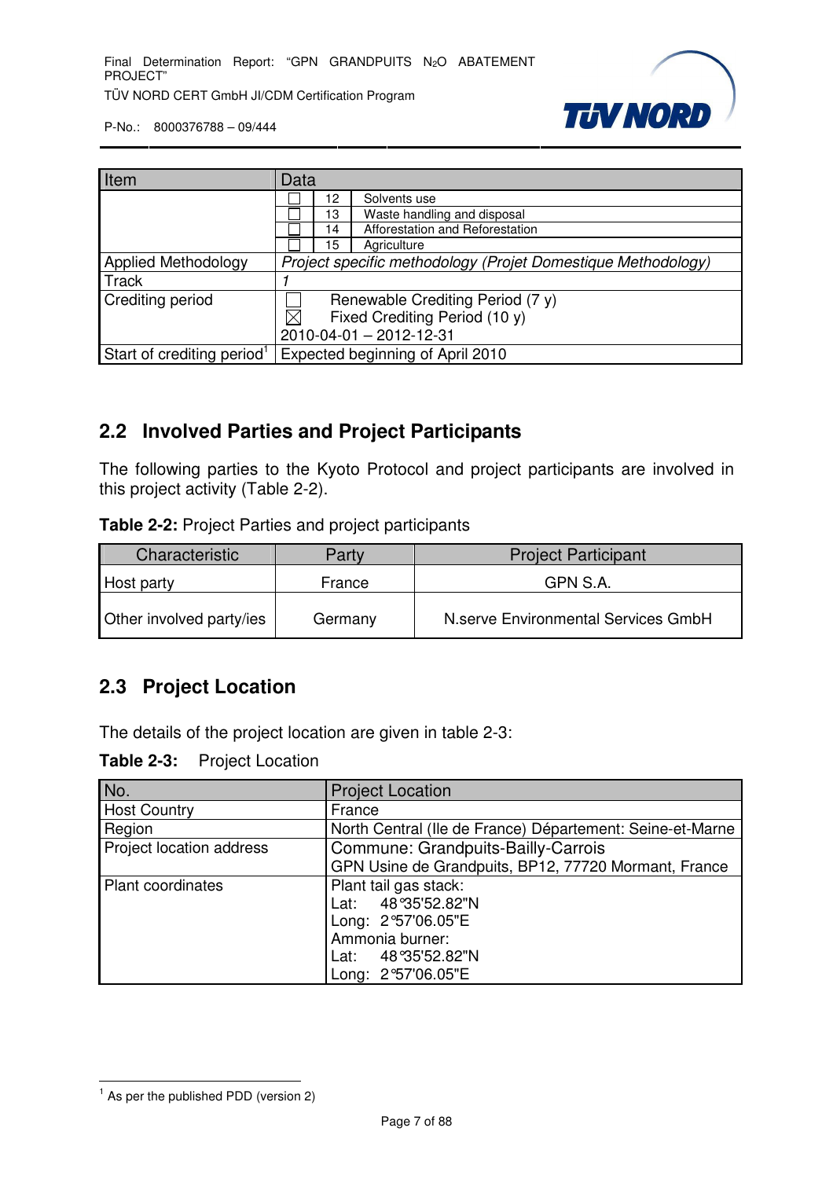| Item | Data |
|---|---|
| | ☐ 12 Solvents use |
| | ☐ 13 Waste handling and disposal |
| | ☐ 14 Afforestation and Reforestation |
| | ☐ 15 Agriculture |
| Applied Methodology | *Project specific methodology (Projet Domestique Methodology)* |
| Track | *1* |
| Crediting period | ☐ Renewable Crediting Period (7 y)<br>☒ Fixed Crediting Period (10 y)<br>2010-04-01 – 2012-12-31 |
| Start of crediting period[1] | Expected beginning of April 2010 |

## 2.2 Involved Parties and Project Participants

The following parties to the Kyoto Protocol and project participants are involved in this project activity (Table 2-2).

**Table 2-2:** Project Parties and project participants

| Characteristic | Party | Project Participant |
|---|---|---|
| Host party | France | GPN S.A. |
| Other involved party/ies | Germany | N.serve Environmental Services GmbH |

## 2.3 Project Location

The details of the project location are given in table 2-3:

**Table 2-3:** Project Location

| No. | Project Location |
|---|---|
| Host Country | France |
| Region | North Central (Ile de France) Département: Seine-et-Marne |
| Project location address | Commune: Grandpuits-Bailly-Carrois<br>GPN Usine de Grandpuits, BP12, 77720 Mormant, France |
| Plant coordinates | Plant tail gas stack:<br>Lat: 48°35'52.82"N<br>Long: 2°57'06.05"E<br>Ammonia burner:<br>Lat: 48°35'52.82"N<br>Long: 2°57'06.05"E |

[1] As per the published PDD (version 2)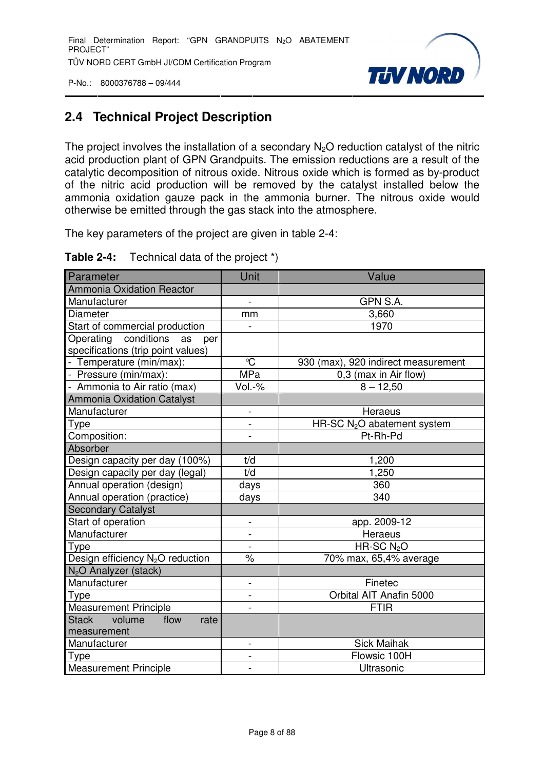## 2.4 Technical Project Description

The project involves the installation of a secondary $N_2O$ reduction catalyst of the nitric acid production plant of GPN Grandpuits. The emission reductions are a result of the catalytic decomposition of nitrous oxide. Nitrous oxide which is formed as by-product of the nitric acid production will be removed by the catalyst installed below the ammonia oxidation gauze pack in the ammonia burner. The nitrous oxide would otherwise be emitted through the gas stack into the atmosphere.

The key parameters of the project are given in table 2-4:

**Table 2-4:** Technical data of the project *)

| Parameter | Unit | Value |
|---|---|---|
| Ammonia Oxidation Reactor | | |
| Manufacturer | - | GPN S.A. |
| Diameter | mm | 3,660 |
| Start of commercial production | - | 1970 |
| Operating conditions as per specifications (trip point values) | | |
| - Temperature (min/max): | °C | 930 (max), 920 indirect measurement |
| - Pressure (min/max): | MPa | 0,3 (max in Air flow) |
| - Ammonia to Air ratio (max) | Vol.-% | 8 – 12,50 |
| Ammonia Oxidation Catalyst | | |
| Manufacturer | - | Heraeus |
| Type | - | HR-SC $N_2O$ abatement system |
| Composition: | - | Pt-Rh-Pd |
| Absorber | | |
| Design capacity per day (100%) | t/d | 1,200 |
| Design capacity per day (legal) | t/d | 1,250 |
| Annual operation (design) | days | 360 |
| Annual operation (practice) | days | 340 |
| Secondary Catalyst | | |
| Start of operation | - | app. 2009-12 |
| Manufacturer | - | Heraeus |
| Type | - | HR-SC $N_2O$ |
| Design efficiency $N_2O$ reduction | % | 70% max, 65,4% average |
| $N_2O$ Analyzer (stack) | | |
| Manufacturer | - | Finetec |
| Type | - | Orbital AIT Anafin 5000 |
| Measurement Principle | - | FTIR |
| Stack volume flow rate measurement | | |
| Manufacturer | - | Sick Maihak |
| Type | - | Flowsic 100H |
| Measurement Principle | - | Ultrasonic |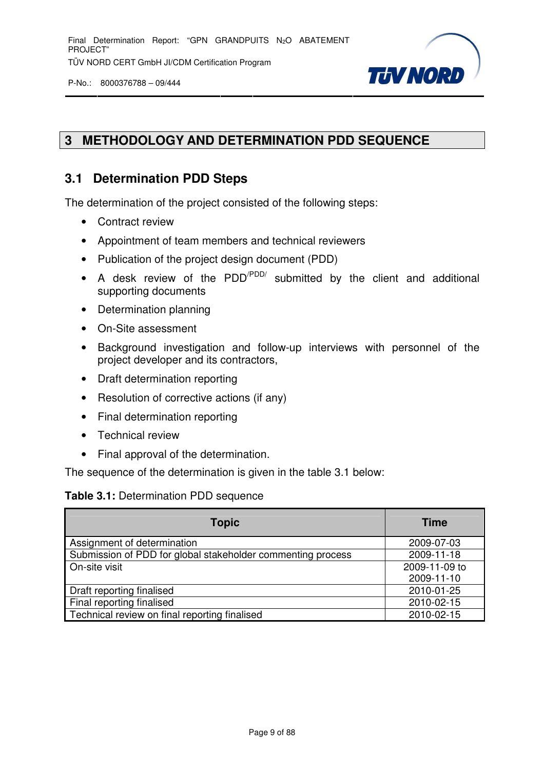# 3 METHODOLOGY AND DETERMINATION PDD SEQUENCE

## 3.1 Determination PDD Steps

The determination of the project consisted of the following steps:

- Contract review
- Appointment of team members and technical reviewers
- Publication of the project design document (PDD)
- A desk review of the PDD[/PDD/] submitted by the client and additional supporting documents
- Determination planning
- On-Site assessment
- Background investigation and follow-up interviews with personnel of the project developer and its contractors,
- Draft determination reporting
- Resolution of corrective actions (if any)
- Final determination reporting
- Technical review
- Final approval of the determination.

The sequence of the determination is given in the table 3.1 below:

**Table 3.1:** Determination PDD sequence

| Topic | Time |
|---|---|
| Assignment of determination | 2009-07-03 |
| Submission of PDD for global stakeholder commenting process | 2009-11-18 |
| On-site visit | 2009-11-09 to 2009-11-10 |
| Draft reporting finalised | 2010-01-25 |
| Final reporting finalised | 2010-02-15 |
| Technical review on final reporting finalised | 2010-02-15 |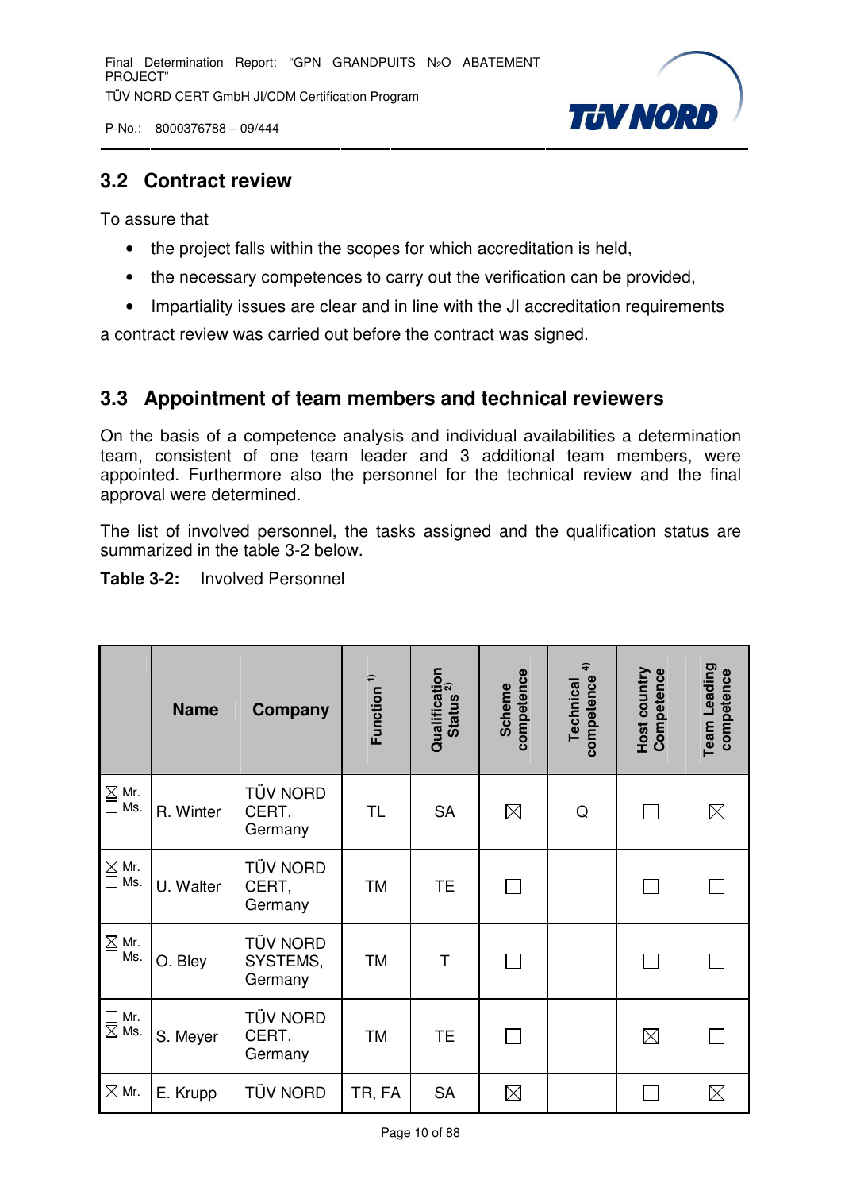## 3.2 Contract review

To assure that

- the project falls within the scopes for which accreditation is held,
- the necessary competences to carry out the verification can be provided,
- Impartiality issues are clear and in line with the JI accreditation requirements

a contract review was carried out before the contract was signed.

## 3.3 Appointment of team members and technical reviewers

On the basis of a competence analysis and individual availabilities a determination team, consistent of one team leader and 3 additional team members, were appointed. Furthermore also the personnel for the technical review and the final approval were determined.

The list of involved personnel, the tasks assigned and the qualification status are summarized in the table 3-2 below.

**Table 3-2:** Involved Personnel

| | Name | Company | Function [1)] | Qualification Status [2)] | Scheme competence | Technical competence [4)] | Host country Competence | Team Leading competence |
|---|---|---|---|---|---|---|---|---|
| ☒ Mr. ☐ Ms. | R. Winter | TÜV NORD CERT, Germany | TL | SA | ☒ | Q | ☐ | ☒ |
| ☒ Mr. ☐ Ms. | U. Walter | TÜV NORD CERT, Germany | TM | TE | ☐ | | ☐ | ☐ |
| ☒ Mr. ☐ Ms. | O. Bley | TÜV NORD SYSTEMS, Germany | TM | T | ☐ | | ☐ | ☐ |
| ☐ Mr. ☒ Ms. | S. Meyer | TÜV NORD CERT, Germany | TM | TE | ☐ | | ☒ | ☐ |
| ☒ Mr. | E. Krupp | TÜV NORD | TR, FA | SA | ☒ | | ☐ | ☒ |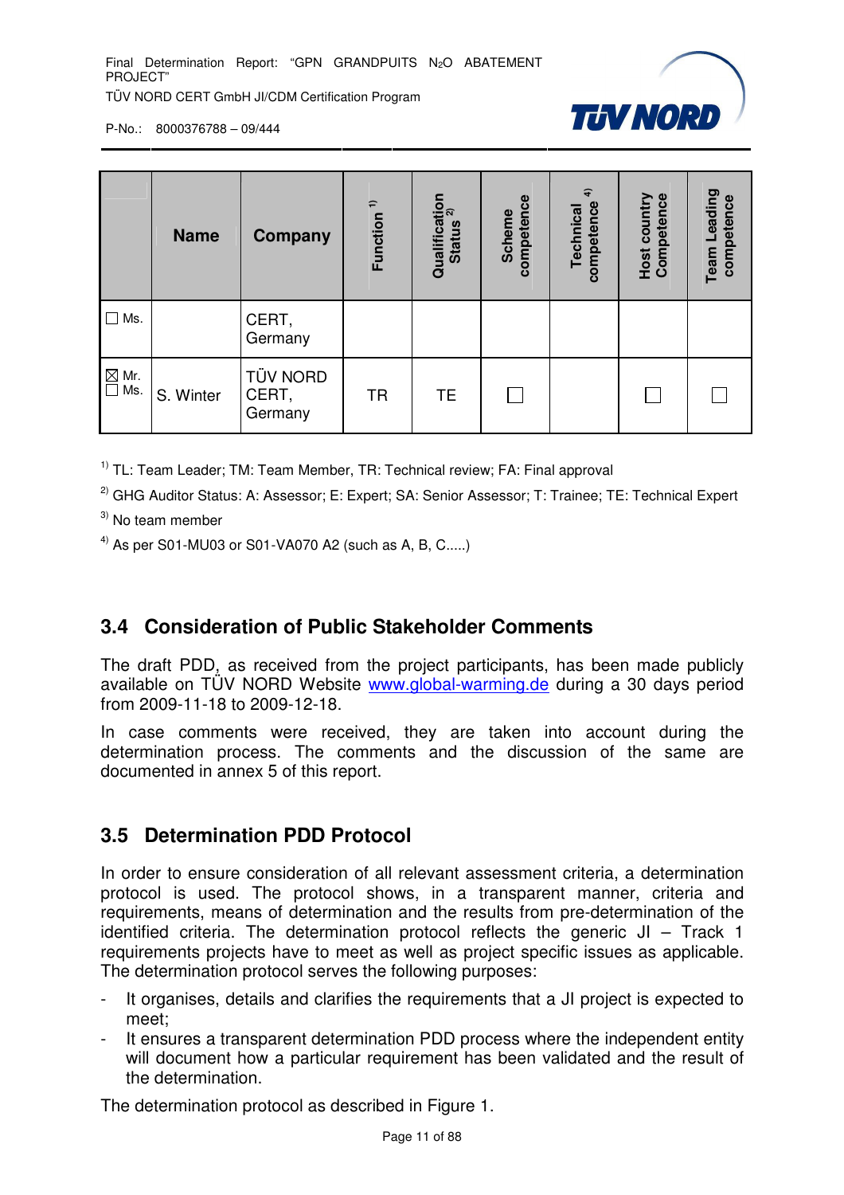| | Name | Company | Function [1] | Qualification Status [2] | Scheme competence | Technical competence [4] | Host country Competence | Team Leading competence |
|---|---|---|---|---|---|---|---|---|
| ☐ Ms. | | CERT, Germany | | | | | | |
| ☒ Mr. ☐ Ms. | S. Winter | TÜV NORD CERT, Germany | TR | TE | ☐ | | ☐ | ☐ |

[1] TL: Team Leader; TM: Team Member, TR: Technical review; FA: Final approval

[2] GHG Auditor Status: A: Assessor; E: Expert; SA: Senior Assessor; T: Trainee; TE: Technical Expert

[3] No team member

[4] As per S01-MU03 or S01-VA070 A2 (such as A, B, C.....)

## 3.4 Consideration of Public Stakeholder Comments

The draft PDD, as received from the project participants, has been made publicly available on TÜV NORD Website www.global-warming.de during a 30 days period from 2009-11-18 to 2009-12-18.

In case comments were received, they are taken into account during the determination process. The comments and the discussion of the same are documented in annex 5 of this report.

## 3.5 Determination PDD Protocol

In order to ensure consideration of all relevant assessment criteria, a determination protocol is used. The protocol shows, in a transparent manner, criteria and requirements, means of determination and the results from pre-determination of the identified criteria. The determination protocol reflects the generic JI – Track 1 requirements projects have to meet as well as project specific issues as applicable. The determination protocol serves the following purposes:

- It organises, details and clarifies the requirements that a JI project is expected to meet;
- It ensures a transparent determination PDD process where the independent entity will document how a particular requirement has been validated and the result of the determination.

The determination protocol as described in Figure 1.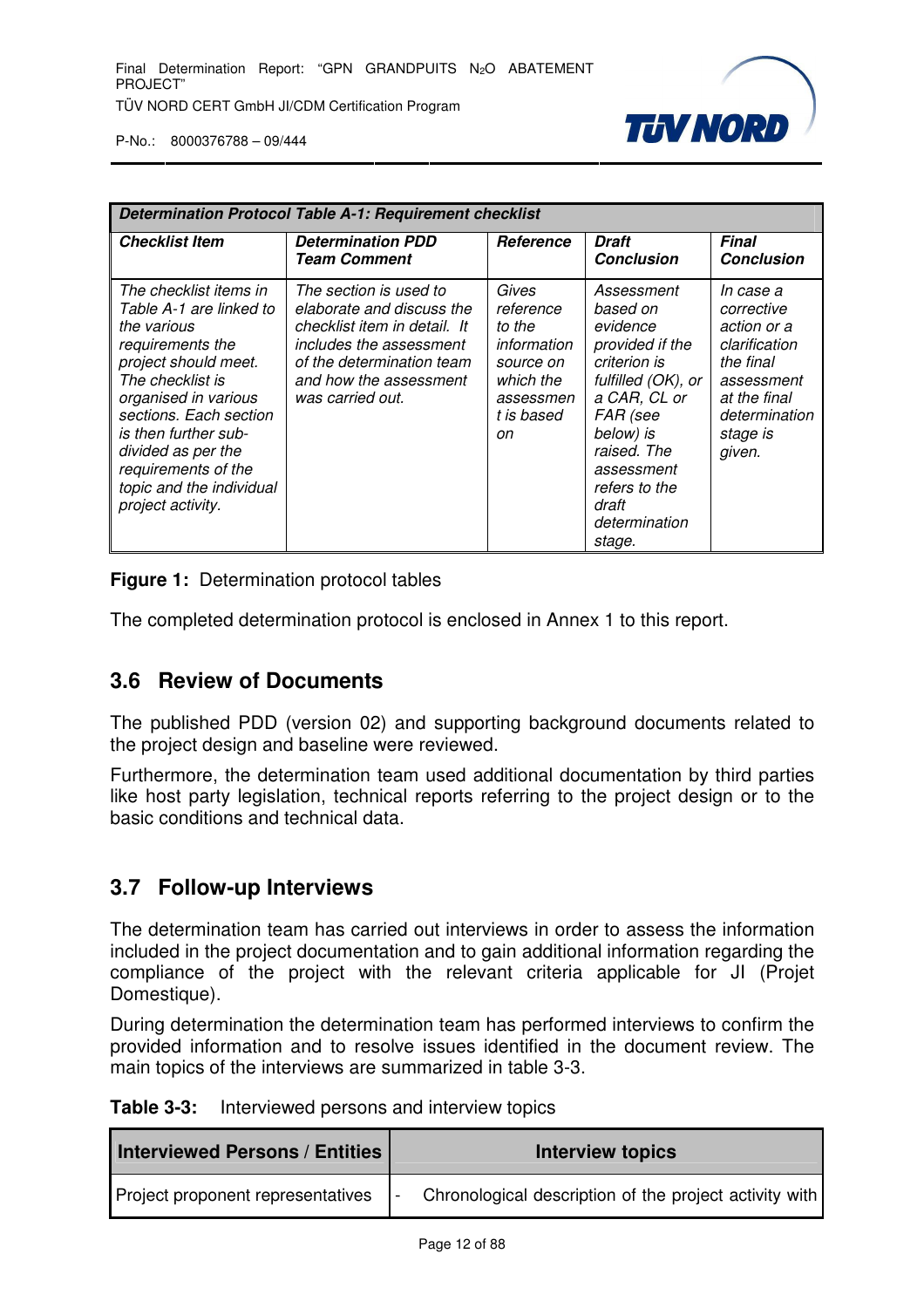| *Determination Protocol Table A-1: Requirement checklist* | | | | |
|---|---|---|---|---|
| ***Checklist Item*** | ***Determination PDD Team Comment*** | ***Reference*** | ***Draft Conclusion*** | ***Final Conclusion*** |
| *The checklist items in Table A-1 are linked to the various requirements the project should meet. The checklist is organised in various sections. Each section is then further sub-divided as per the requirements of the topic and the individual project activity.* | *The section is used to elaborate and discuss the checklist item in detail. It includes the assessment of the determination team and how the assessment was carried out.* | *Gives reference to the information source on which the assessment is based on* | *Assessment based on evidence provided if the criterion is fulfilled (OK), or a CAR, CL or FAR (see below) is raised. The assessment refers to the draft determination stage.* | *In case a corrective action or a clarification the final assessment at the final determination stage is given.* |

**Figure 1:** Determination protocol tables

The completed determination protocol is enclosed in Annex 1 to this report.

## 3.6 Review of Documents

The published PDD (version 02) and supporting background documents related to the project design and baseline were reviewed.

Furthermore, the determination team used additional documentation by third parties like host party legislation, technical reports referring to the project design or to the basic conditions and technical data.

## 3.7 Follow-up Interviews

The determination team has carried out interviews in order to assess the information included in the project documentation and to gain additional information regarding the compliance of the project with the relevant criteria applicable for JI (Projet Domestique).

During determination the determination team has performed interviews to confirm the provided information and to resolve issues identified in the document review. The main topics of the interviews are summarized in table 3-3.

**Table 3-3:** Interviewed persons and interview topics

| Interviewed Persons / Entities | Interview topics |
|---|---|
| Project proponent representatives | - Chronological description of the project activity with |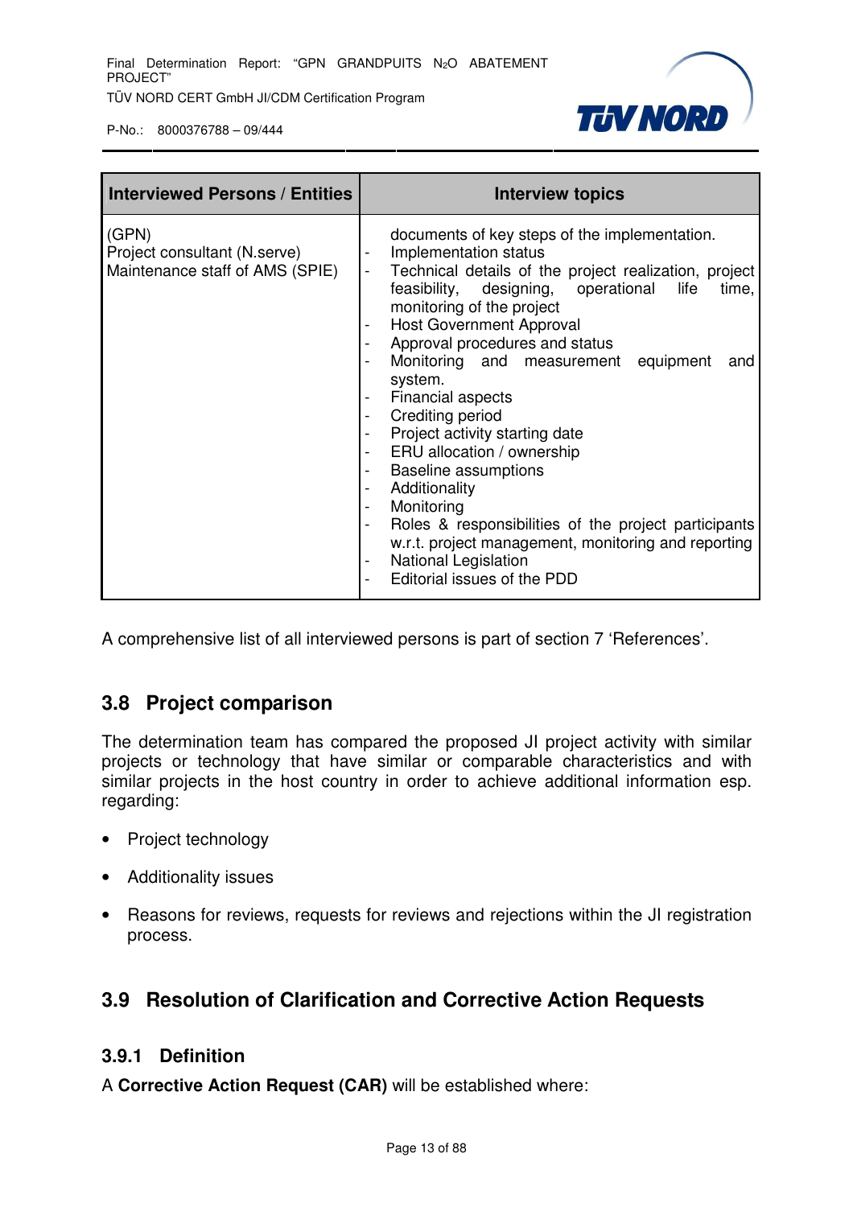| Interviewed Persons / Entities | Interview topics |
|---|---|
| (GPN)<br>Project consultant (N.serve)<br>Maintenance staff of AMS (SPIE) | documents of key steps of the implementation.<br>- Implementation status<br>- Technical details of the project realization, project feasibility, designing, operational life time, monitoring of the project<br>- Host Government Approval<br>- Approval procedures and status<br>- Monitoring and measurement equipment and system.<br>- Financial aspects<br>- Crediting period<br>- Project activity starting date<br>- ERU allocation / ownership<br>- Baseline assumptions<br>- Additionality<br>- Monitoring<br>- Roles & responsibilities of the project participants w.r.t. project management, monitoring and reporting<br>- National Legislation<br>- Editorial issues of the PDD |

A comprehensive list of all interviewed persons is part of section 7 'References'.

## 3.8 Project comparison

The determination team has compared the proposed JI project activity with similar projects or technology that have similar or comparable characteristics and with similar projects in the host country in order to achieve additional information esp. regarding:

- Project technology
- Additionality issues
- Reasons for reviews, requests for reviews and rejections within the JI registration process.

## 3.9 Resolution of Clarification and Corrective Action Requests

### 3.9.1 Definition

A **Corrective Action Request (CAR)** will be established where: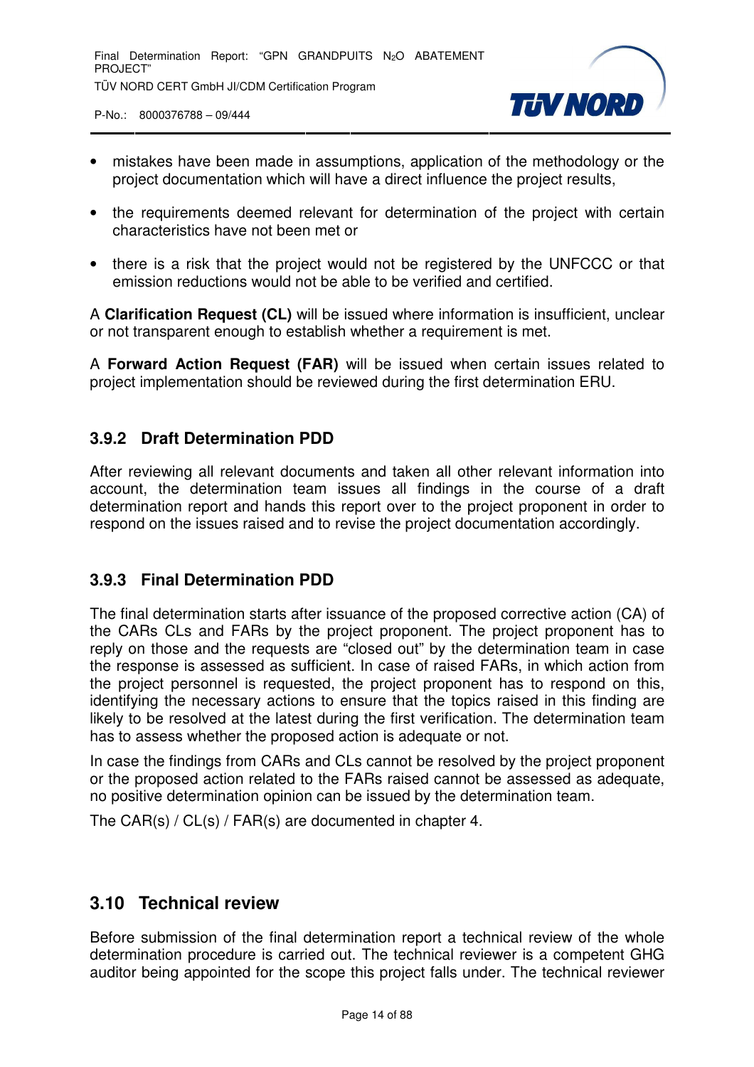- mistakes have been made in assumptions, application of the methodology or the project documentation which will have a direct influence the project results,
- the requirements deemed relevant for determination of the project with certain characteristics have not been met or
- there is a risk that the project would not be registered by the UNFCCC or that emission reductions would not be able to be verified and certified.

A **Clarification Request (CL)** will be issued where information is insufficient, unclear or not transparent enough to establish whether a requirement is met.

A **Forward Action Request (FAR)** will be issued when certain issues related to project implementation should be reviewed during the first determination ERU.

### 3.9.2 Draft Determination PDD

After reviewing all relevant documents and taken all other relevant information into account, the determination team issues all findings in the course of a draft determination report and hands this report over to the project proponent in order to respond on the issues raised and to revise the project documentation accordingly.

### 3.9.3 Final Determination PDD

The final determination starts after issuance of the proposed corrective action (CA) of the CARs CLs and FARs by the project proponent. The project proponent has to reply on those and the requests are "closed out" by the determination team in case the response is assessed as sufficient. In case of raised FARs, in which action from the project personnel is requested, the project proponent has to respond on this, identifying the necessary actions to ensure that the topics raised in this finding are likely to be resolved at the latest during the first verification. The determination team has to assess whether the proposed action is adequate or not.

In case the findings from CARs and CLs cannot be resolved by the project proponent or the proposed action related to the FARs raised cannot be assessed as adequate, no positive determination opinion can be issued by the determination team.

The CAR(s) / CL(s) / FAR(s) are documented in chapter 4.

## 3.10 Technical review

Before submission of the final determination report a technical review of the whole determination procedure is carried out. The technical reviewer is a competent GHG auditor being appointed for the scope this project falls under. The technical reviewer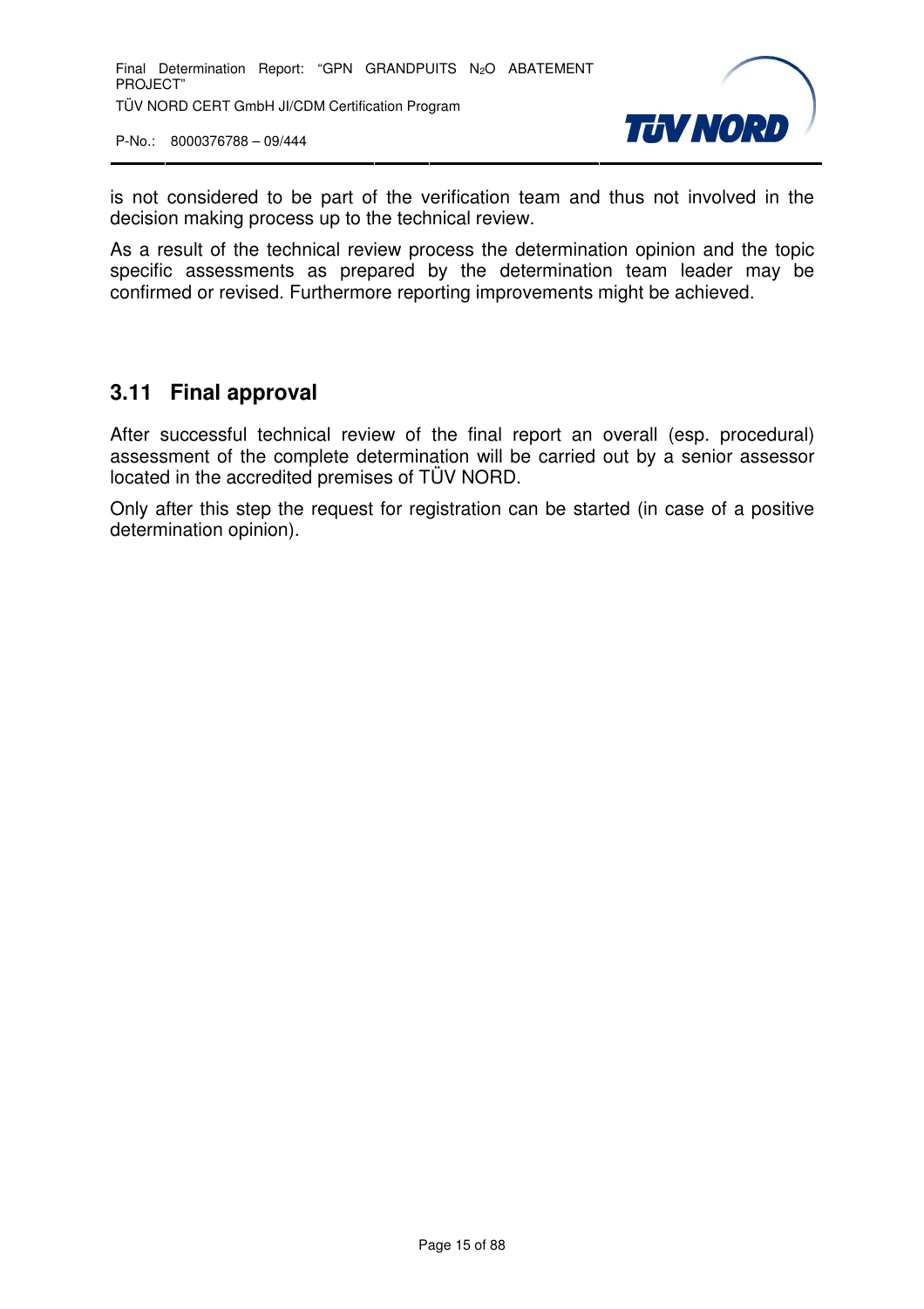is not considered to be part of the verification team and thus not involved in the decision making process up to the technical review.

As a result of the technical review process the determination opinion and the topic specific assessments as prepared by the determination team leader may be confirmed or revised. Furthermore reporting improvements might be achieved.

## 3.11 Final approval

After successful technical review of the final report an overall (esp. procedural) assessment of the complete determination will be carried out by a senior assessor located in the accredited premises of TÜV NORD.

Only after this step the request for registration can be started (in case of a positive determination opinion).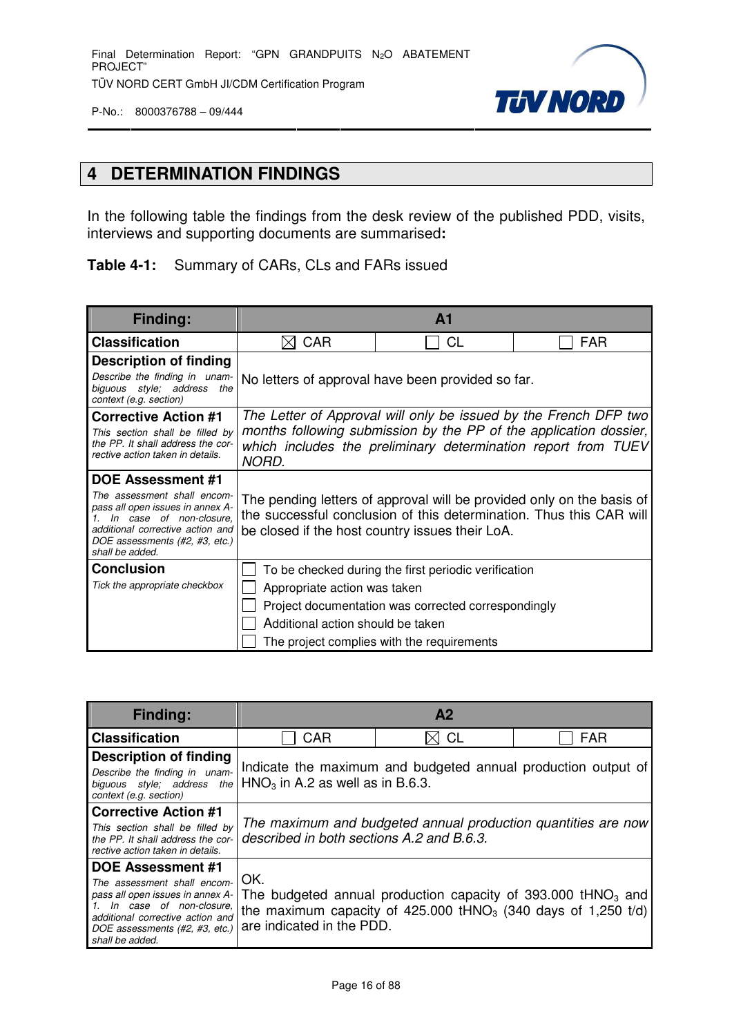## 4 DETERMINATION FINDINGS

In the following table the findings from the desk review of the published PDD, visits, interviews and supporting documents are summarised**:**

**Table 4-1:** Summary of CARs, CLs and FARs issued

| **Finding:** | **A1** | | |
|---|---|---|---|
| **Classification** | ☒ CAR | ☐ CL | ☐ FAR |
| **Description of finding**<br>*Describe the finding in unambiguous style; address the context (e.g. section)* | No letters of approval have been provided so far. | | |
| **Corrective Action #1**<br>*This section shall be filled by the PP. It shall address the corrective action taken in details.* | *The Letter of Approval will only be issued by the French DFP two months following submission by the PP of the application dossier, which includes the preliminary determination report from TUEV NORD.* | | |
| **DOE Assessment #1**<br>*The assessment shall encompass all open issues in annex A-1. In case of non-closure, additional corrective action and DOE assessments (#2, #3, etc.) shall be added.* | The pending letters of approval will be provided only on the basis of the successful conclusion of this determination. Thus this CAR will be closed if the host country issues their LoA. | | |
| **Conclusion**<br>*Tick the appropriate checkbox* | ☐ To be checked during the first periodic verification<br>☐ Appropriate action was taken<br>☐ Project documentation was corrected correspondingly<br>☐ Additional action should be taken<br>☐ The project complies with the requirements | | |

| **Finding:** | **A2** | | |
|---|---|---|---|
| **Classification** | ☐ CAR | ☒ CL | ☐ FAR |
| **Description of finding**<br>*Describe the finding in unambiguous style; address the context (e.g. section)* | Indicate the maximum and budgeted annual production output of $HNO_3$ in A.2 as well as in B.6.3. | | |
| **Corrective Action #1**<br>*This section shall be filled by the PP. It shall address the corrective action taken in details.* | *The maximum and budgeted annual production quantities are now described in both sections A.2 and B.6.3.* | | |
| **DOE Assessment #1**<br>*The assessment shall encompass all open issues in annex A-1. In case of non-closure, additional corrective action and DOE assessments (#2, #3, etc.) shall be added.* | OK.<br>The budgeted annual production capacity of 393.000 $tHNO_3$ and the maximum capacity of 425.000 $tHNO_3$ (340 days of 1,250 t/d) are indicated in the PDD. | | |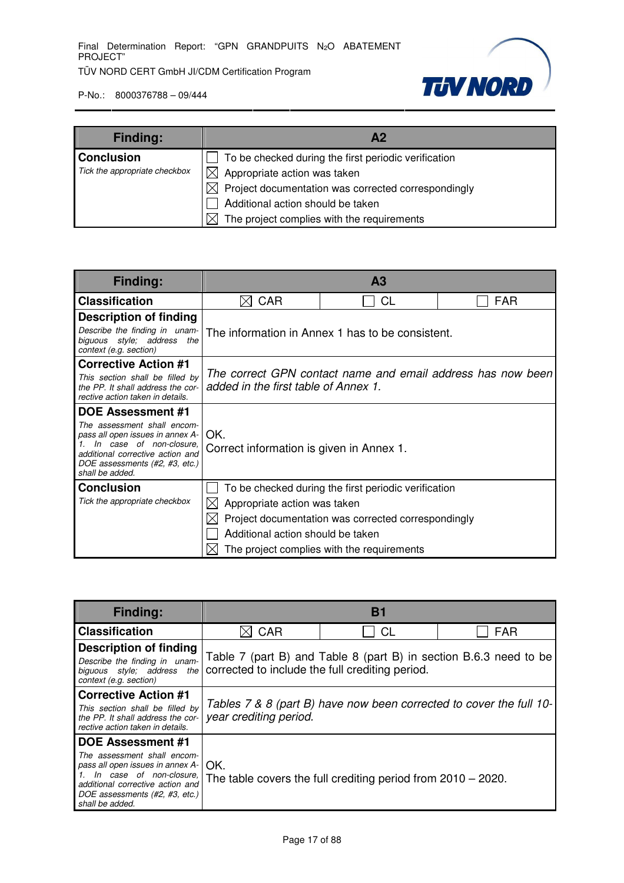| Finding: | A2 |
|---|---|
| **Conclusion**<br>*Tick the appropriate checkbox* | ☐ To be checked during the first periodic verification<br>☒ Appropriate action was taken<br>☒ Project documentation was corrected correspondingly<br>☐ Additional action should be taken<br>☒ The project complies with the requirements |

| Finding: | A3 | | |
|---|---|---|---|
| **Classification** | ☒ CAR | ☐ CL | ☐ FAR |
| **Description of finding**<br>*Describe the finding in unambiguous style; address the context (e.g. section)* | The information in Annex 1 has to be consistent. | | |
| **Corrective Action #1**<br>*This section shall be filled by the PP. It shall address the corrective action taken in details.* | *The correct GPN contact name and email address has now been added in the first table of Annex 1.* | | |
| **DOE Assessment #1**<br>*The assessment shall encompass all open issues in annex A-1. In case of non-closure, additional corrective action and DOE assessments (#2, #3, etc.) shall be added.* | OK.<br>Correct information is given in Annex 1. | | |
| **Conclusion**<br>*Tick the appropriate checkbox* | ☐ To be checked during the first periodic verification<br>☒ Appropriate action was taken<br>☒ Project documentation was corrected correspondingly<br>☐ Additional action should be taken<br>☒ The project complies with the requirements | | |

| Finding: | B1 | | |
|---|---|---|---|
| **Classification** | ☒ CAR | ☐ CL | ☐ FAR |
| **Description of finding**<br>*Describe the finding in unambiguous style; address the context (e.g. section)* | Table 7 (part B) and Table 8 (part B) in section B.6.3 need to be corrected to include the full crediting period. | | |
| **Corrective Action #1**<br>*This section shall be filled by the PP. It shall address the corrective action taken in details.* | *Tables 7 & 8 (part B) have now been corrected to cover the full 10-year crediting period.* | | |
| **DOE Assessment #1**<br>*The assessment shall encompass all open issues in annex A-1. In case of non-closure, additional corrective action and DOE assessments (#2, #3, etc.) shall be added.* | OK.<br>The table covers the full crediting period from 2010 – 2020. | | |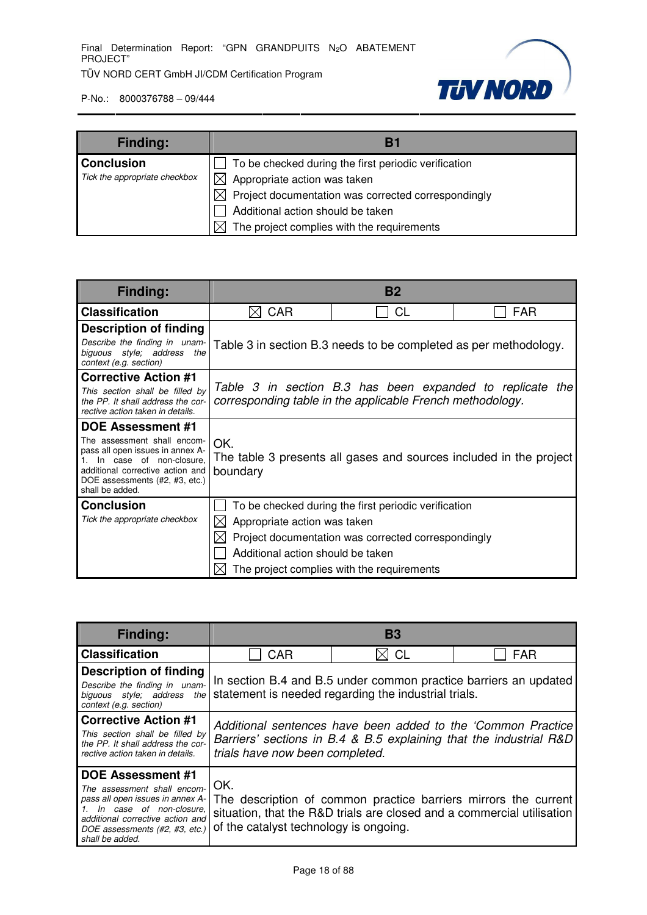| Finding: | B1 |
|---|---|
| **Conclusion**<br>*Tick the appropriate checkbox* | ☐ To be checked during the first periodic verification<br>☒ Appropriate action was taken<br>☒ Project documentation was corrected correspondingly<br>☐ Additional action should be taken<br>☒ The project complies with the requirements |

| Finding: | B2 | | |
|---|---|---|---|
| **Classification** | ☒ CAR | ☐ CL | ☐ FAR |
| **Description of finding**<br>*Describe the finding in unambiguous style; address the context (e.g. section)* | Table 3 in section B.3 needs to be completed as per methodology. | | |
| **Corrective Action #1**<br>*This section shall be filled by the PP. It shall address the corrective action taken in details.* | *Table 3 in section B.3 has been expanded to replicate the corresponding table in the applicable French methodology.* | | |
| **DOE Assessment #1**<br>The assessment shall encompass all open issues in annex A-1. In case of non-closure, additional corrective action and DOE assessments (#2, #3, etc.) shall be added. | OK.<br>The table 3 presents all gases and sources included in the project boundary | | |
| **Conclusion**<br>*Tick the appropriate checkbox* | ☐ To be checked during the first periodic verification<br>☒ Appropriate action was taken<br>☒ Project documentation was corrected correspondingly<br>☐ Additional action should be taken<br>☒ The project complies with the requirements | | |

| Finding: | B3 | | |
|---|---|---|---|
| **Classification** | ☐ CAR | ☒ CL | ☐ FAR |
| **Description of finding**<br>*Describe the finding in unambiguous style; address the context (e.g. section)* | In section B.4 and B.5 under common practice barriers an updated statement is needed regarding the industrial trials. | | |
| **Corrective Action #1**<br>*This section shall be filled by the PP. It shall address the corrective action taken in details.* | *Additional sentences have been added to the 'Common Practice Barriers' sections in B.4 & B.5 explaining that the industrial R&D trials have now been completed.* | | |
| **DOE Assessment #1**<br>*The assessment shall encompass all open issues in annex A-1. In case of non-closure, additional corrective action and DOE assessments (#2, #3, etc.) shall be added.* | OK.<br>The description of common practice barriers mirrors the current situation, that the R&D trials are closed and a commercial utilisation of the catalyst technology is ongoing. | | |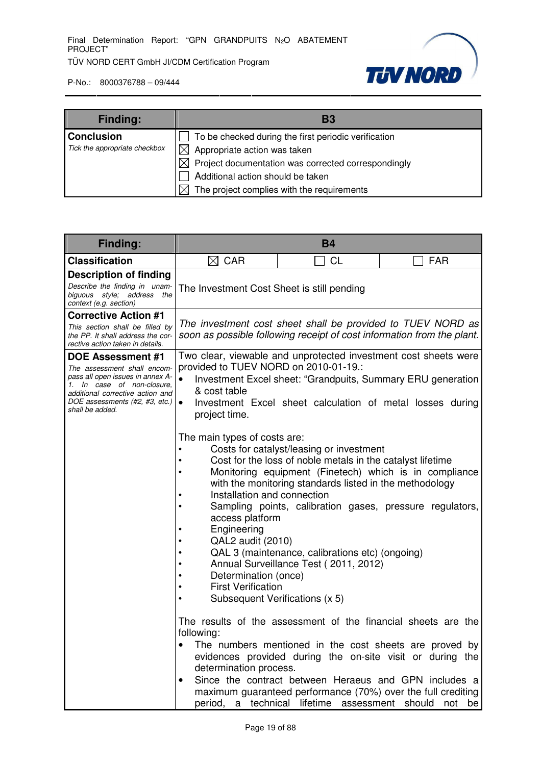| Finding: | B3 |
|---|---|
| **Conclusion**<br>*Tick the appropriate checkbox* | ☐ To be checked during the first periodic verification<br>☒ Appropriate action was taken<br>☒ Project documentation was corrected correspondingly<br>☐ Additional action should be taken<br>☒ The project complies with the requirements |

| Finding: | B4 | | |
|---|---|---|---|
| **Classification** | ☒ CAR | ☐ CL | ☐ FAR |
| **Description of finding**<br>*Describe the finding in unambiguous style; address the context (e.g. section)* | The Investment Cost Sheet is still pending | | |
| **Corrective Action #1**<br>*This section shall be filled by the PP. It shall address the corrective action taken in details.* | *The investment cost sheet shall be provided to TUEV NORD as soon as possible following receipt of cost information from the plant.* | | |
| **DOE Assessment #1**<br>*The assessment shall encompass all open issues in annex A-1. In case of non-closure, additional corrective action and DOE assessments (#2, #3, etc.) shall be added.* | Two clear, viewable and unprotected investment cost sheets were provided to TUEV NORD on 2010-01-19.:<br>• Investment Excel sheet: "Grandpuits, Summary ERU generation & cost table<br>• Investment Excel sheet calculation of metal losses during project time.<br><br>The main types of costs are:<br>• Costs for catalyst/leasing or investment<br>• Cost for the loss of noble metals in the catalyst lifetime<br>• Monitoring equipment (Finetech) which is in compliance with the monitoring standards listed in the methodology<br>• Installation and connection<br>• Sampling points, calibration gases, pressure regulators, access platform<br>• Engineering<br>• QAL2 audit (2010)<br>• QAL 3 (maintenance, calibrations etc) (ongoing)<br>• Annual Surveillance Test ( 2011, 2012)<br>• Determination (once)<br>• First Verification<br>• Subsequent Verifications (x 5)<br><br>The results of the assessment of the financial sheets are the following:<br>• The numbers mentioned in the cost sheets are proved by evidences provided during the on-site visit or during the determination process.<br>• Since the contract between Heraeus and GPN includes a maximum guaranteed performance (70%) over the full crediting period, a technical lifetime assessment should not be | | |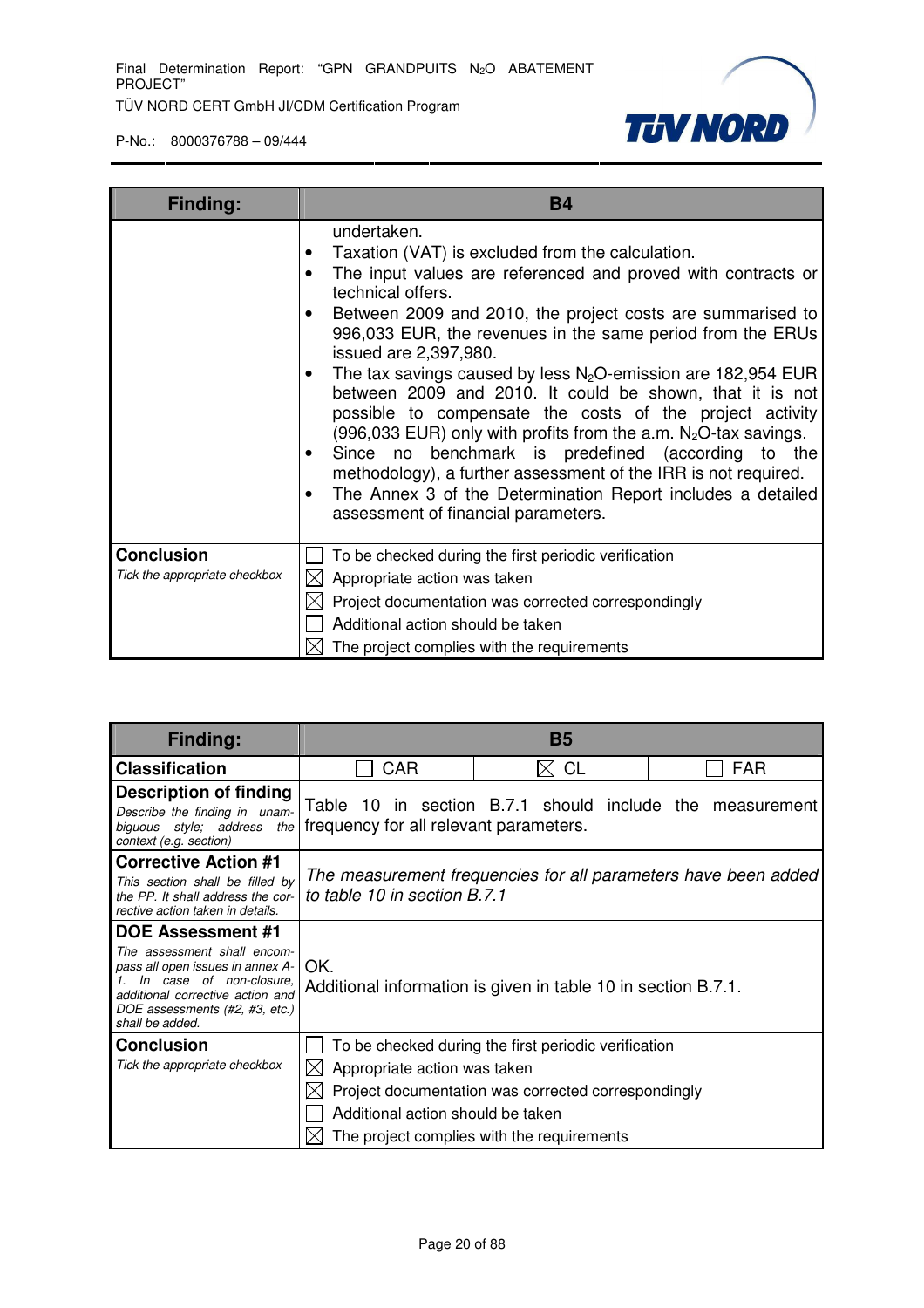| Finding: | B4 |
|---|---|
| | undertaken.<br>• Taxation (VAT) is excluded from the calculation.<br>• The input values are referenced and proved with contracts or technical offers.<br>• Between 2009 and 2010, the project costs are summarised to 996,033 EUR, the revenues in the same period from the ERUs issued are 2,397,980.<br>• The tax savings caused by less $N_2O$-emission are 182,954 EUR between 2009 and 2010. It could be shown, that it is not possible to compensate the costs of the project activity (996,033 EUR) only with profits from the a.m. $N_2O$-tax savings.<br>• Since no benchmark is predefined (according to the methodology), a further assessment of the IRR is not required.<br>• The Annex 3 of the Determination Report includes a detailed assessment of financial parameters. |
| **Conclusion**<br>*Tick the appropriate checkbox* | ☐ To be checked during the first periodic verification<br>☒ Appropriate action was taken<br>☒ Project documentation was corrected correspondingly<br>☐ Additional action should be taken<br>☒ The project complies with the requirements |

| Finding: | B5 | | |
|---|---|---|---|
| **Classification** | ☐ CAR | ☒ CL | ☐ FAR |
| **Description of finding**<br>*Describe the finding in unambiguous style; address the context (e.g. section)* | Table 10 in section B.7.1 should include the measurement frequency for all relevant parameters. | | |
| **Corrective Action #1**<br>*This section shall be filled by the PP. It shall address the corrective action taken in details.* | *The measurement frequencies for all parameters have been added to table 10 in section B.7.1* | | |
| **DOE Assessment #1**<br>*The assessment shall encompass all open issues in annex A-1. In case of non-closure, additional corrective action and DOE assessments (#2, #3, etc.) shall be added.* | OK.<br>Additional information is given in table 10 in section B.7.1. | | |
| **Conclusion**<br>*Tick the appropriate checkbox* | ☐ To be checked during the first periodic verification<br>☒ Appropriate action was taken<br>☒ Project documentation was corrected correspondingly<br>☐ Additional action should be taken<br>☒ The project complies with the requirements | | |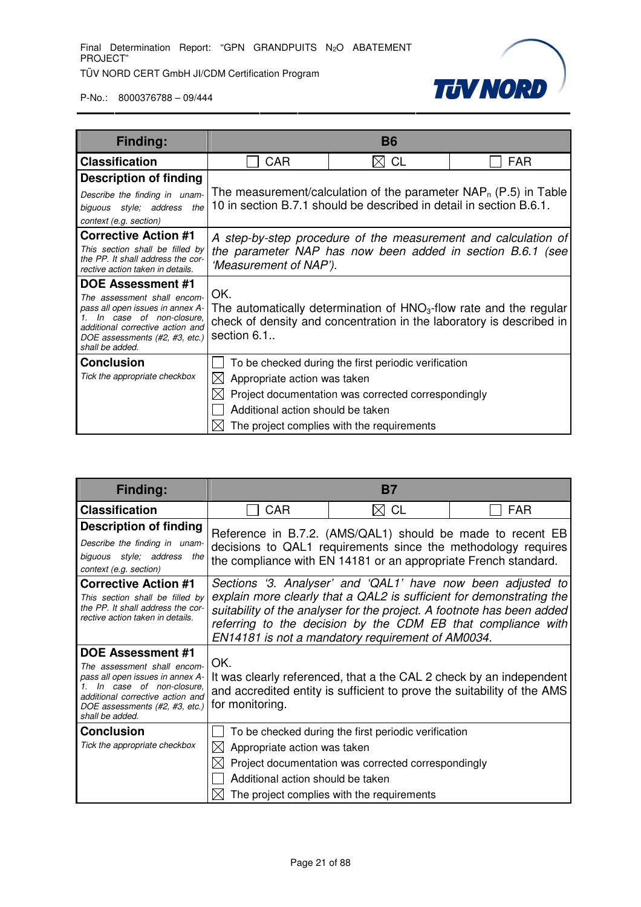| **Finding:** | **B6** | | |
|---|---|---|---|
| **Classification** | ☐ CAR | ☒ CL | ☐ FAR |
| **Description of finding**<br>*Describe the finding in unambiguous style; address the context (e.g. section)* | The measurement/calculation of the parameter $NAP_n$ (P.5) in Table 10 in section B.7.1 should be described in detail in section B.6.1. | | |
| **Corrective Action #1**<br>*This section shall be filled by the PP. It shall address the corrective action taken in details.* | *A step-by-step procedure of the measurement and calculation of the parameter NAP has now been added in section B.6.1 (see 'Measurement of NAP').* | | |
| **DOE Assessment #1**<br>*The assessment shall encompass all open issues in annex A-1. In case of non-closure, additional corrective action and DOE assessments (#2, #3, etc.) shall be added.* | OK.<br>The automatically determination of $HNO_3$-flow rate and the regular check of density and concentration in the laboratory is described in section 6.1.. | | |
| **Conclusion**<br>*Tick the appropriate checkbox* | ☐ To be checked during the first periodic verification<br>☒ Appropriate action was taken<br>☒ Project documentation was corrected correspondingly<br>☐ Additional action should be taken<br>☒ The project complies with the requirements | | |

| **Finding:** | **B7** | | |
|---|---|---|---|
| **Classification** | ☐ CAR | ☒ CL | ☐ FAR |
| **Description of finding**<br>*Describe the finding in unambiguous style; address the context (e.g. section)* | Reference in B.7.2. (AMS/QAL1) should be made to recent EB decisions to QAL1 requirements since the methodology requires the compliance with EN 14181 or an appropriate French standard. | | |
| **Corrective Action #1**<br>*This section shall be filled by the PP. It shall address the corrective action taken in details.* | *Sections '3. Analyser' and 'QAL1' have now been adjusted to explain more clearly that a QAL2 is sufficient for demonstrating the suitability of the analyser for the project. A footnote has been added referring to the decision by the CDM EB that compliance with EN14181 is not a mandatory requirement of AM0034.* | | |
| **DOE Assessment #1**<br>*The assessment shall encompass all open issues in annex A-1. In case of non-closure, additional corrective action and DOE assessments (#2, #3, etc.) shall be added.* | OK.<br>It was clearly referenced, that a the CAL 2 check by an independent and accredited entity is sufficient to prove the suitability of the AMS for monitoring. | | |
| **Conclusion**<br>*Tick the appropriate checkbox* | ☐ To be checked during the first periodic verification<br>☒ Appropriate action was taken<br>☒ Project documentation was corrected correspondingly<br>☐ Additional action should be taken<br>☒ The project complies with the requirements | | |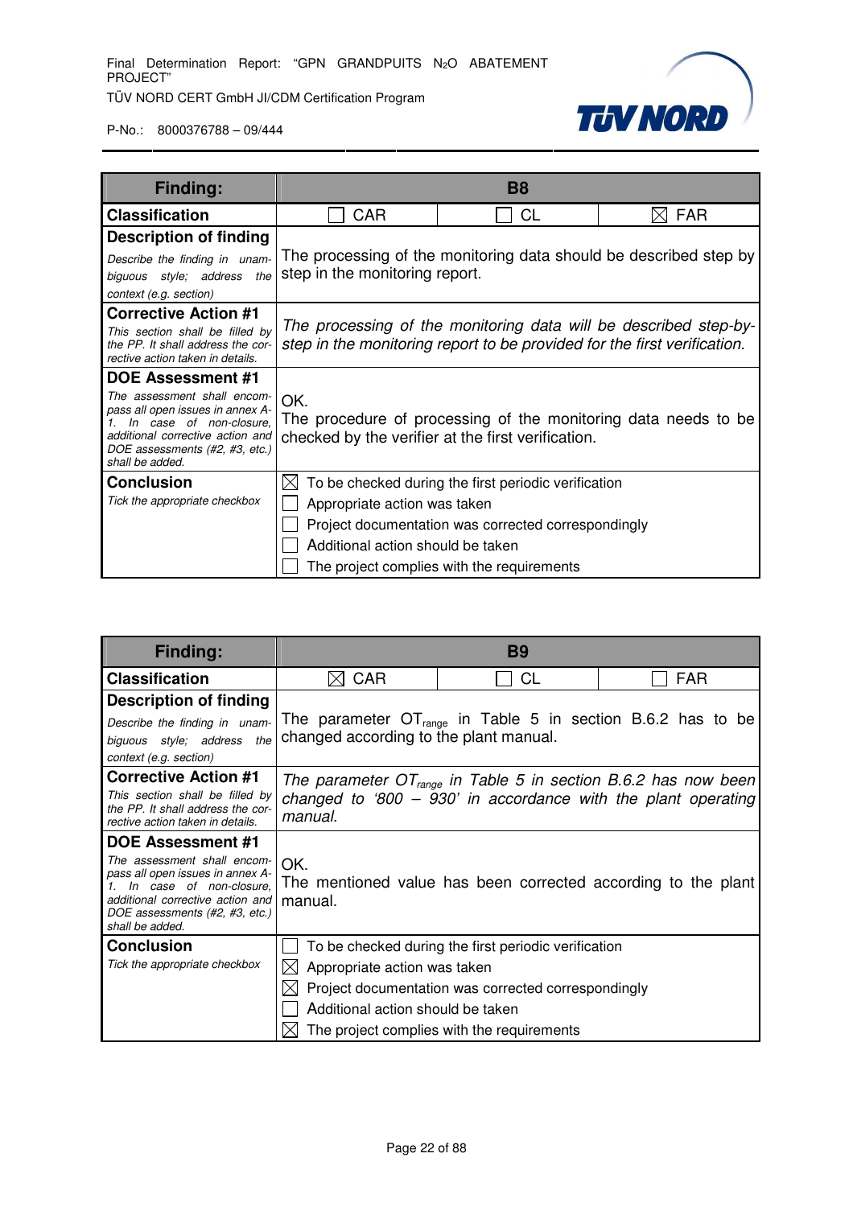| Finding: | B8 | | |
|---|---|---|---|
| **Classification** | ☐ CAR | ☐ CL | ☒ FAR |
| **Description of finding**<br>*Describe the finding in unambiguous style; address the context (e.g. section)* | The processing of the monitoring data should be described step by step in the monitoring report. | | |
| **Corrective Action #1**<br>*This section shall be filled by the PP. It shall address the corrective action taken in details.* | *The processing of the monitoring data will be described step-by-step in the monitoring report to be provided for the first verification.* | | |
| **DOE Assessment #1**<br>*The assessment shall encompass all open issues in annex A-1. In case of non-closure, additional corrective action and DOE assessments (#2, #3, etc.) shall be added.* | OK.<br>The procedure of processing of the monitoring data needs to be checked by the verifier at the first verification. | | |
| **Conclusion**<br>*Tick the appropriate checkbox* | ☒ To be checked during the first periodic verification<br>☐ Appropriate action was taken<br>☐ Project documentation was corrected correspondingly<br>☐ Additional action should be taken<br>☐ The project complies with the requirements | | |

| Finding: | B9 | | |
|---|---|---|---|
| **Classification** | ☒ CAR | ☐ CL | ☐ FAR |
| **Description of finding**<br>*Describe the finding in unambiguous style; address the context (e.g. section)* | The parameter $OT_{range}$ in Table 5 in section B.6.2 has to be changed according to the plant manual. | | |
| **Corrective Action #1**<br>*This section shall be filled by the PP. It shall address the corrective action taken in details.* | *The parameter $OT_{range}$ in Table 5 in section B.6.2 has now been changed to '800 – 930' in accordance with the plant operating manual.* | | |
| **DOE Assessment #1**<br>*The assessment shall encompass all open issues in annex A-1. In case of non-closure, additional corrective action and DOE assessments (#2, #3, etc.) shall be added.* | OK.<br>The mentioned value has been corrected according to the plant manual. | | |
| **Conclusion**<br>*Tick the appropriate checkbox* | ☐ To be checked during the first periodic verification<br>☒ Appropriate action was taken<br>☒ Project documentation was corrected correspondingly<br>☐ Additional action should be taken<br>☒ The project complies with the requirements | | |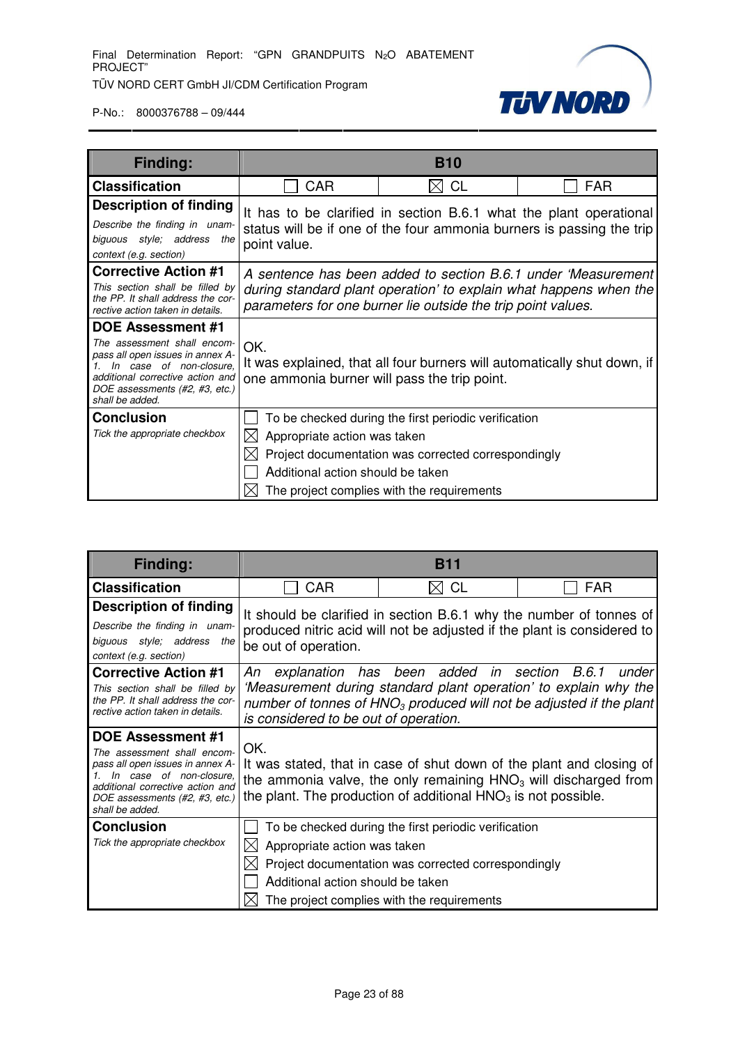| Finding: | B10 | | |
|---|---|---|---|
| **Classification** | ☐ CAR | ☒ CL | ☐ FAR |
| **Description of finding**<br>*Describe the finding in unambiguous style; address the context (e.g. section)* | It has to be clarified in section B.6.1 what the plant operational status will be if one of the four ammonia burners is passing the trip point value. | | |
| **Corrective Action #1**<br>*This section shall be filled by the PP. It shall address the corrective action taken in details.* | *A sentence has been added to section B.6.1 under 'Measurement during standard plant operation' to explain what happens when the parameters for one burner lie outside the trip point values.* | | |
| **DOE Assessment #1**<br>*The assessment shall encompass all open issues in annex A-1. In case of non-closure, additional corrective action and DOE assessments (#2, #3, etc.) shall be added.* | OK.<br>It was explained, that all four burners will automatically shut down, if one ammonia burner will pass the trip point. | | |
| **Conclusion**<br>*Tick the appropriate checkbox* | ☐ To be checked during the first periodic verification<br>☒ Appropriate action was taken<br>☒ Project documentation was corrected correspondingly<br>☐ Additional action should be taken<br>☒ The project complies with the requirements | | |

| Finding: | B11 | | |
|---|---|---|---|
| **Classification** | ☐ CAR | ☒ CL | ☐ FAR |
| **Description of finding**<br>*Describe the finding in unambiguous style; address the context (e.g. section)* | It should be clarified in section B.6.1 why the number of tonnes of produced nitric acid will not be adjusted if the plant is considered to be out of operation. | | |
| **Corrective Action #1**<br>*This section shall be filled by the PP. It shall address the corrective action taken in details.* | *An explanation has been added in section B.6.1 under 'Measurement during standard plant operation' to explain why the number of tonnes of $HNO_3$ produced will not be adjusted if the plant is considered to be out of operation.* | | |
| **DOE Assessment #1**<br>*The assessment shall encompass all open issues in annex A-1. In case of non-closure, additional corrective action and DOE assessments (#2, #3, etc.) shall be added.* | OK.<br>It was stated, that in case of shut down of the plant and closing of the ammonia valve, the only remaining $HNO_3$ will discharged from the plant. The production of additional $HNO_3$ is not possible. | | |
| **Conclusion**<br>*Tick the appropriate checkbox* | ☐ To be checked during the first periodic verification<br>☒ Appropriate action was taken<br>☒ Project documentation was corrected correspondingly<br>☐ Additional action should be taken<br>☒ The project complies with the requirements | | |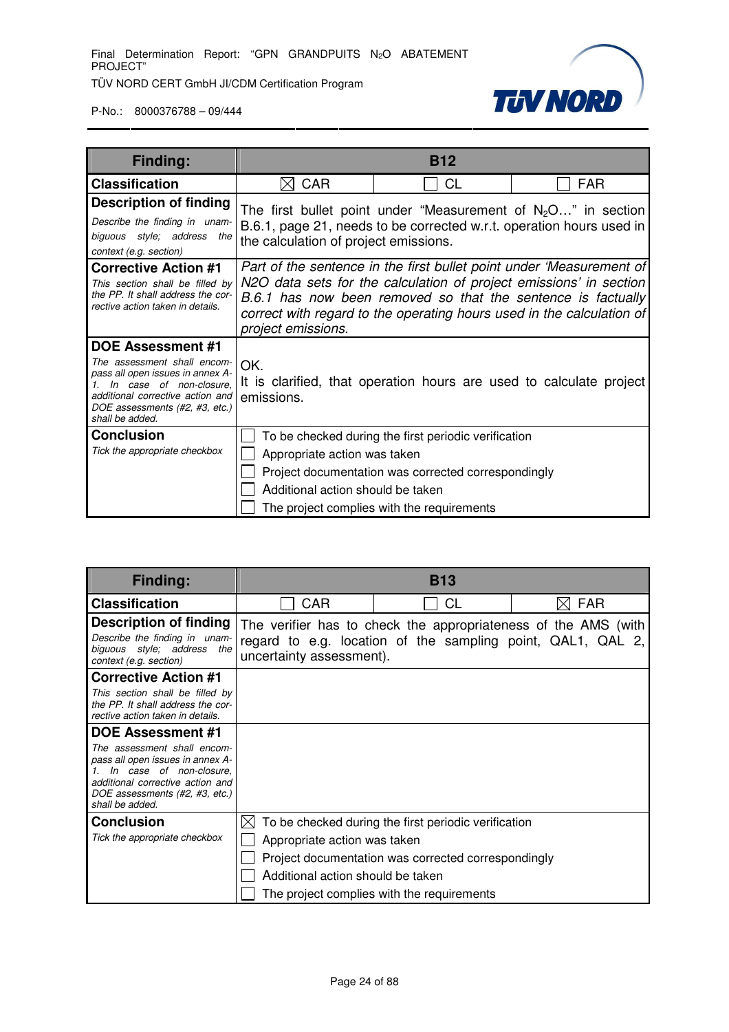| Finding: | B12 | | |
|---|---|---|---|
| **Classification** | ☒ CAR | ☐ CL | ☐ FAR |
| **Description of finding** *Describe the finding in unambiguous style; address the context (e.g. section)* | The first bullet point under "Measurement of $N_2O$…" in section B.6.1, page 21, needs to be corrected w.r.t. operation hours used in the calculation of project emissions. | | |
| **Corrective Action #1** *This section shall be filled by the PP. It shall address the corrective action taken in details.* | *Part of the sentence in the first bullet point under 'Measurement of N2O data sets for the calculation of project emissions' in section B.6.1 has now been removed so that the sentence is factually correct with regard to the operating hours used in the calculation of project emissions.* | | |
| **DOE Assessment #1** *The assessment shall encompass all open issues in annex A-1. In case of non-closure, additional corrective action and DOE assessments (#2, #3, etc.) shall be added.* | OK. It is clarified, that operation hours are used to calculate project emissions. | | |
| **Conclusion** *Tick the appropriate checkbox* | ☐ To be checked during the first periodic verification<br>☐ Appropriate action was taken<br>☐ Project documentation was corrected correspondingly<br>☐ Additional action should be taken<br>☐ The project complies with the requirements | | |

| Finding: | B13 | | |
|---|---|---|---|
| **Classification** | ☐ CAR | ☐ CL | ☒ FAR |
| **Description of finding** *Describe the finding in unambiguous style; address the context (e.g. section)* | The verifier has to check the appropriateness of the AMS (with regard to e.g. location of the sampling point, QAL1, QAL 2, uncertainty assessment). | | |
| **Corrective Action #1** *This section shall be filled by the PP. It shall address the corrective action taken in details.* | | | |
| **DOE Assessment #1** *The assessment shall encompass all open issues in annex A-1. In case of non-closure, additional corrective action and DOE assessments (#2, #3, etc.) shall be added.* | | | |
| **Conclusion** *Tick the appropriate checkbox* | ☒ To be checked during the first periodic verification<br>☐ Appropriate action was taken<br>☐ Project documentation was corrected correspondingly<br>☐ Additional action should be taken<br>☐ The project complies with the requirements | | |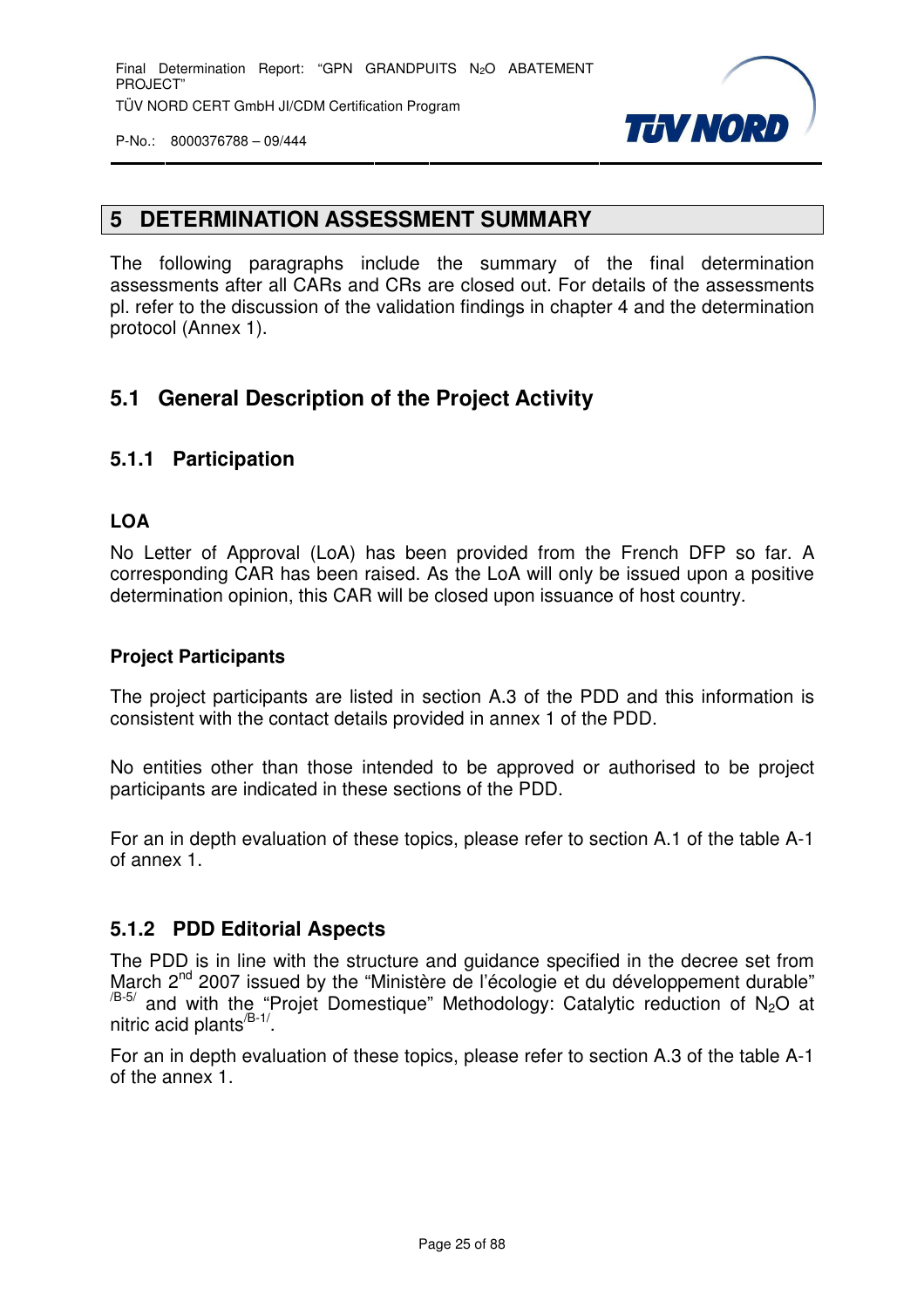# 5 DETERMINATION ASSESSMENT SUMMARY

The following paragraphs include the summary of the final determination assessments after all CARs and CRs are closed out. For details of the assessments pl. refer to the discussion of the validation findings in chapter 4 and the determination protocol (Annex 1).

## 5.1 General Description of the Project Activity

### 5.1.1 Participation

**LOA**

No Letter of Approval (LoA) has been provided from the French DFP so far. A corresponding CAR has been raised. As the LoA will only be issued upon a positive determination opinion, this CAR will be closed upon issuance of host country.

**Project Participants**

The project participants are listed in section A.3 of the PDD and this information is consistent with the contact details provided in annex 1 of the PDD.

No entities other than those intended to be approved or authorised to be project participants are indicated in these sections of the PDD.

For an in depth evaluation of these topics, please refer to section A.1 of the table A-1 of annex 1.

### 5.1.2 PDD Editorial Aspects

The PDD is in line with the structure and guidance specified in the decree set from March 2nd 2007 issued by the "Ministère de l'écologie et du développement durable" [/B-5/] and with the "Projet Domestique" Methodology: Catalytic reduction of $N_2O$ at nitric acid plants[/B-1/].

For an in depth evaluation of these topics, please refer to section A.3 of the table A-1 of the annex 1.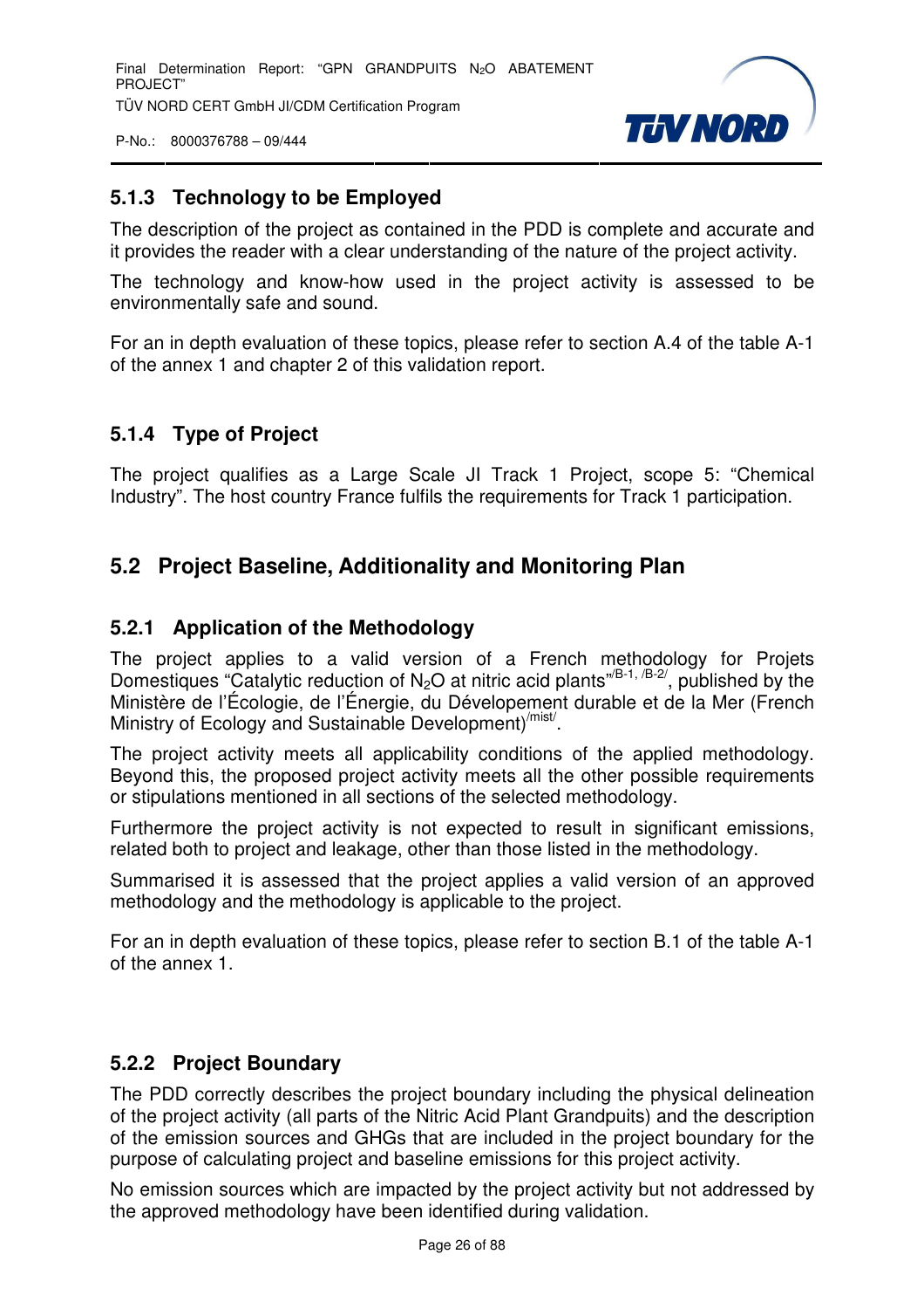### 5.1.3 Technology to be Employed

The description of the project as contained in the PDD is complete and accurate and it provides the reader with a clear understanding of the nature of the project activity.

The technology and know-how used in the project activity is assessed to be environmentally safe and sound.

For an in depth evaluation of these topics, please refer to section A.4 of the table A-1 of the annex 1 and chapter 2 of this validation report.

### 5.1.4 Type of Project

The project qualifies as a Large Scale JI Track 1 Project, scope 5: "Chemical Industry". The host country France fulfils the requirements for Track 1 participation.

## 5.2 Project Baseline, Additionality and Monitoring Plan

### 5.2.1 Application of the Methodology

The project applies to a valid version of a French methodology for Projets Domestiques "Catalytic reduction of $N_2O$ at nitric acid plants"[/B-1, /B-2/], published by the Ministère de l'Écologie, de l'Énergie, du Dévelopement durable et de la Mer (French Ministry of Ecology and Sustainable Development)[/mist/].

The project activity meets all applicability conditions of the applied methodology. Beyond this, the proposed project activity meets all the other possible requirements or stipulations mentioned in all sections of the selected methodology.

Furthermore the project activity is not expected to result in significant emissions, related both to project and leakage, other than those listed in the methodology.

Summarised it is assessed that the project applies a valid version of an approved methodology and the methodology is applicable to the project.

For an in depth evaluation of these topics, please refer to section B.1 of the table A-1 of the annex 1.

### 5.2.2 Project Boundary

The PDD correctly describes the project boundary including the physical delineation of the project activity (all parts of the Nitric Acid Plant Grandpuits) and the description of the emission sources and GHGs that are included in the project boundary for the purpose of calculating project and baseline emissions for this project activity.

No emission sources which are impacted by the project activity but not addressed by the approved methodology have been identified during validation.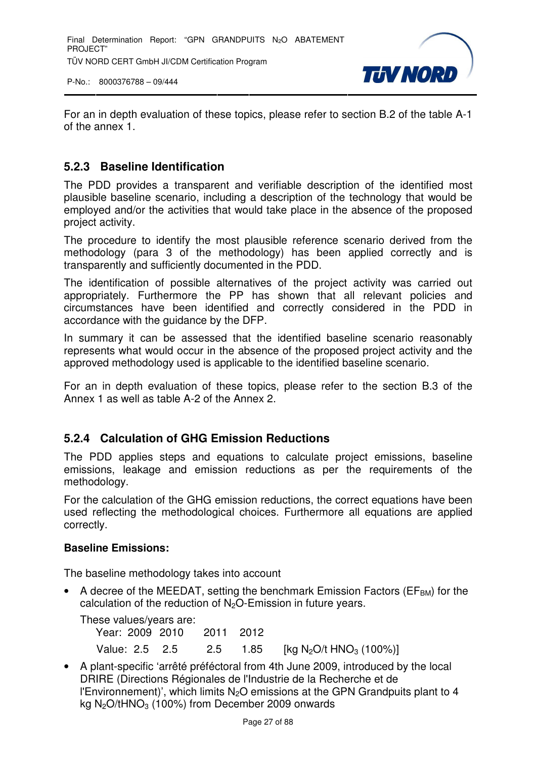For an in depth evaluation of these topics, please refer to section B.2 of the table A-1 of the annex 1.

### 5.2.3 Baseline Identification

The PDD provides a transparent and verifiable description of the identified most plausible baseline scenario, including a description of the technology that would be employed and/or the activities that would take place in the absence of the proposed project activity.

The procedure to identify the most plausible reference scenario derived from the methodology (para 3 of the methodology) has been applied correctly and is transparently and sufficiently documented in the PDD.

The identification of possible alternatives of the project activity was carried out appropriately. Furthermore the PP has shown that all relevant policies and circumstances have been identified and correctly considered in the PDD in accordance with the guidance by the DFP.

In summary it can be assessed that the identified baseline scenario reasonably represents what would occur in the absence of the proposed project activity and the approved methodology used is applicable to the identified baseline scenario.

For an in depth evaluation of these topics, please refer to the section B.3 of the Annex 1 as well as table A-2 of the Annex 2.

### 5.2.4 Calculation of GHG Emission Reductions

The PDD applies steps and equations to calculate project emissions, baseline emissions, leakage and emission reductions as per the requirements of the methodology.

For the calculation of the GHG emission reductions, the correct equations have been used reflecting the methodological choices. Furthermore all equations are applied correctly.

**Baseline Emissions:**

The baseline methodology takes into account

- A decree of the MEEDAT, setting the benchmark Emission Factors ($EF_{BM}$) for the calculation of the reduction of $N_2O$-Emission in future years.

  These values/years are:

  | Year: | 2009 | 2010 | 2011 | 2012 | |
  |---|---|---|---|---|---|
  | Value: | 2.5 | 2.5 | 2.5 | 1.85 | [kg $N_2O$/t $HNO_3$ (100%)] |

- A plant-specific 'arrêté préféctoral from 4th June 2009, introduced by the local DRIRE (Directions Régionales de l'Industrie de la Recherche et de l'Environnement)', which limits $N_2O$ emissions at the GPN Grandpuits plant to 4 kg $N_2O$/t$HNO_3$ (100%) from December 2009 onwards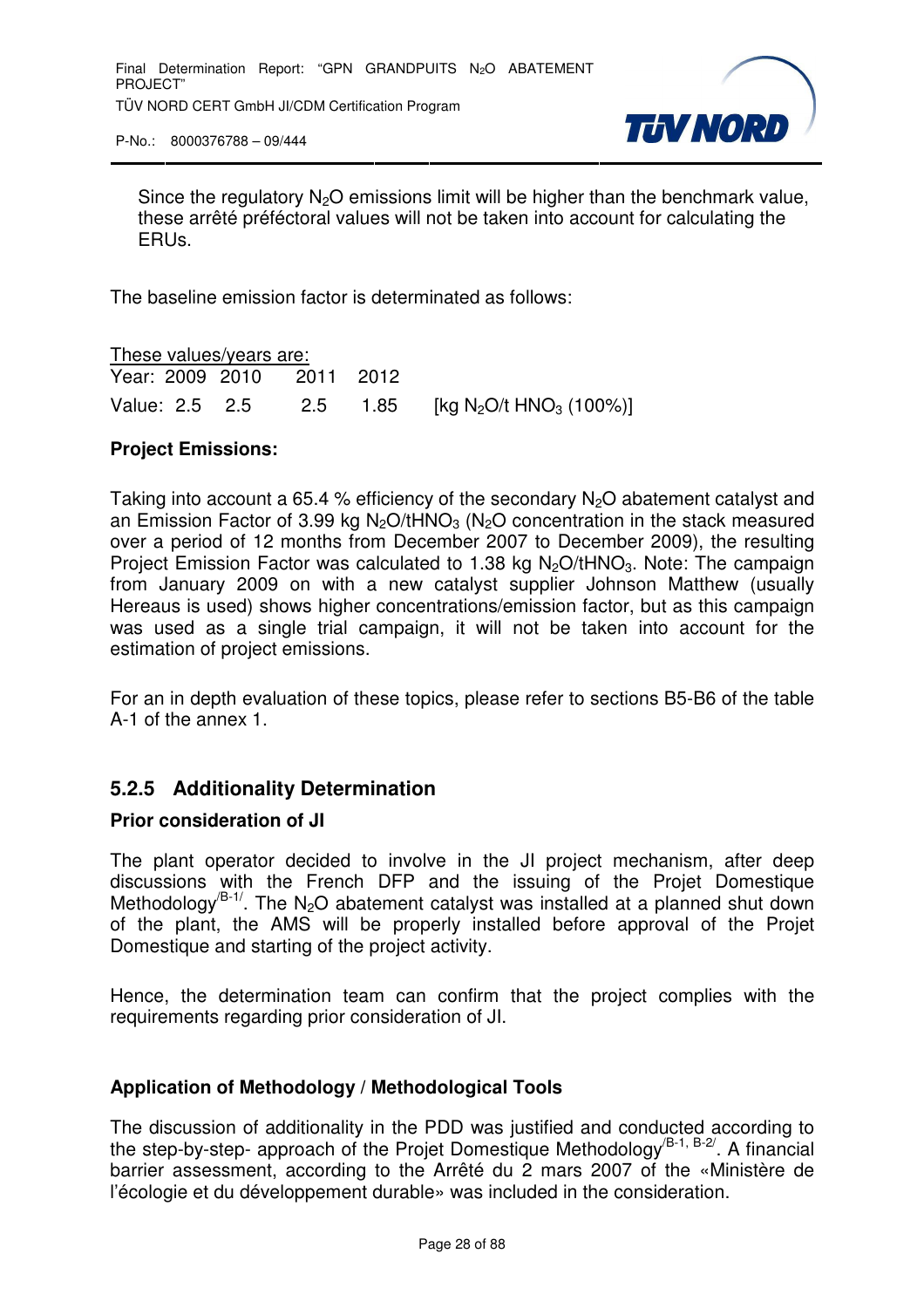Since the regulatory $N_2O$ emissions limit will be higher than the benchmark value, these arrêté préféctoral values will not be taken into account for calculating the ERUs.

The baseline emission factor is determinated as follows:

These values/years are:

| Year: | 2009 | 2010 | 2011 | 2012 | |
|---|---|---|---|---|---|
| Value: | 2.5 | 2.5 | 2.5 | 1.85 | [kg $N_2O$/t $HNO_3$ (100%)] |

**Project Emissions:**

Taking into account a 65.4 % efficiency of the secondary $N_2O$ abatement catalyst and an Emission Factor of 3.99 kg $N_2O$/t$HNO_3$ ($N_2O$ concentration in the stack measured over a period of 12 months from December 2007 to December 2009), the resulting Project Emission Factor was calculated to 1.38 kg $N_2O$/t$HNO_3$. Note: The campaign from January 2009 on with a new catalyst supplier Johnson Matthew (usually Hereaus is used) shows higher concentrations/emission factor, but as this campaign was used as a single trial campaign, it will not be taken into account for the estimation of project emissions.

For an in depth evaluation of these topics, please refer to sections B5-B6 of the table A-1 of the annex 1.

### 5.2.5 Additionality Determination

**Prior consideration of JI**

The plant operator decided to involve in the JI project mechanism, after deep discussions with the French DFP and the issuing of the Projet Domestique Methodology[/B-1/]. The $N_2O$ abatement catalyst was installed at a planned shut down of the plant, the AMS will be properly installed before approval of the Projet Domestique and starting of the project activity.

Hence, the determination team can confirm that the project complies with the requirements regarding prior consideration of JI.

**Application of Methodology / Methodological Tools**

The discussion of additionality in the PDD was justified and conducted according to the step-by-step- approach of the Projet Domestique Methodology[/B-1, B-2/]. A financial barrier assessment, according to the Arrêté du 2 mars 2007 of the «Ministère de l'écologie et du développement durable» was included in the consideration.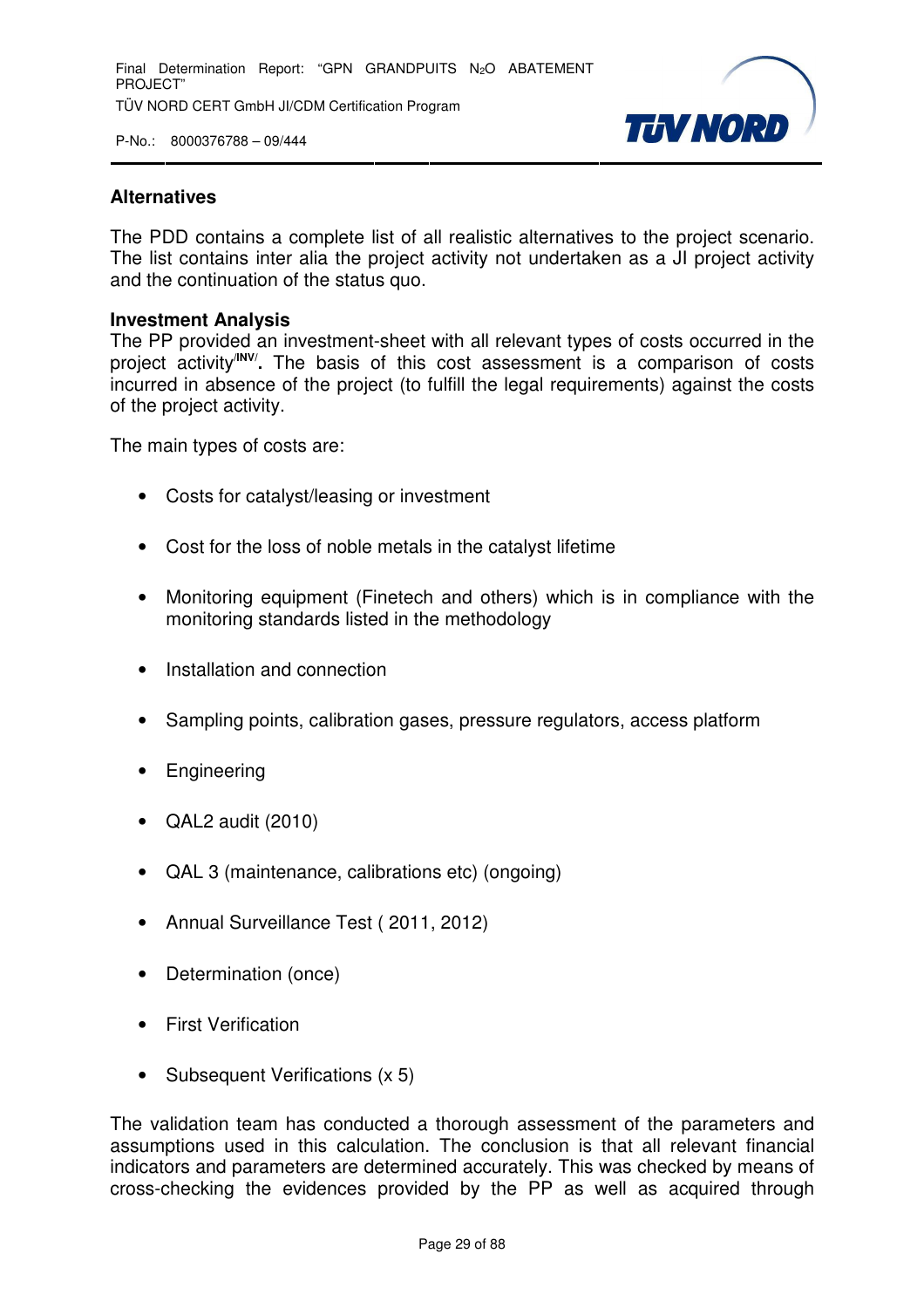**Alternatives**

The PDD contains a complete list of all realistic alternatives to the project scenario. The list contains inter alia the project activity not undertaken as a JI project activity and the continuation of the status quo.

**Investment Analysis**

The PP provided an investment-sheet with all relevant types of costs occurred in the project activity[/INV/]. The basis of this cost assessment is a comparison of costs incurred in absence of the project (to fulfill the legal requirements) against the costs of the project activity.

The main types of costs are:

- Costs for catalyst/leasing or investment
- Cost for the loss of noble metals in the catalyst lifetime
- Monitoring equipment (Finetech and others) which is in compliance with the monitoring standards listed in the methodology
- Installation and connection
- Sampling points, calibration gases, pressure regulators, access platform
- Engineering
- QAL2 audit (2010)
- QAL 3 (maintenance, calibrations etc) (ongoing)
- Annual Surveillance Test ( 2011, 2012)
- Determination (once)
- First Verification
- Subsequent Verifications (x 5)

The validation team has conducted a thorough assessment of the parameters and assumptions used in this calculation. The conclusion is that all relevant financial indicators and parameters are determined accurately. This was checked by means of cross-checking the evidences provided by the PP as well as acquired through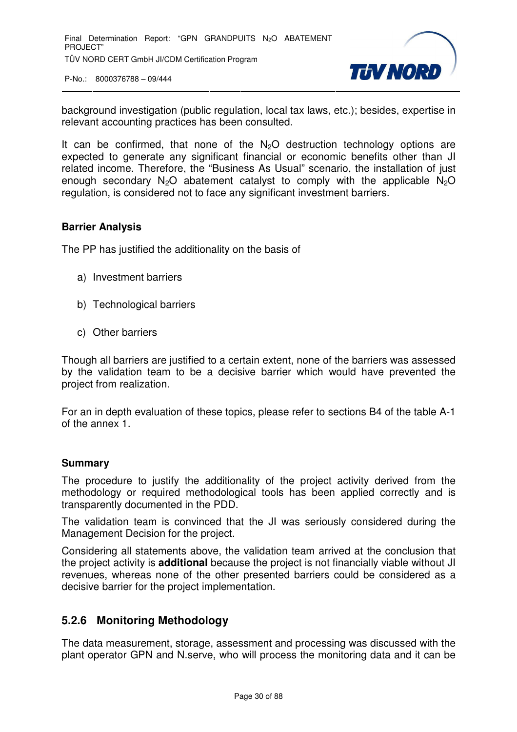background investigation (public regulation, local tax laws, etc.); besides, expertise in relevant accounting practices has been consulted.

It can be confirmed, that none of the $N_2O$ destruction technology options are expected to generate any significant financial or economic benefits other than JI related income. Therefore, the “Business As Usual” scenario, the installation of just enough secondary $N_2O$ abatement catalyst to comply with the applicable $N_2O$ regulation, is considered not to face any significant investment barriers.

**Barrier Analysis**

The PP has justified the additionality on the basis of

a) Investment barriers

b) Technological barriers

c) Other barriers

Though all barriers are justified to a certain extent, none of the barriers was assessed by the validation team to be a decisive barrier which would have prevented the project from realization.

For an in depth evaluation of these topics, please refer to sections B4 of the table A-1 of the annex 1.

**Summary**

The procedure to justify the additionality of the project activity derived from the methodology or required methodological tools has been applied correctly and is transparently documented in the PDD.

The validation team is convinced that the JI was seriously considered during the Management Decision for the project.

Considering all statements above, the validation team arrived at the conclusion that the project activity is **additional** because the project is not financially viable without JI revenues, whereas none of the other presented barriers could be considered as a decisive barrier for the project implementation.

### 5.2.6 Monitoring Methodology

The data measurement, storage, assessment and processing was discussed with the plant operator GPN and N.serve, who will process the monitoring data and it can be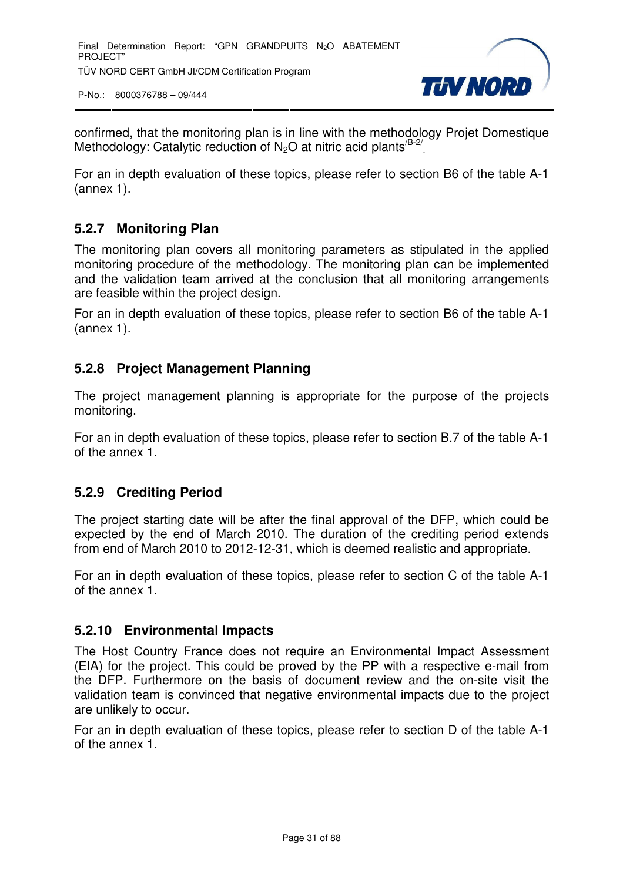confirmed, that the monitoring plan is in line with the methodology Projet Domestique Methodology: Catalytic reduction of $N_2O$ at nitric acid plants[/B-2/].

For an in depth evaluation of these topics, please refer to section B6 of the table A-1 (annex 1).

### 5.2.7 Monitoring Plan

The monitoring plan covers all monitoring parameters as stipulated in the applied monitoring procedure of the methodology. The monitoring plan can be implemented and the validation team arrived at the conclusion that all monitoring arrangements are feasible within the project design.

For an in depth evaluation of these topics, please refer to section B6 of the table A-1 (annex 1).

### 5.2.8 Project Management Planning

The project management planning is appropriate for the purpose of the projects monitoring.

For an in depth evaluation of these topics, please refer to section B.7 of the table A-1 of the annex 1.

### 5.2.9 Crediting Period

The project starting date will be after the final approval of the DFP, which could be expected by the end of March 2010. The duration of the crediting period extends from end of March 2010 to 2012-12-31, which is deemed realistic and appropriate.

For an in depth evaluation of these topics, please refer to section C of the table A-1 of the annex 1.

### 5.2.10 Environmental Impacts

The Host Country France does not require an Environmental Impact Assessment (EIA) for the project. This could be proved by the PP with a respective e-mail from the DFP. Furthermore on the basis of document review and the on-site visit the validation team is convinced that negative environmental impacts due to the project are unlikely to occur.

For an in depth evaluation of these topics, please refer to section D of the table A-1 of the annex 1.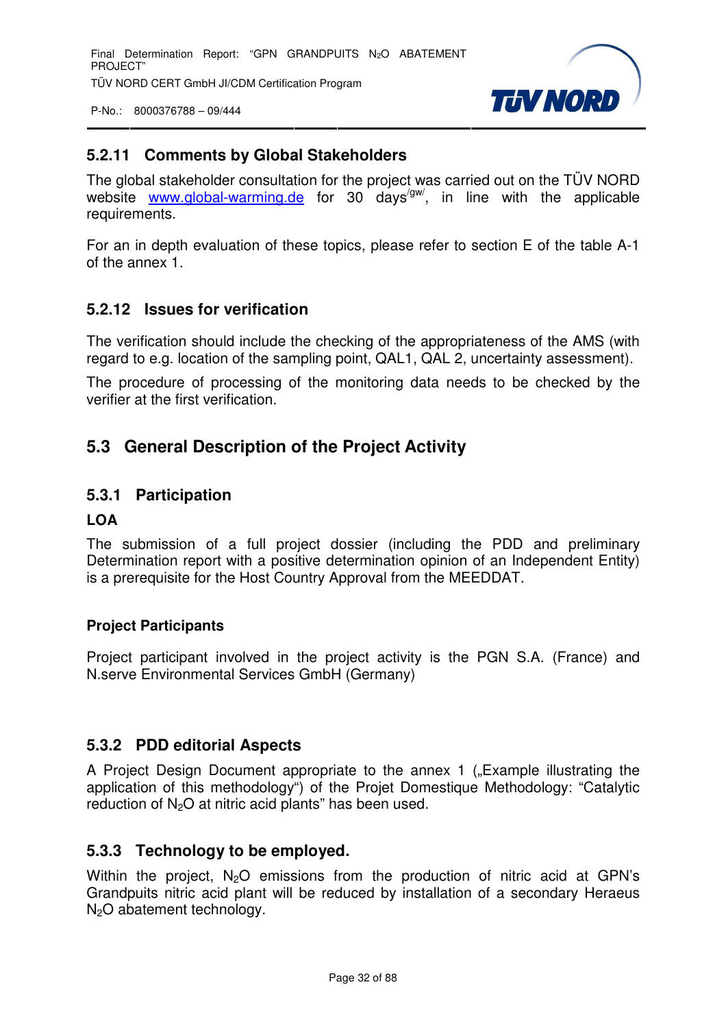### 5.2.11 Comments by Global Stakeholders

The global stakeholder consultation for the project was carried out on the TÜV NORD website www.global-warming.de for 30 days[/gw/], in line with the applicable requirements.

For an in depth evaluation of these topics, please refer to section E of the table A-1 of the annex 1.

### 5.2.12 Issues for verification

The verification should include the checking of the appropriateness of the AMS (with regard to e.g. location of the sampling point, QAL1, QAL 2, uncertainty assessment).

The procedure of processing of the monitoring data needs to be checked by the verifier at the first verification.

## 5.3 General Description of the Project Activity

### 5.3.1 Participation

**LOA**

The submission of a full project dossier (including the PDD and preliminary Determination report with a positive determination opinion of an Independent Entity) is a prerequisite for the Host Country Approval from the MEEDDAT.

**Project Participants**

Project participant involved in the project activity is the PGN S.A. (France) and N.serve Environmental Services GmbH (Germany)

### 5.3.2 PDD editorial Aspects

A Project Design Document appropriate to the annex 1 („Example illustrating the application of this methodology") of the Projet Domestique Methodology: "Catalytic reduction of $N_2O$ at nitric acid plants" has been used.

### 5.3.3 Technology to be employed.

Within the project, $N_2O$ emissions from the production of nitric acid at GPN's Grandpuits nitric acid plant will be reduced by installation of a secondary Heraeus $N_2O$ abatement technology.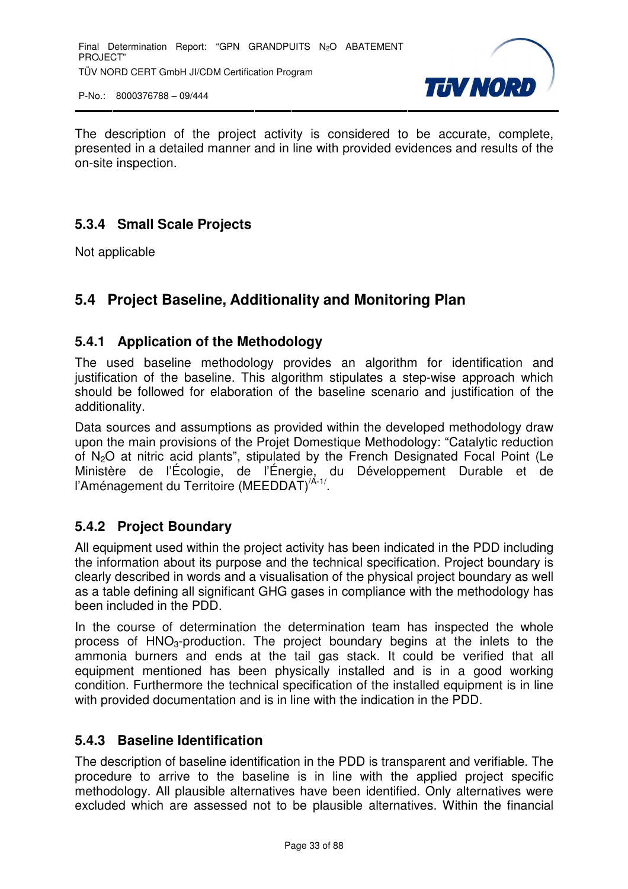The description of the project activity is considered to be accurate, complete, presented in a detailed manner and in line with provided evidences and results of the on-site inspection.

### 5.3.4 Small Scale Projects

Not applicable

## 5.4 Project Baseline, Additionality and Monitoring Plan

### 5.4.1 Application of the Methodology

The used baseline methodology provides an algorithm for identification and justification of the baseline. This algorithm stipulates a step-wise approach which should be followed for elaboration of the baseline scenario and justification of the additionality.

Data sources and assumptions as provided within the developed methodology draw upon the main provisions of the Projet Domestique Methodology: "Catalytic reduction of $N_2O$ at nitric acid plants", stipulated by the French Designated Focal Point (Le Ministère de l'Écologie, de l'Énergie, du Développement Durable et de l'Aménagement du Territoire (MEEDDAT)[/A-1/].

### 5.4.2 Project Boundary

All equipment used within the project activity has been indicated in the PDD including the information about its purpose and the technical specification. Project boundary is clearly described in words and a visualisation of the physical project boundary as well as a table defining all significant GHG gases in compliance with the methodology has been included in the PDD.

In the course of determination the determination team has inspected the whole process of $HNO_3$-production. The project boundary begins at the inlets to the ammonia burners and ends at the tail gas stack. It could be verified that all equipment mentioned has been physically installed and is in a good working condition. Furthermore the technical specification of the installed equipment is in line with provided documentation and is in line with the indication in the PDD.

### 5.4.3 Baseline Identification

The description of baseline identification in the PDD is transparent and verifiable. The procedure to arrive to the baseline is in line with the applied project specific methodology. All plausible alternatives have been identified. Only alternatives were excluded which are assessed not to be plausible alternatives. Within the financial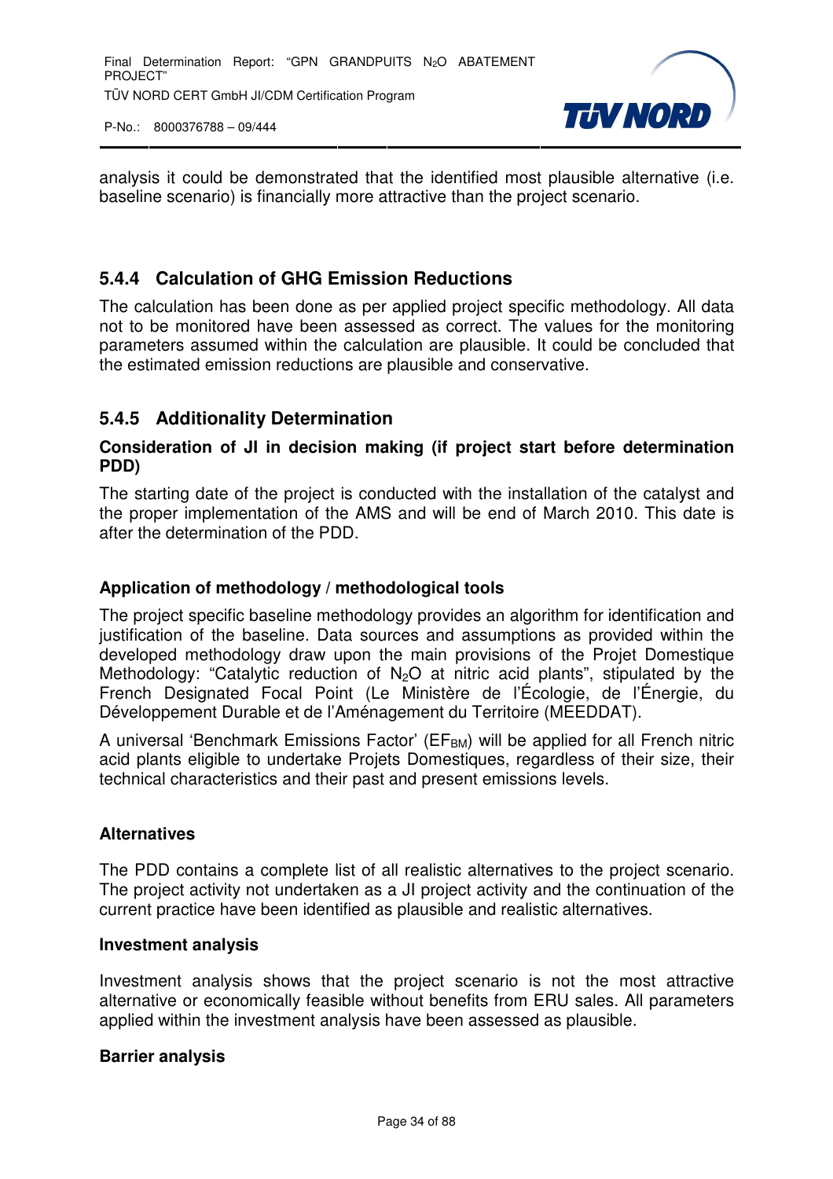analysis it could be demonstrated that the identified most plausible alternative (i.e. baseline scenario) is financially more attractive than the project scenario.

### 5.4.4 Calculation of GHG Emission Reductions

The calculation has been done as per applied project specific methodology. All data not to be monitored have been assessed as correct. The values for the monitoring parameters assumed within the calculation are plausible. It could be concluded that the estimated emission reductions are plausible and conservative.

### 5.4.5 Additionality Determination

**Consideration of JI in decision making (if project start before determination PDD)**

The starting date of the project is conducted with the installation of the catalyst and the proper implementation of the AMS and will be end of March 2010. This date is after the determination of the PDD.

**Application of methodology / methodological tools**

The project specific baseline methodology provides an algorithm for identification and justification of the baseline. Data sources and assumptions as provided within the developed methodology draw upon the main provisions of the Projet Domestique Methodology: "Catalytic reduction of $N_2O$ at nitric acid plants", stipulated by the French Designated Focal Point (Le Ministère de l'Écologie, de l'Énergie, du Développement Durable et de l'Aménagement du Territoire (MEEDDAT).

A universal 'Benchmark Emissions Factor' ($EF_{BM}$) will be applied for all French nitric acid plants eligible to undertake Projets Domestiques, regardless of their size, their technical characteristics and their past and present emissions levels.

**Alternatives**

The PDD contains a complete list of all realistic alternatives to the project scenario. The project activity not undertaken as a JI project activity and the continuation of the current practice have been identified as plausible and realistic alternatives.

**Investment analysis**

Investment analysis shows that the project scenario is not the most attractive alternative or economically feasible without benefits from ERU sales. All parameters applied within the investment analysis have been assessed as plausible.

**Barrier analysis**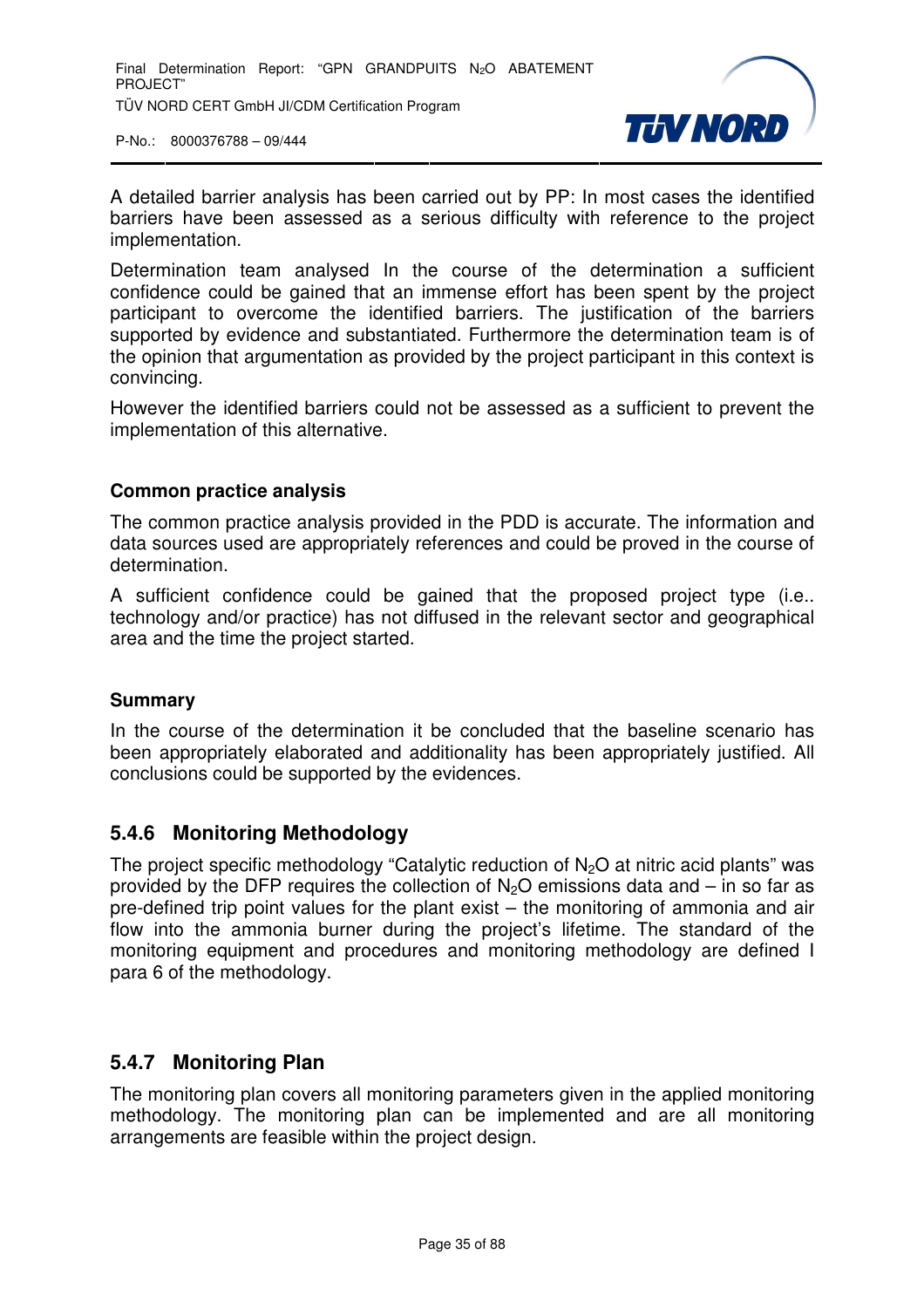A detailed barrier analysis has been carried out by PP: In most cases the identified barriers have been assessed as a serious difficulty with reference to the project implementation.

Determination team analysed In the course of the determination a sufficient confidence could be gained that an immense effort has been spent by the project participant to overcome the identified barriers. The justification of the barriers supported by evidence and substantiated. Furthermore the determination team is of the opinion that argumentation as provided by the project participant in this context is convincing.

However the identified barriers could not be assessed as a sufficient to prevent the implementation of this alternative.

**Common practice analysis**

The common practice analysis provided in the PDD is accurate. The information and data sources used are appropriately references and could be proved in the course of determination.

A sufficient confidence could be gained that the proposed project type (i.e.. technology and/or practice) has not diffused in the relevant sector and geographical area and the time the project started.

**Summary**

In the course of the determination it be concluded that the baseline scenario has been appropriately elaborated and additionality has been appropriately justified. All conclusions could be supported by the evidences.

### 5.4.6 Monitoring Methodology

The project specific methodology "Catalytic reduction of $N_2O$ at nitric acid plants" was provided by the DFP requires the collection of $N_2O$ emissions data and – in so far as pre-defined trip point values for the plant exist – the monitoring of ammonia and air flow into the ammonia burner during the project's lifetime. The standard of the monitoring equipment and procedures and monitoring methodology are defined I para 6 of the methodology.

### 5.4.7 Monitoring Plan

The monitoring plan covers all monitoring parameters given in the applied monitoring methodology. The monitoring plan can be implemented and are all monitoring arrangements are feasible within the project design.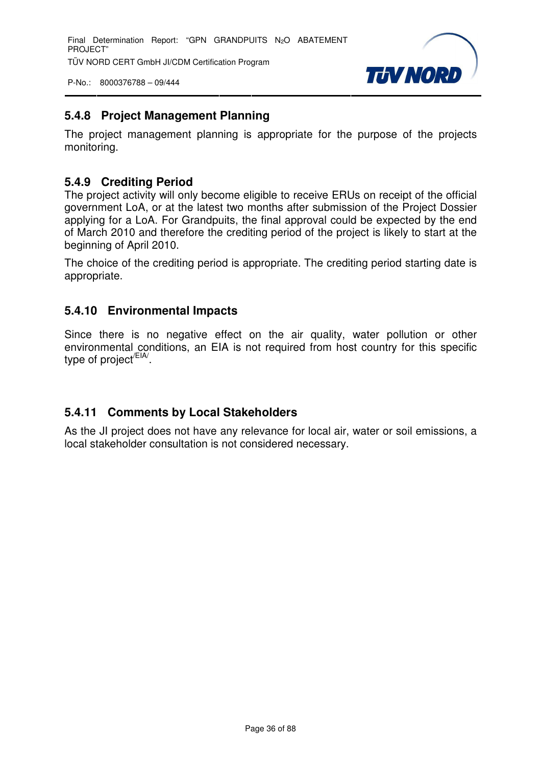### 5.4.8 Project Management Planning

The project management planning is appropriate for the purpose of the projects monitoring.

### 5.4.9 Crediting Period

The project activity will only become eligible to receive ERUs on receipt of the official government LoA, or at the latest two months after submission of the Project Dossier applying for a LoA. For Grandpuits, the final approval could be expected by the end of March 2010 and therefore the crediting period of the project is likely to start at the beginning of April 2010.

The choice of the crediting period is appropriate. The crediting period starting date is appropriate.

### 5.4.10 Environmental Impacts

Since there is no negative effect on the air quality, water pollution or other environmental conditions, an EIA is not required from host country for this specific type of project[/EIA/].

### 5.4.11 Comments by Local Stakeholders

As the JI project does not have any relevance for local air, water or soil emissions, a local stakeholder consultation is not considered necessary.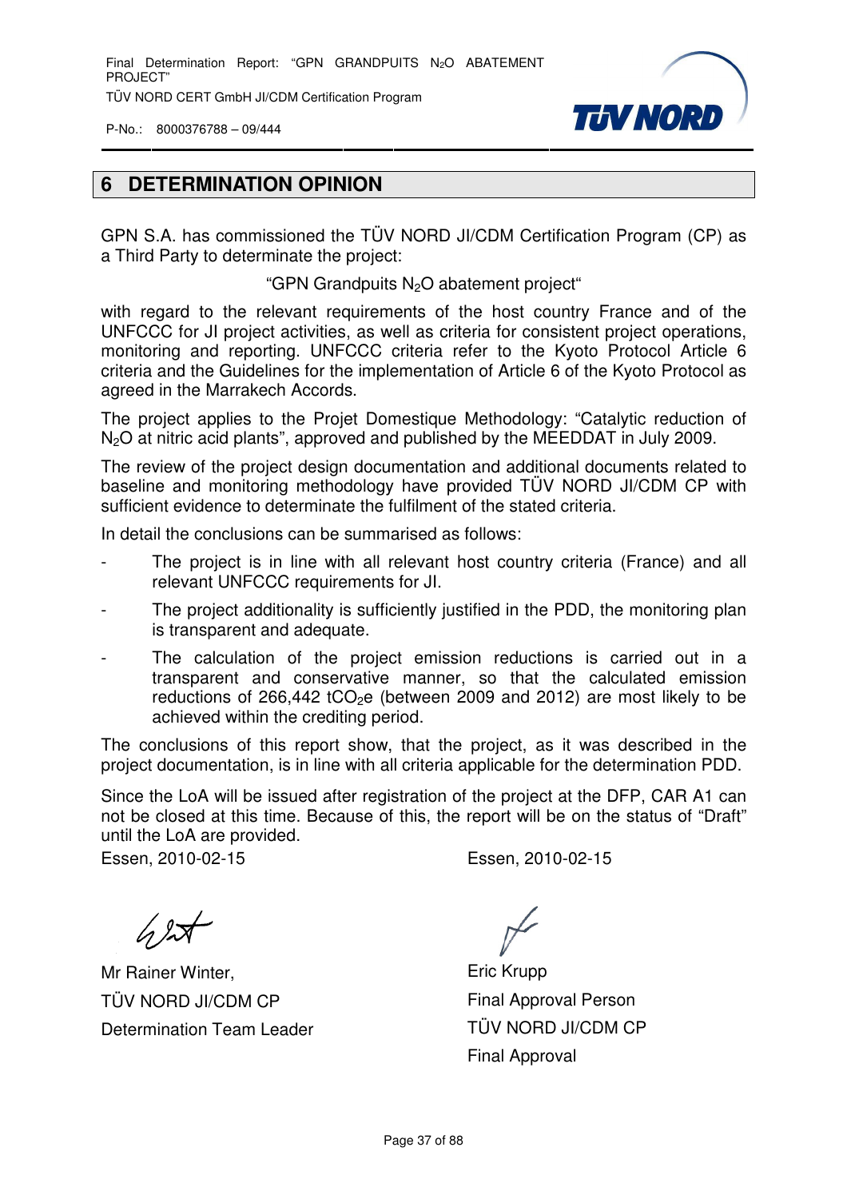# 6 DETERMINATION OPINION

GPN S.A. has commissioned the TÜV NORD JI/CDM Certification Program (CP) as a Third Party to determine the project:

"GPN Grandpuits $N_2O$ abatement project"

with regard to the relevant requirements of the host country France and of the UNFCCC for JI project activities, as well as criteria for consistent project operations, monitoring and reporting. UNFCCC criteria refer to the Kyoto Protocol Article 6 criteria and the Guidelines for the implementation of Article 6 of the Kyoto Protocol as agreed in the Marrakech Accords.

The project applies to the Projet Domestique Methodology: "Catalytic reduction of $N_2O$ at nitric acid plants", approved and published by the MEEDDAT in July 2009.

The review of the project design documentation and additional documents related to baseline and monitoring methodology have provided TÜV NORD JI/CDM CP with sufficient evidence to determinate the fulfilment of the stated criteria.

In detail the conclusions can be summarised as follows:

- The project is in line with all relevant host country criteria (France) and all relevant UNFCCC requirements for JI.
- The project additionality is sufficiently justified in the PDD, the monitoring plan is transparent and adequate.
- The calculation of the project emission reductions is carried out in a transparent and conservative manner, so that the calculated emission reductions of 266,442 $tCO_2e$ (between 2009 and 2012) are most likely to be achieved within the crediting period.

The conclusions of this report show, that the project, as it was described in the project documentation, is in line with all criteria applicable for the determination PDD.

Since the LoA will be issued after registration of the project at the DFP, CAR A1 can not be closed at this time. Because of this, the report will be on the status of "Draft" until the LoA are provided.

Essen, 2010-02-15

Mr Rainer Winter,
TÜV NORD JI/CDM CP
Determination Team Leader

Essen, 2010-02-15

Eric Krupp
Final Approval Person
TÜV NORD JI/CDM CP
Final Approval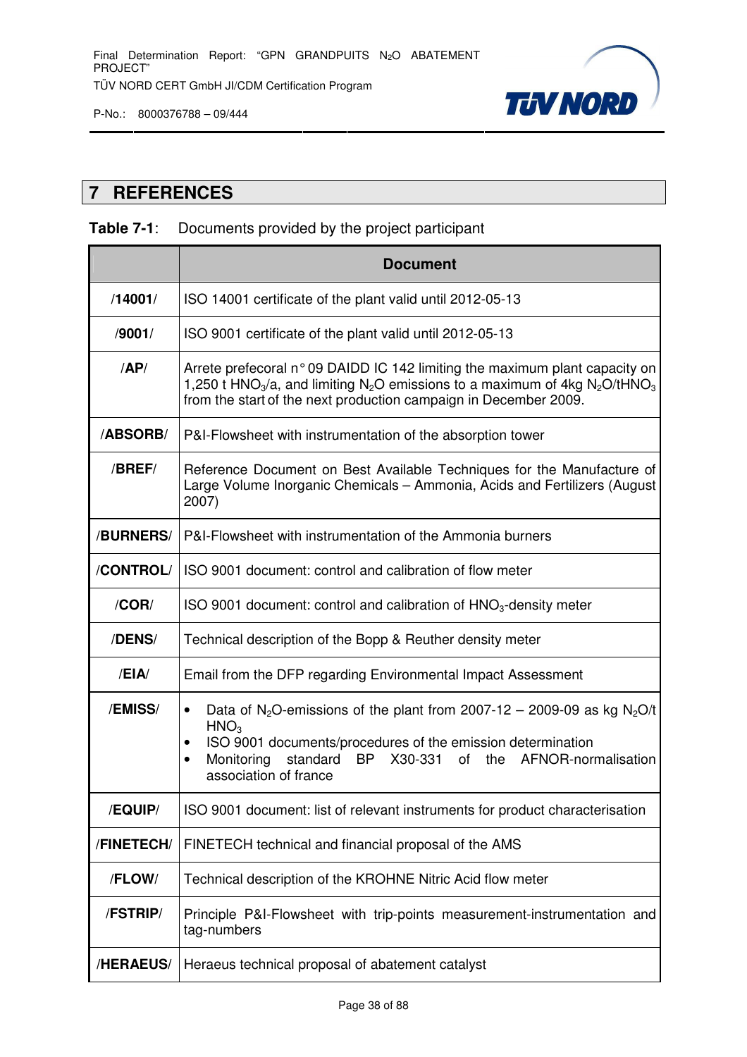# 7 REFERENCES

**Table 7-1**: Documents provided by the project participant

| | Document |
|---|---|
| **/14001/** | ISO 14001 certificate of the plant valid until 2012-05-13 |
| **/9001/** | ISO 9001 certificate of the plant valid until 2012-05-13 |
| **/AP/** | Arrete prefecoral n° 09 DAIDD IC 142 limiting the maximum plant capacity on 1,250 t $HNO_3$/a, and limiting $N_2O$ emissions to a maximum of 4kg $N_2O$/t$HNO_3$ from the start of the next production campaign in December 2009. |
| **/ABSORB/** | P&I-Flowsheet with instrumentation of the absorption tower |
| **/BREF/** | Reference Document on Best Available Techniques for the Manufacture of Large Volume Inorganic Chemicals – Ammonia, Acids and Fertilizers (August 2007) |
| **/BURNERS/** | P&I-Flowsheet with instrumentation of the Ammonia burners |
| **/CONTROL/** | ISO 9001 document: control and calibration of flow meter |
| **/COR/** | ISO 9001 document: control and calibration of $HNO_3$-density meter |
| **/DENS/** | Technical description of the Bopp & Reuther density meter |
| **/EIA/** | Email from the DFP regarding Environmental Impact Assessment |
| **/EMISS/** | • Data of $N_2O$-emissions of the plant from 2007-12 – 2009-09 as kg $N_2O$/t $HNO_3$<br>• ISO 9001 documents/procedures of the emission determination<br>• Monitoring standard BP X30-331 of the AFNOR-normalisation association of france |
| **/EQUIP/** | ISO 9001 document: list of relevant instruments for product characterisation |
| **/FINETECH/** | FINETECH technical and financial proposal of the AMS |
| **/FLOW/** | Technical description of the KROHNE Nitric Acid flow meter |
| **/FSTRIP/** | Principle P&I-Flowsheet with trip-points measurement-instrumentation and tag-numbers |
| **/HERAEUS/** | Heraeus technical proposal of abatement catalyst |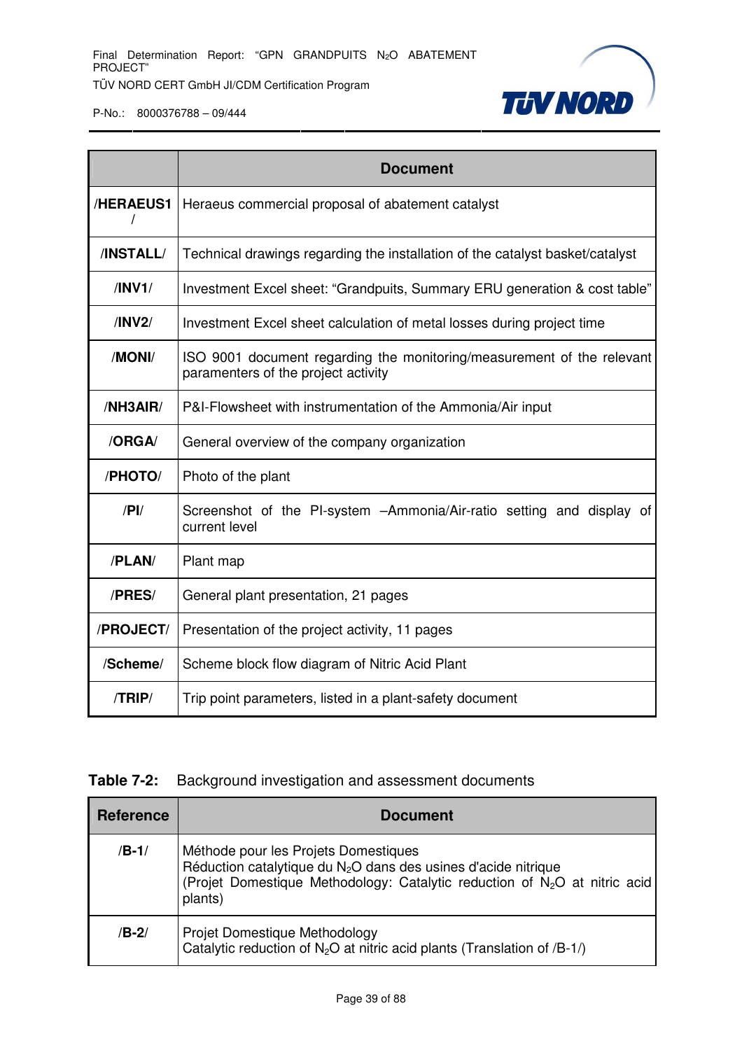| | Document |
|---|---|
| **/HERAEUS1/** | Heraeus commercial proposal of abatement catalyst |
| **/INSTALL/** | Technical drawings regarding the installation of the catalyst basket/catalyst |
| **/INV1/** | Investment Excel sheet: "Grandpuits, Summary ERU generation & cost table" |
| **/INV2/** | Investment Excel sheet calculation of metal losses during project time |
| **/MONI/** | ISO 9001 document regarding the monitoring/measurement of the relevant paramenters of the project activity |
| **/NH3AIR/** | P&I-Flowsheet with instrumentation of the Ammonia/Air input |
| **/ORGA/** | General overview of the company organization |
| **/PHOTO/** | Photo of the plant |
| **/PI/** | Screenshot of the PI-system –Ammonia/Air-ratio setting and display of current level |
| **/PLAN/** | Plant map |
| **/PRES/** | General plant presentation, 21 pages |
| **/PROJECT/** | Presentation of the project activity, 11 pages |
| **/Scheme/** | Scheme block flow diagram of Nitric Acid Plant |
| **/TRIP/** | Trip point parameters, listed in a plant-safety document |

**Table 7-2:** Background investigation and assessment documents

| Reference | Document |
|---|---|
| **/B-1/** | Méthode pour les Projets Domestiques<br>Réduction catalytique du $N_2O$ dans des usines d'acide nitrique<br>(Projet Domestique Methodology: Catalytic reduction of $N_2O$ at nitric acid plants) |
| **/B-2/** | Projet Domestique Methodology<br>Catalytic reduction of $N_2O$ at nitric acid plants (Translation of /B-1/) |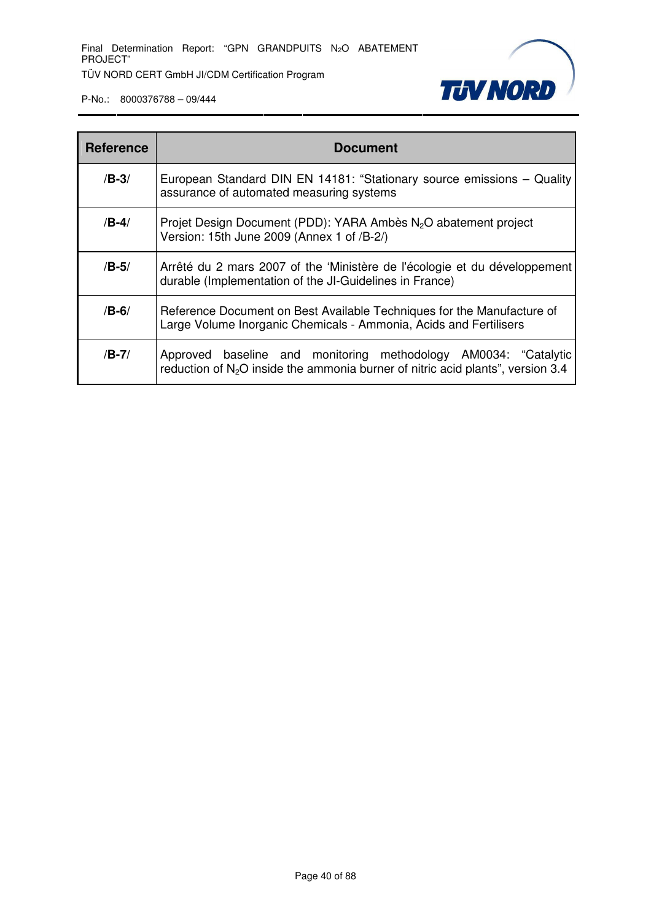| Reference | Document |
|---|---|
| **/B-3/** | European Standard DIN EN 14181: "Stationary source emissions – Quality assurance of automated measuring systems |
| **/B-4/** | Projet Design Document (PDD): YARA Ambès $N_2O$ abatement project Version: 15th June 2009 (Annex 1 of /B-2/) |
| **/B-5/** | Arrêté du 2 mars 2007 of the 'Ministère de l'écologie et du développement durable (Implementation of the JI-Guidelines in France) |
| **/B-6/** | Reference Document on Best Available Techniques for the Manufacture of Large Volume Inorganic Chemicals - Ammonia, Acids and Fertilisers |
| **/B-7/** | Approved baseline and monitoring methodology AM0034: "Catalytic reduction of $N_2O$ inside the ammonia burner of nitric acid plants", version 3.4 |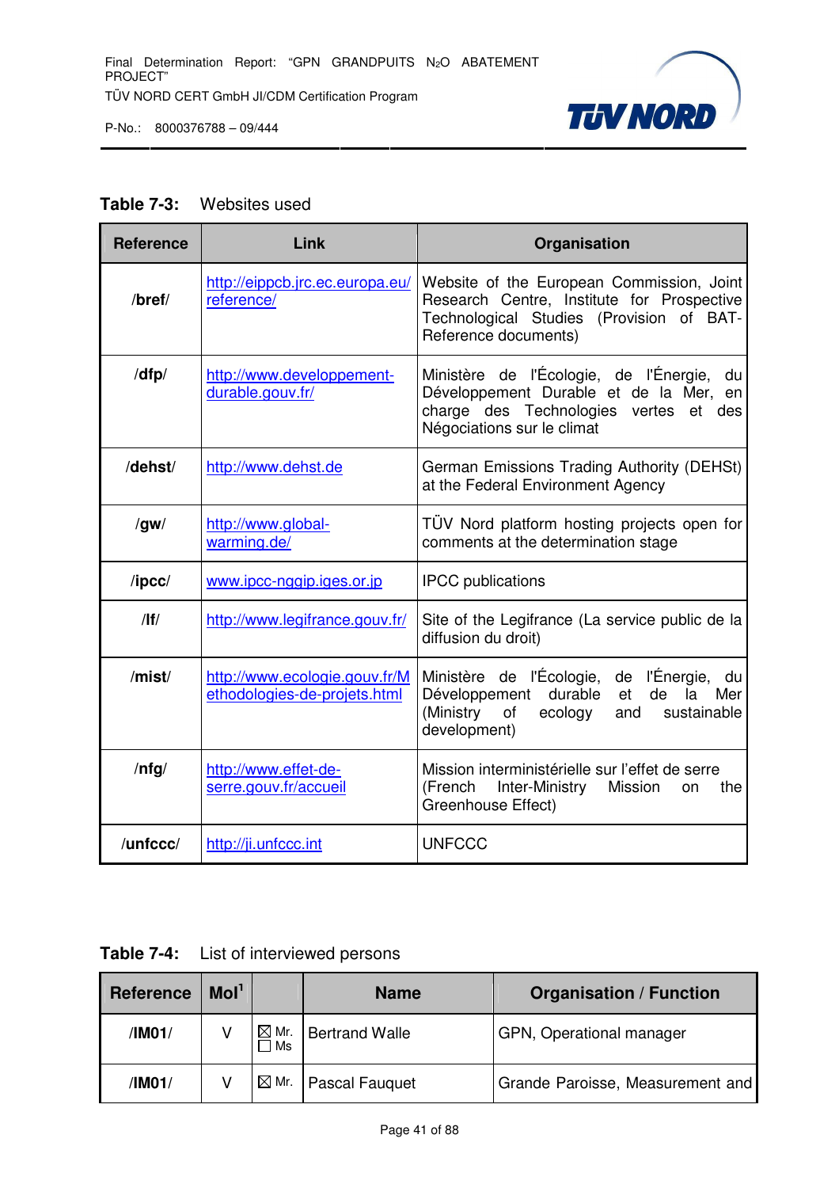**Table 7-3:** Websites used

| Reference | Link | Organisation |
|---|---|---|
| /bref/ | http://eippcb.jrc.ec.europa.eu/reference/ | Website of the European Commission, Joint Research Centre, Institute for Prospective Technological Studies (Provision of BAT-Reference documents) |
| /dfp/ | http://www.developpement-durable.gouv.fr/ | Ministère de l'Écologie, de l'Énergie, du Développement Durable et de la Mer, en charge des Technologies vertes et des Négociations sur le climat |
| /dehst/ | http://www.dehst.de | German Emissions Trading Authority (DEHSt) at the Federal Environment Agency |
| /gw/ | http://www.global-warming.de/ | TÜV Nord platform hosting projects open for comments at the determination stage |
| /ipcc/ | www.ipcc-nggip.iges.or.jp | IPCC publications |
| /lf/ | http://www.legifrance.gouv.fr/ | Site of the Legifrance (La service public de la diffusion du droit) |
| /mist/ | http://www.ecologie.gouv.fr/Methodologies-de-projets.html | Ministère de l'Écologie, de l'Énergie, du Développement durable et de la Mer (Ministry of ecology and sustainable development) |
| /nfg/ | http://www.effet-de-serre.gouv.fr/accueil | Mission interministérielle sur l'effet de serre (French Inter-Ministry Mission on the Greenhouse Effect) |
| /unfccc/ | http://ji.unfccc.int | UNFCCC |

**Table 7-4:** List of interviewed persons

| Reference | MoI[1] | | Name | Organisation / Function |
|---|---|---|---|---|
| /IM01/ | V | ☒ Mr. ☐ Ms | Bertrand Walle | GPN, Operational manager |
| /IM01/ | V | ☒ Mr. | Pascal Fauquet | Grande Paroisse, Measurement and |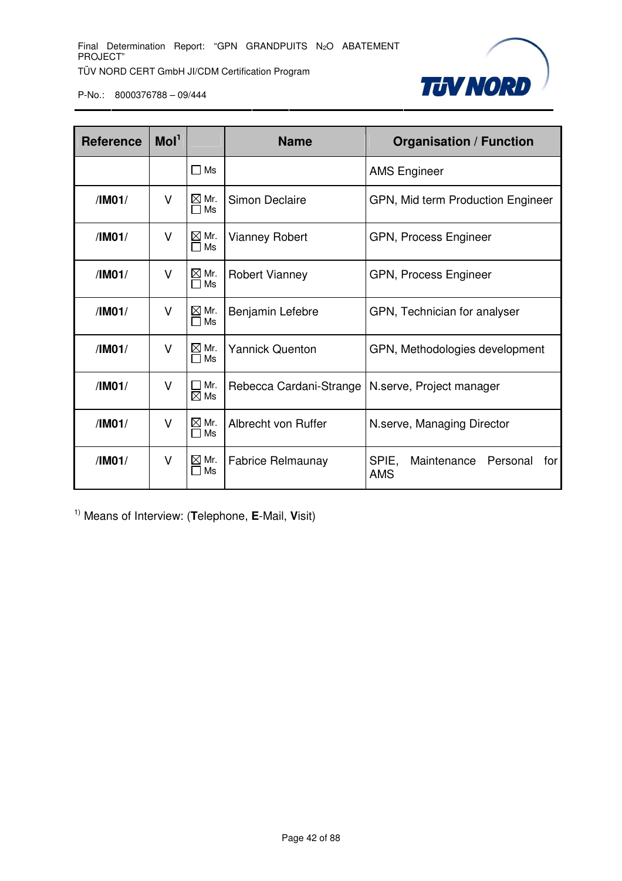| Reference | MoI[1] | | Name | Organisation / Function |
|---|---|---|---|---|
| | | ☐ Ms | | AMS Engineer |
| **/IM01/** | V | ☒ Mr. ☐ Ms | Simon Declaire | GPN, Mid term Production Engineer |
| **/IM01/** | V | ☒ Mr. ☐ Ms | Vianney Robert | GPN, Process Engineer |
| **/IM01/** | V | ☒ Mr. ☐ Ms | Robert Vianney | GPN, Process Engineer |
| **/IM01/** | V | ☒ Mr. ☐ Ms | Benjamin Lefebre | GPN, Technician for analyser |
| **/IM01/** | V | ☒ Mr. ☐ Ms | Yannick Quenton | GPN, Methodologies development |
| **/IM01/** | V | ☐ Mr. ☒ Ms | Rebecca Cardani-Strange | N.serve, Project manager |
| **/IM01/** | V | ☒ Mr. ☐ Ms | Albrecht von Ruffer | N.serve, Managing Director |
| **/IM01/** | V | ☒ Mr. ☐ Ms | Fabrice Relmaunay | SPIE, Maintenance Personal for AMS |

[1)] Means of Interview: (**T**elephone, **E**-Mail, **V**isit)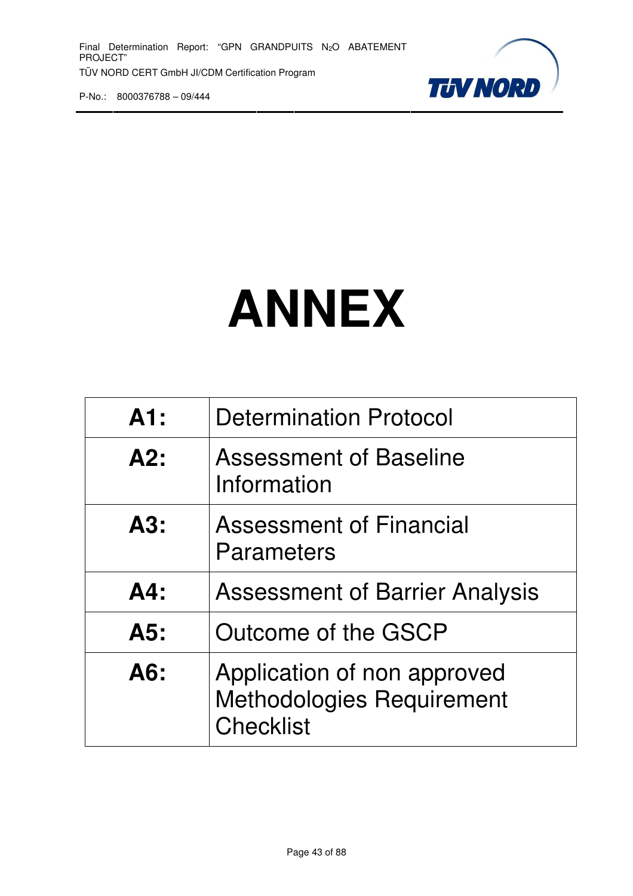# ANNEX

| | |
|---|---|
| **A1:** | Determination Protocol |
| **A2:** | Assessment of Baseline Information |
| **A3:** | Assessment of Financial Parameters |
| **A4:** | Assessment of Barrier Analysis |
| **A5:** | Outcome of the GSCP |
| **A6:** | Application of non approved Methodologies Requirement Checklist |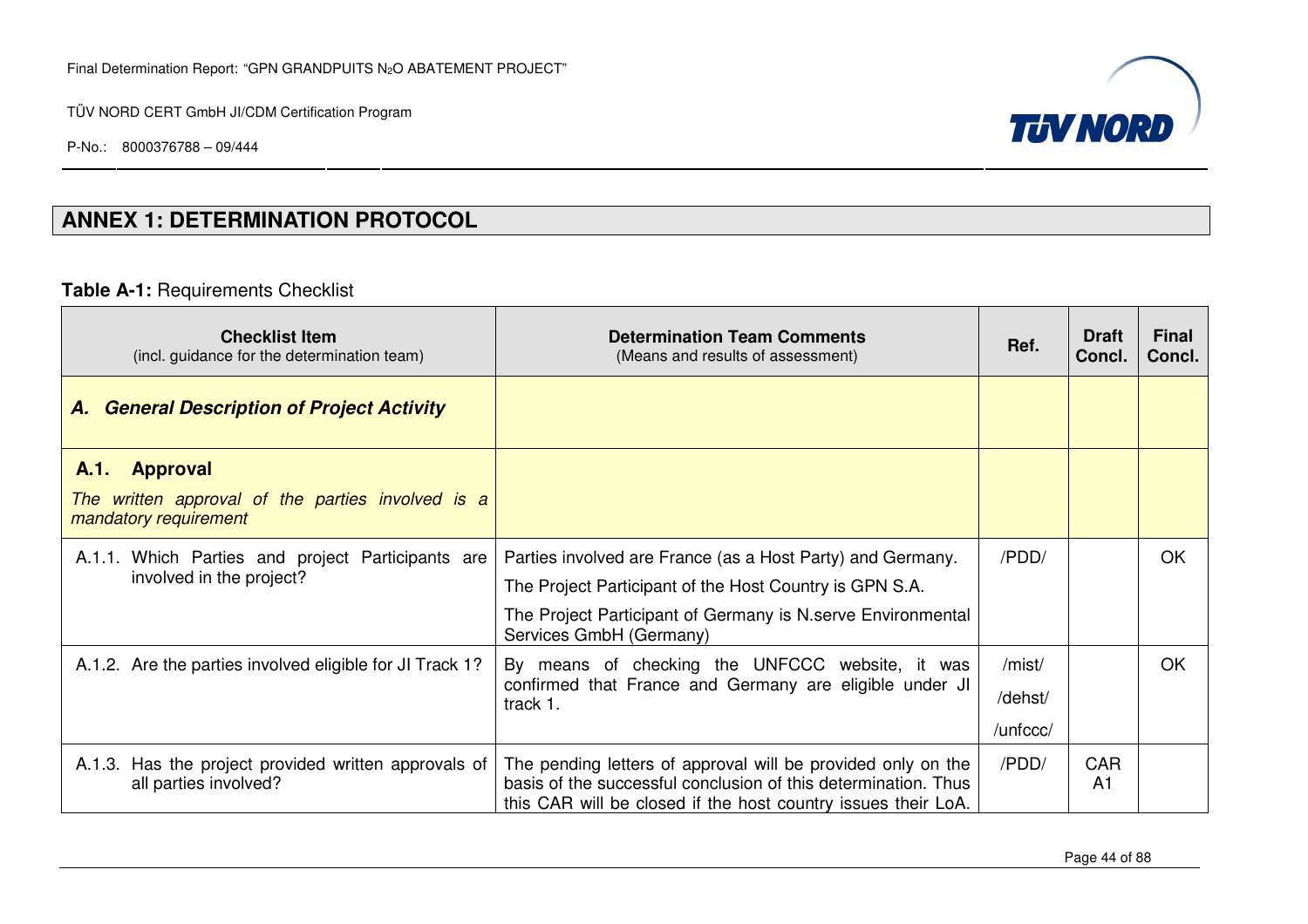## ANNEX 1: DETERMINATION PROTOCOL

**Table A-1:** Requirements Checklist

| **Checklist Item** (incl. guidance for the determination team) | **Determination Team Comments** (Means and results of assessment) | **Ref.** | **Draft Concl.** | **Final Concl.** |
|---|---|---|---|---|
| ***A. General Description of Project Activity*** | | | | |
| **A.1. Approval** *The written approval of the parties involved is a mandatory requirement* | | | | |
| A.1.1. Which Parties and project Participants are involved in the project? | Parties involved are France (as a Host Party) and Germany. The Project Participant of the Host Country is GPN S.A. The Project Participant of Germany is N.serve Environmental Services GmbH (Germany) | /PDD/ | | OK |
| A.1.2. Are the parties involved eligible for JI Track 1? | By means of checking the UNFCCC website, it was confirmed that France and Germany are eligible under JI track 1. | /mist/ /dehst/ /unfccc/ | | OK |
| A.1.3. Has the project provided written approvals of all parties involved? | The pending letters of approval will be provided only on the basis of the successful conclusion of this determination. Thus this CAR will be closed if the host country issues their LoA. | /PDD/ | CAR A1 | |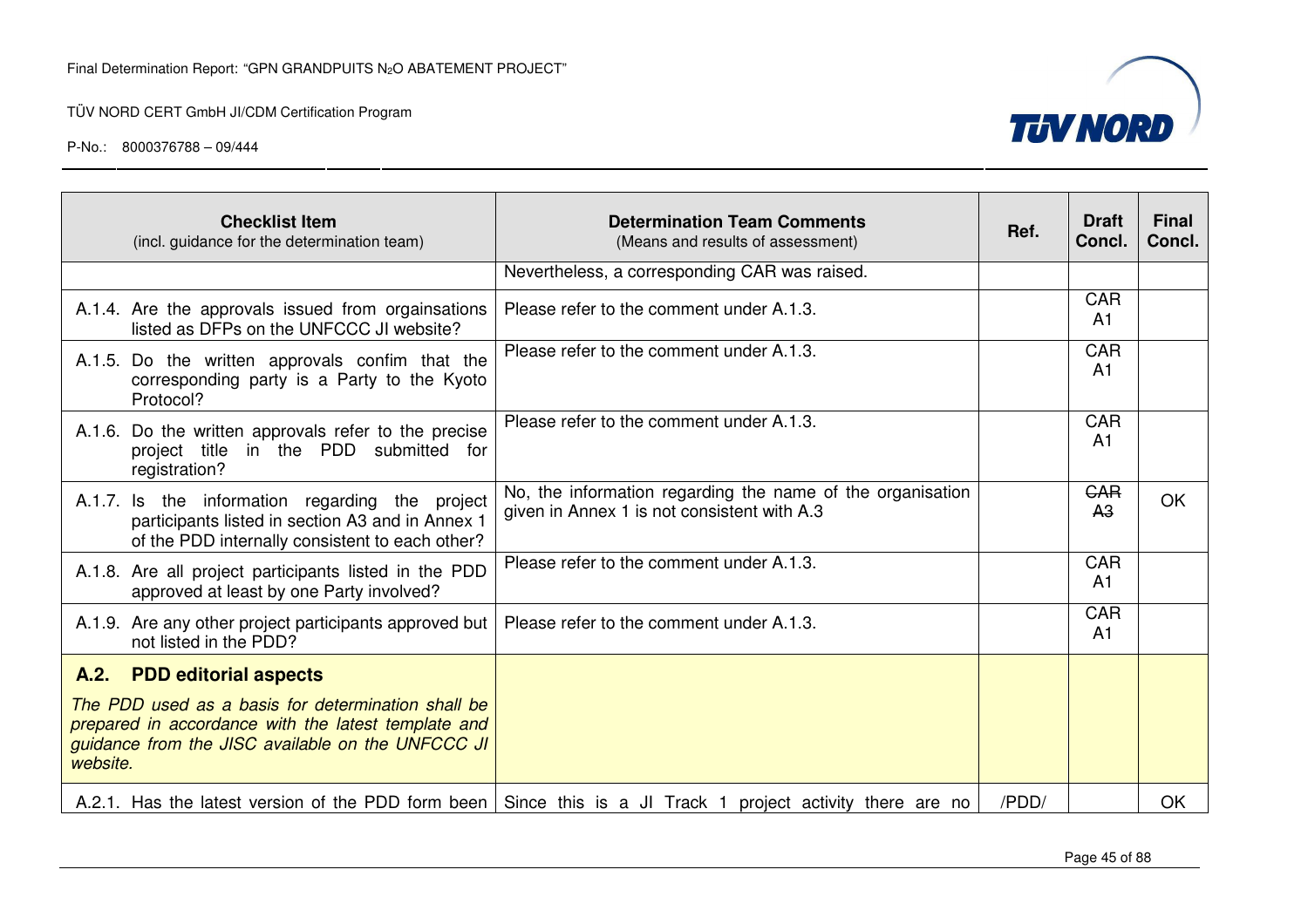| Checklist Item (incl. guidance for the determination team) | Determination Team Comments (Means and results of assessment) | Ref. | Draft Concl. | Final Concl. |
|---|---|---|---|---|
| | Nevertheless, a corresponding CAR was raised. | | | |
| A.1.4. Are the approvals issued from orgainsations listed as DFPs on the UNFCCC JI website? | Please refer to the comment under A.1.3. | | CAR A1 | |
| A.1.5. Do the written approvals confim that the corresponding party is a Party to the Kyoto Protocol? | Please refer to the comment under A.1.3. | | CAR A1 | |
| A.1.6. Do the written approvals refer to the precise project title in the PDD submitted for registration? | Please refer to the comment under A.1.3. | | CAR A1 | |
| A.1.7. Is the information regarding the project participants listed in section A3 and in Annex 1 of the PDD internally consistent to each other? | No, the information regarding the name of the organisation given in Annex 1 is not consistent with A.3 | | ~~CAR A3~~ | OK |
| A.1.8. Are all project participants listed in the PDD approved at least by one Party involved? | Please refer to the comment under A.1.3. | | CAR A1 | |
| A.1.9. Are any other project participants approved but not listed in the PDD? | Please refer to the comment under A.1.3. | | CAR A1 | |
| **A.2. PDD editorial aspects** *The PDD used as a basis for determination shall be prepared in accordance with the latest template and guidance from the JISC available on the UNFCCC JI website.* | | | | |
| A.2.1. Has the latest version of the PDD form been | Since this is a JI Track 1 project activity there are no | /PDD/ | | OK |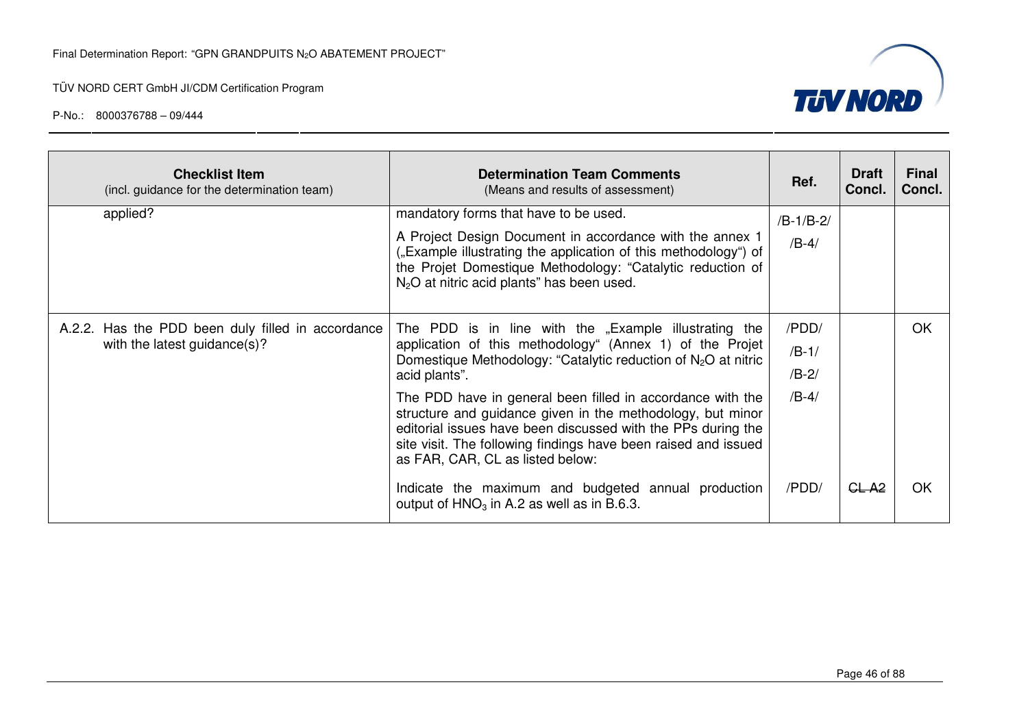| Checklist Item (incl. guidance for the determination team) | Determination Team Comments (Means and results of assessment) | Ref. | Draft Concl. | Final Concl. |
|---|---|---|---|---|
| applied? | mandatory forms that have to be used.<br><br>A Project Design Document in accordance with the annex 1 („Example illustrating the application of this methodology") of the Projet Domestique Methodology: "Catalytic reduction of $N_2O$ at nitric acid plants" has been used. | /B-1/B-2/<br>/B-4/ | | |
| A.2.2. Has the PDD been duly filled in accordance with the latest guidance(s)? | The PDD is in line with the „Example illustrating the application of this methodology" (Annex 1) of the Projet Domestique Methodology: "Catalytic reduction of $N_2O$ at nitric acid plants".<br><br>The PDD have in general been filled in accordance with the structure and guidance given in the methodology, but minor editorial issues have been discussed with the PPs during the site visit. The following findings have been raised and issued as FAR, CAR, CL as listed below: | /PDD/<br>/B-1/<br>/B-2/<br>/B-4/ | | OK |
| | Indicate the maximum and budgeted annual production output of $HNO_3$ in A.2 as well as in B.6.3. | /PDD/ | ~~CL A2~~ | OK |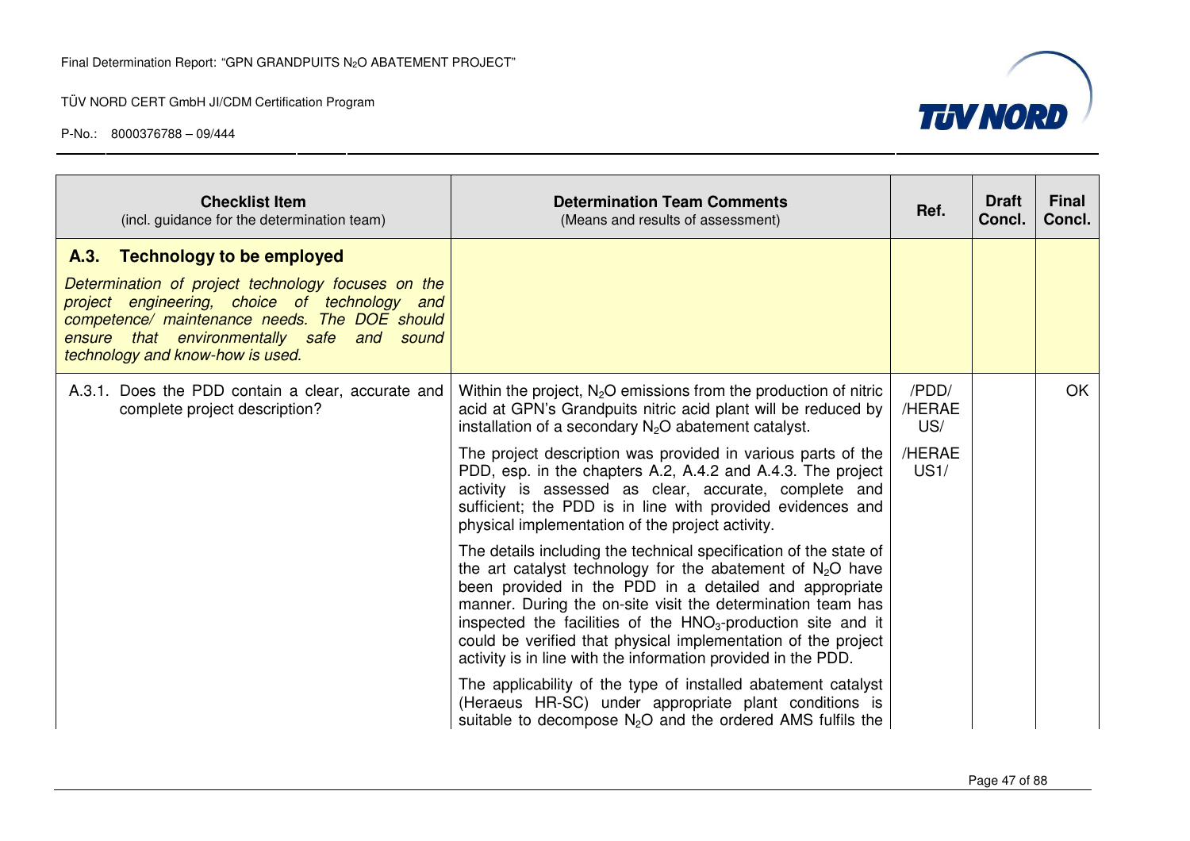| Checklist Item (incl. guidance for the determination team) | Determination Team Comments (Means and results of assessment) | Ref. | Draft Concl. | Final Concl. |
|---|---|---|---|---|
| **A.3. Technology to be employed**<br>*Determination of project technology focuses on the project engineering, choice of technology and competence/ maintenance needs. The DOE should ensure that environmentally safe and sound technology and know-how is used.* | | | | |
| A.3.1. Does the PDD contain a clear, accurate and complete project description? | Within the project, $N_2O$ emissions from the production of nitric acid at GPN's Grandpuits nitric acid plant will be reduced by installation of a secondary $N_2O$ abatement catalyst.<br><br>The project description was provided in various parts of the PDD, esp. in the chapters A.2, A.4.2 and A.4.3. The project activity is assessed as clear, accurate, complete and sufficient; the PDD is in line with provided evidences and physical implementation of the project activity.<br><br>The details including the technical specification of the state of the art catalyst technology for the abatement of $N_2O$ have been provided in the PDD in a detailed and appropriate manner. During the on-site visit the determination team has inspected the facilities of the $HNO_3$-production site and it could be verified that physical implementation of the project activity is in line with the information provided in the PDD.<br><br>The applicability of the type of installed abatement catalyst (Heraeus HR-SC) under appropriate plant conditions is suitable to decompose $N_2O$ and the ordered AMS fulfils the | /PDD/<br>/HERAEUS/<br><br>/HERAEUS1/ | | OK |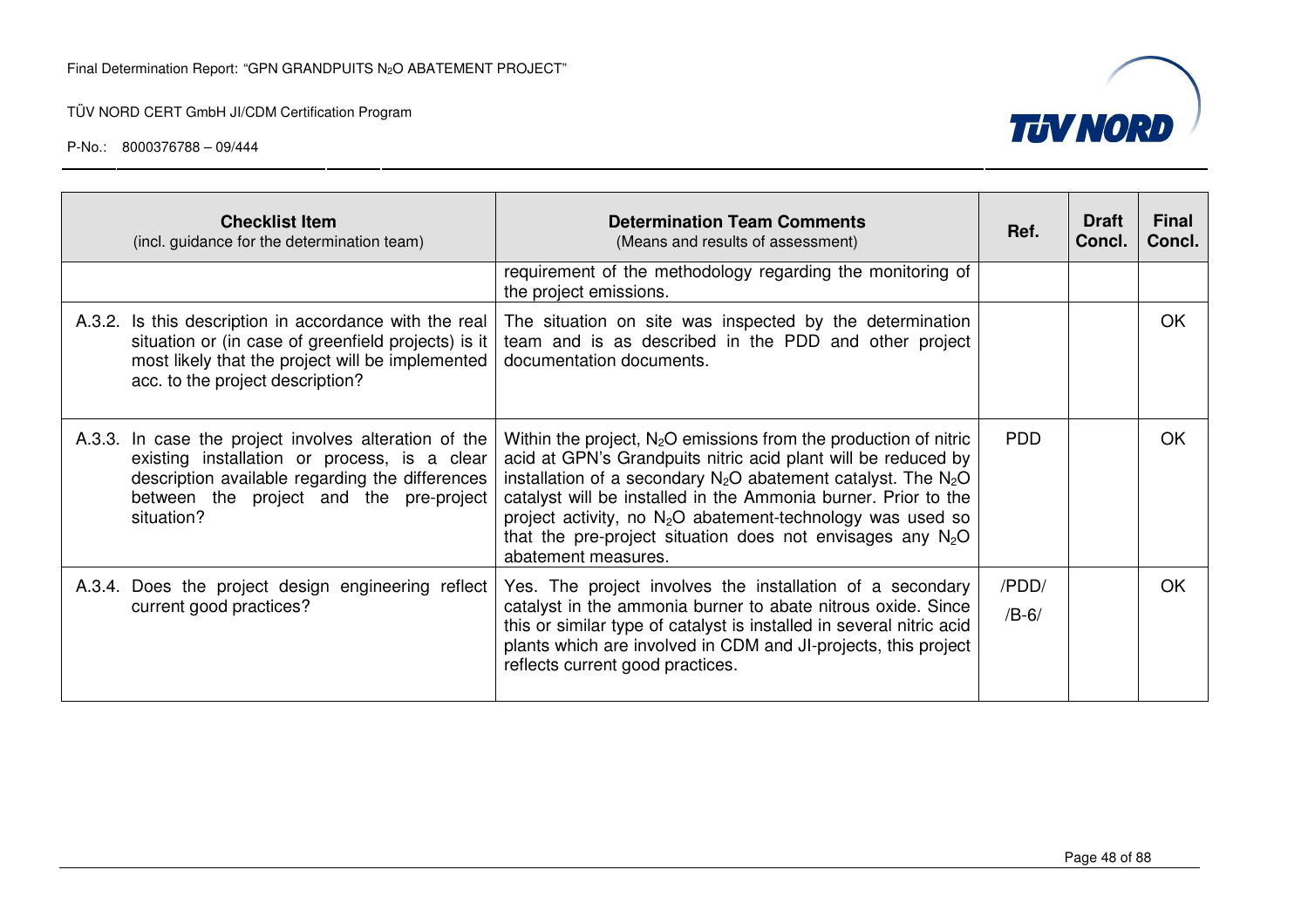| Checklist Item (incl. guidance for the determination team) | Determination Team Comments (Means and results of assessment) | Ref. | Draft Concl. | Final Concl. |
|---|---|---|---|---|
| | requirement of the methodology regarding the monitoring of the project emissions. | | | |
| A.3.2. Is this description in accordance with the real situation or (in case of greenfield projects) is it most likely that the project will be implemented acc. to the project description? | The situation on site was inspected by the determination team and is as described in the PDD and other project documentation documents. | | | OK |
| A.3.3. In case the project involves alteration of the existing installation or process, is a clear description available regarding the differences between the project and the pre-project situation? | Within the project, $N_2O$ emissions from the production of nitric acid at GPN's Grandpuits nitric acid plant will be reduced by installation of a secondary $N_2O$ abatement catalyst. The $N_2O$ catalyst will be installed in the Ammonia burner. Prior to the project activity, no $N_2O$ abatement-technology was used so that the pre-project situation does not envisages any $N_2O$ abatement measures. | PDD | | OK |
| A.3.4. Does the project design engineering reflect current good practices? | Yes. The project involves the installation of a secondary catalyst in the ammonia burner to abate nitrous oxide. Since this or similar type of catalyst is installed in several nitric acid plants which are involved in CDM and JI-projects, this project reflects current good practices. | /PDD/ /B-6/ | | OK |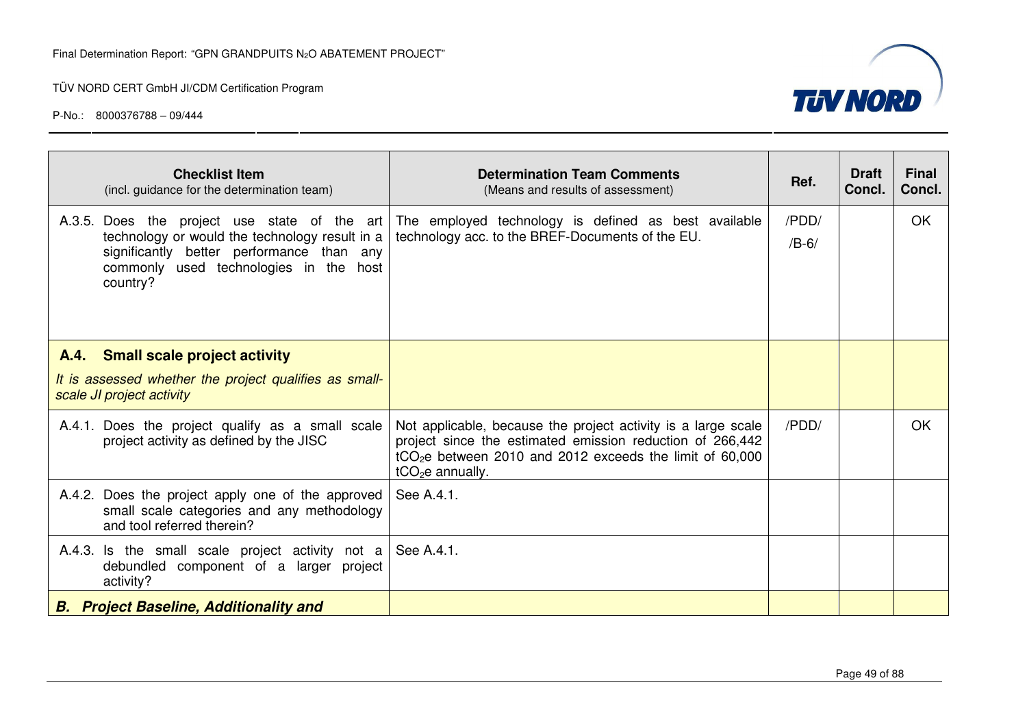| Checklist Item<br>(incl. guidance for the determination team) | Determination Team Comments<br>(Means and results of assessment) | Ref. | Draft Concl. | Final Concl. |
|---|---|---|---|---|
| A.3.5. Does the project use state of the art technology or would the technology result in a significantly better performance than any commonly used technologies in the host country? | The employed technology is defined as best available technology acc. to the BREF-Documents of the EU. | /PDD/<br>/B-6/ | | OK |
| **A.4. Small scale project activity**<br>*It is assessed whether the project qualifies as small-scale JI project activity* | | | | |
| A.4.1. Does the project qualify as a small scale project activity as defined by the JISC | Not applicable, because the project activity is a large scale project since the estimated emission reduction of 266,442 $tCO_2e$ between 2010 and 2012 exceeds the limit of 60,000 $tCO_2e$ annually. | /PDD/ | | OK |
| A.4.2. Does the project apply one of the approved small scale categories and any methodology and tool referred therein? | See A.4.1. | | | |
| A.4.3. Is the small scale project activity not a debundled component of a larger project activity? | See A.4.1. | | | |
| ***B. Project Baseline, Additionality and*** | | | | |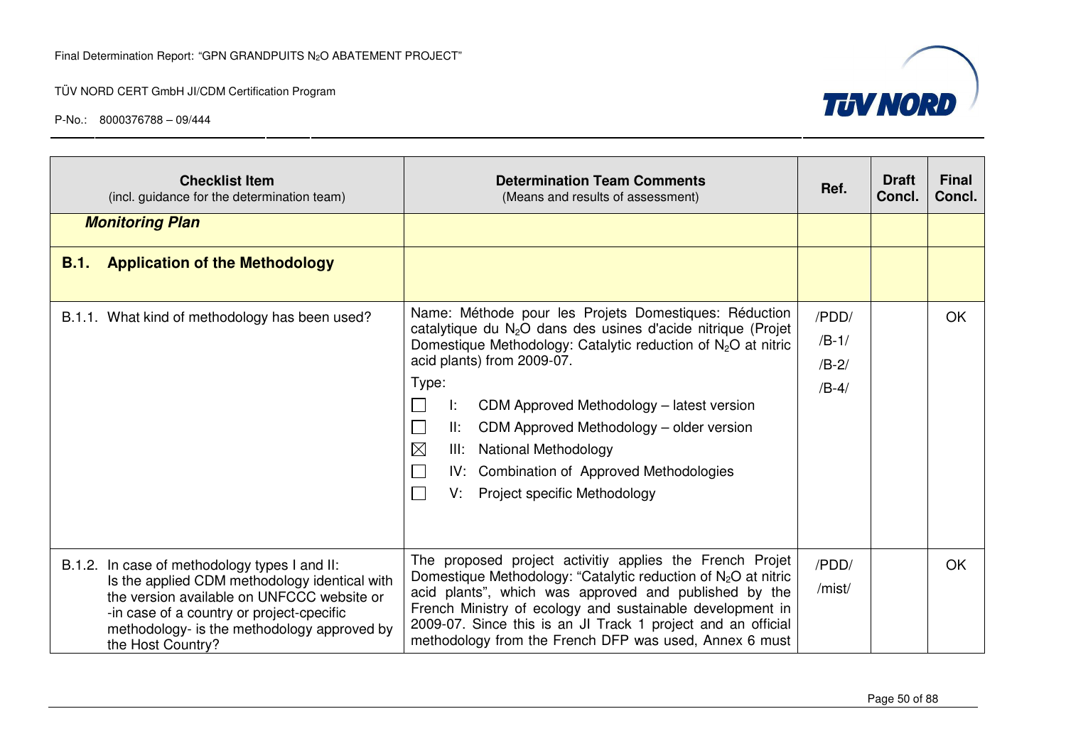| **Checklist Item** (incl. guidance for the determination team) | **Determination Team Comments** (Means and results of assessment) | **Ref.** | **Draft Concl.** | **Final Concl.** |
|---|---|---|---|---|
| ***Monitoring Plan*** | | | | |
| **B.1. Application of the Methodology** | | | | |
| B.1.1. What kind of methodology has been used? | Name: Méthode pour les Projets Domestiques: Réduction catalytique du $N_2O$ dans des usines d'acide nitrique (Projet Domestique Methodology: Catalytic reduction of $N_2O$ at nitric acid plants) from 2009-07.<br>Type:<br>☐ I: CDM Approved Methodology – latest version<br>☐ II: CDM Approved Methodology – older version<br>☒ III: National Methodology<br>☐ IV: Combination of Approved Methodologies<br>☐ V: Project specific Methodology | /PDD/<br>/B-1/<br>/B-2/<br>/B-4/ | | OK |
| B.1.2. In case of methodology types I and II: Is the applied CDM methodology identical with the version available on UNFCCC website or -in case of a country or project-cpecific methodology- is the methodology approved by the Host Country? | The proposed project activitiy applies the French Projet Domestique Methodology: "Catalytic reduction of $N_2O$ at nitric acid plants", which was approved and published by the French Ministry of ecology and sustainable development in 2009-07. Since this is an JI Track 1 project and an official methodology from the French DFP was used, Annex 6 must | /PDD/<br>/mist/ | | OK |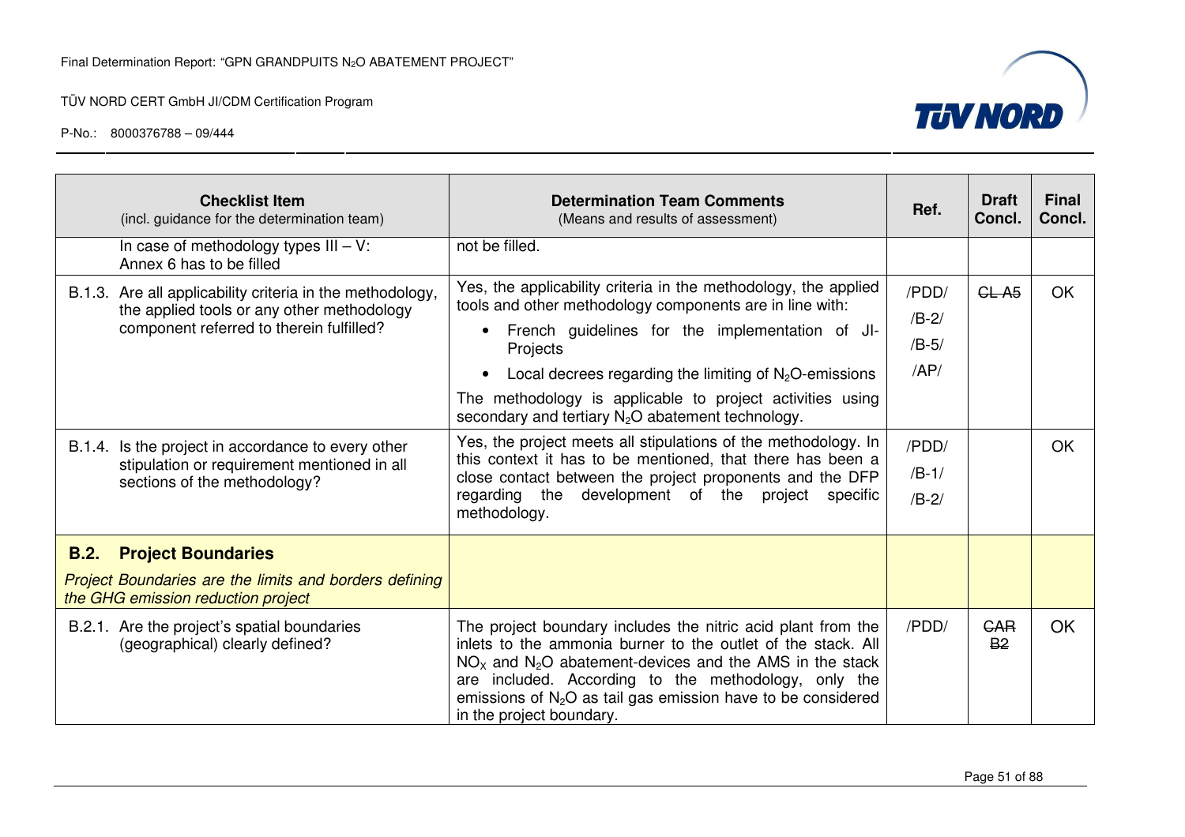| Checklist Item (incl. guidance for the determination team) | Determination Team Comments (Means and results of assessment) | Ref. | Draft Concl. | Final Concl. |
|---|---|---|---|---|
| In case of methodology types III – V: Annex 6 has to be filled | not be filled. | | | |
| B.1.3. Are all applicability criteria in the methodology, the applied tools or any other methodology component referred to therein fulfilled? | Yes, the applicability criteria in the methodology, the applied tools and other methodology components are in line with: <br>• French guidelines for the implementation of JI-Projects <br>• Local decrees regarding the limiting of $N_2O$-emissions <br>The methodology is applicable to project activities using secondary and tertiary $N_2O$ abatement technology. | /PDD/ <br>/B-2/ <br>/B-5/ <br>/AP/ | ~~CL A5~~ | OK |
| B.1.4. Is the project in accordance to every other stipulation or requirement mentioned in all sections of the methodology? | Yes, the project meets all stipulations of the methodology. In this context it has to be mentioned, that there has been a close contact between the project proponents and the DFP regarding the development of the project specific methodology. | /PDD/ <br>/B-1/ <br>/B-2/ | | OK |
| **B.2. Project Boundaries** <br>*Project Boundaries are the limits and borders defining the GHG emission reduction project* | | | | |
| B.2.1. Are the project's spatial boundaries (geographical) clearly defined? | The project boundary includes the nitric acid plant from the inlets to the ammonia burner to the outlet of the stack. All $NO_X$ and $N_2O$ abatement-devices and the AMS in the stack are included. According to the methodology, only the emissions of $N_2O$ as tail gas emission have to be considered in the project boundary. | /PDD/ | ~~CAR B2~~ | OK |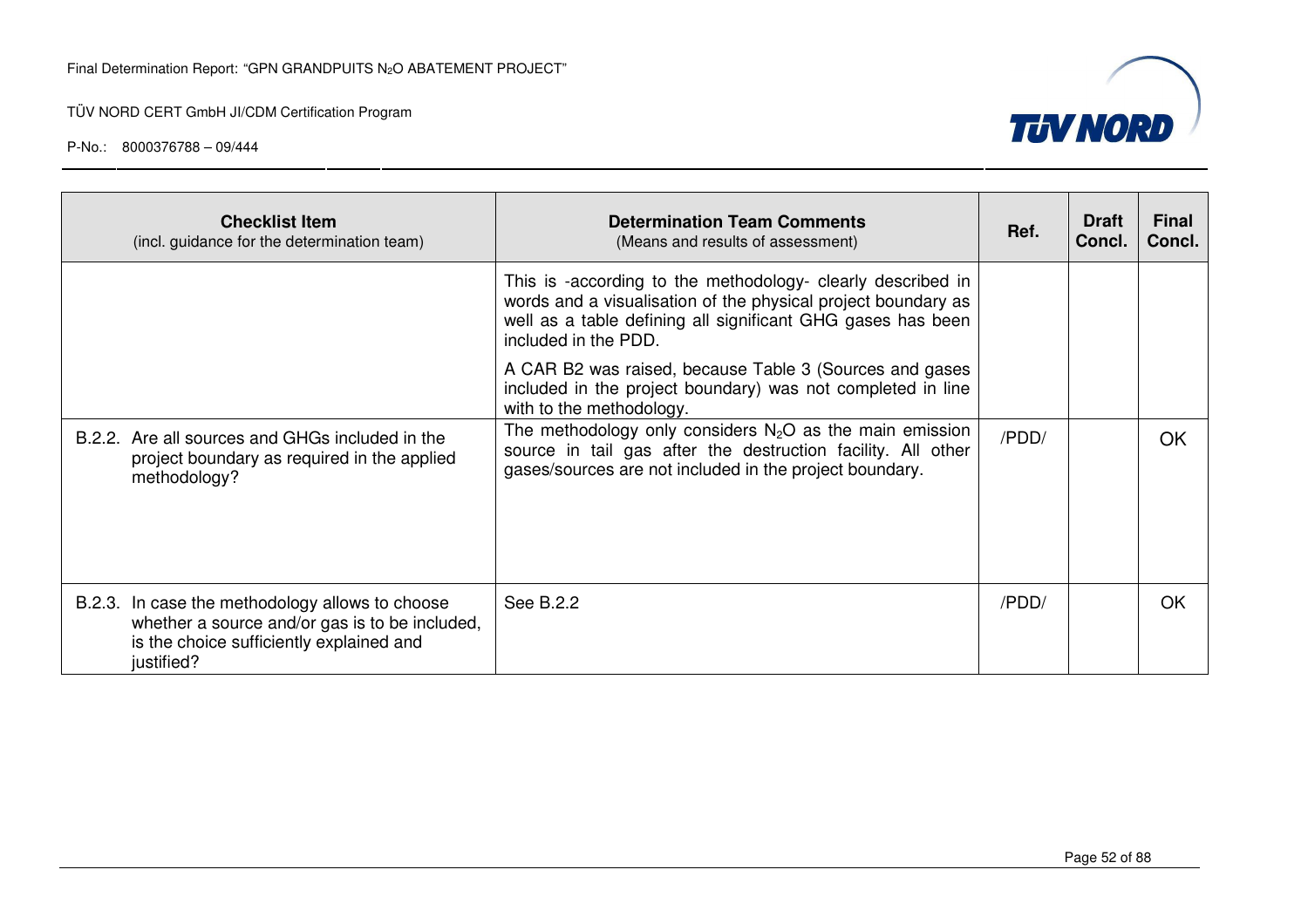| Checklist Item (incl. guidance for the determination team) | Determination Team Comments (Means and results of assessment) | Ref. | Draft Concl. | Final Concl. |
|---|---|---|---|---|
| | This is -according to the methodology- clearly described in words and a visualisation of the physical project boundary as well as a table defining all significant GHG gases has been included in the PDD.<br><br>A CAR B2 was raised, because Table 3 (Sources and gases included in the project boundary) was not completed in line with to the methodology. | | | |
| B.2.2. Are all sources and GHGs included in the project boundary as required in the applied methodology? | The methodology only considers $N_2O$ as the main emission source in tail gas after the destruction facility. All other gases/sources are not included in the project boundary. | /PDD/ | | OK |
| B.2.3. In case the methodology allows to choose whether a source and/or gas is to be included, is the choice sufficiently explained and justified? | See B.2.2 | /PDD/ | | OK |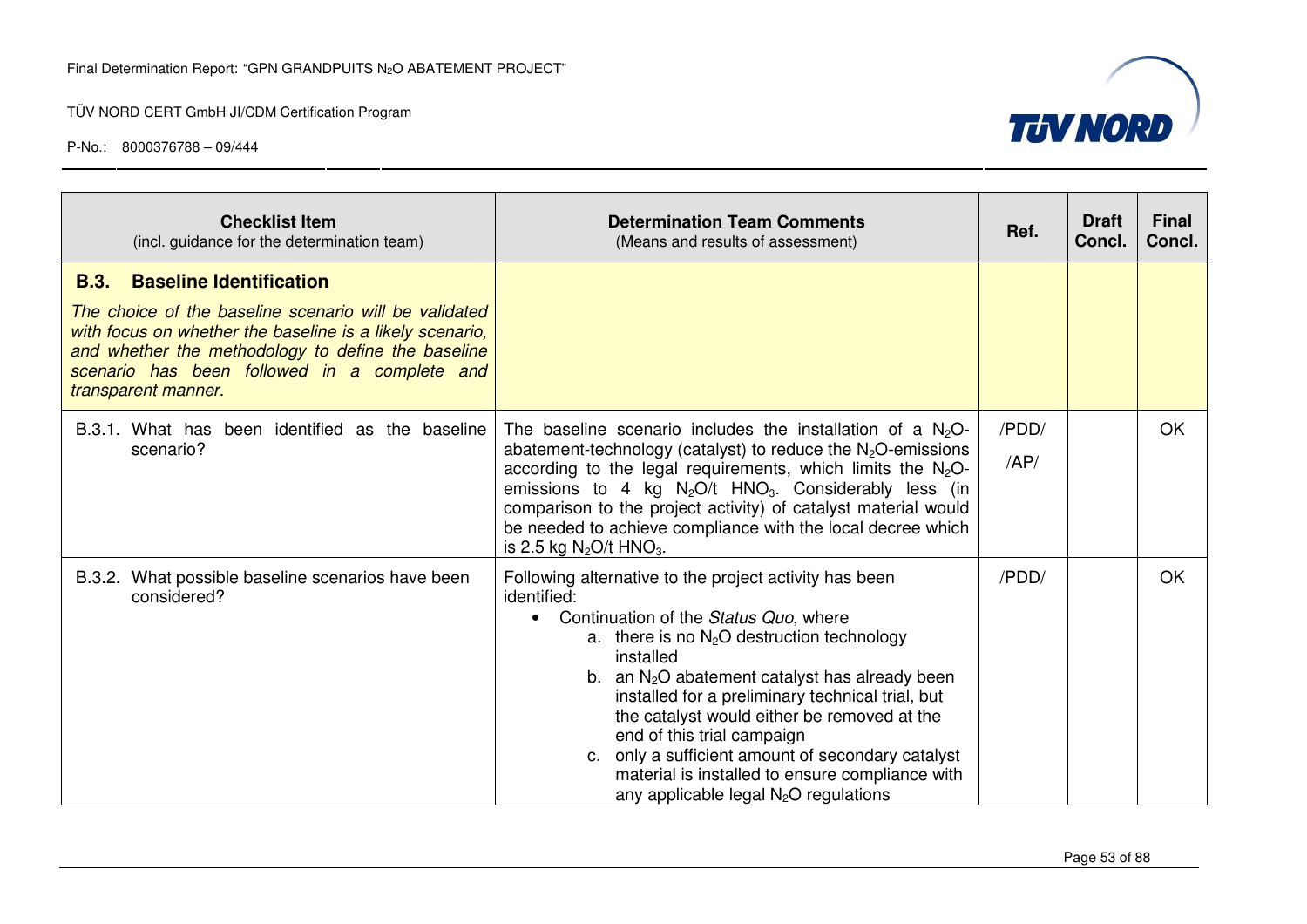| Checklist Item (incl. guidance for the determination team) | Determination Team Comments (Means and results of assessment) | Ref. | Draft Concl. | Final Concl. |
|---|---|---|---|---|
| **B.3. Baseline Identification** *The choice of the baseline scenario will be validated with focus on whether the baseline is a likely scenario, and whether the methodology to define the baseline scenario has been followed in a complete and transparent manner.* | | | | |
| B.3.1. What has been identified as the baseline scenario? | The baseline scenario includes the installation of a $N_2O$-abatement-technology (catalyst) to reduce the $N_2O$-emissions according to the legal requirements, which limits the $N_2O$-emissions to 4 kg $N_2O$/t $HNO_3$. Considerably less (in comparison to the project activity) of catalyst material would be needed to achieve compliance with the local decree which is 2.5 kg $N_2O$/t $HNO_3$. | /PDD/ /AP/ | | OK |
| B.3.2. What possible baseline scenarios have been considered? | Following alternative to the project activity has been identified: <br>• Continuation of the *Status Quo*, where <br>a. there is no $N_2O$ destruction technology installed <br>b. an $N_2O$ abatement catalyst has already been installed for a preliminary technical trial, but the catalyst would either be removed at the end of this trial campaign <br>c. only a sufficient amount of secondary catalyst material is installed to ensure compliance with any applicable legal $N_2O$ regulations | /PDD/ | | OK |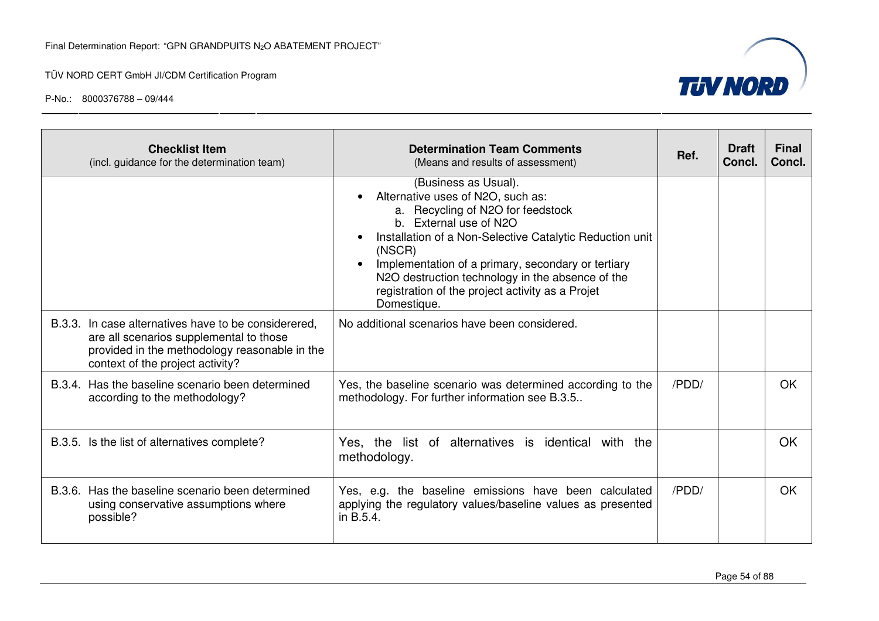| Checklist Item (incl. guidance for the determination team) | Determination Team Comments (Means and results of assessment) | Ref. | Draft Concl. | Final Concl. |
|---|---|---|---|---|
| | (Business as Usual).<br>• Alternative uses of N2O, such as:<br>a. Recycling of N2O for feedstock<br>b. External use of N2O<br>• Installation of a Non-Selective Catalytic Reduction unit (NSCR)<br>• Implementation of a primary, secondary or tertiary N2O destruction technology in the absence of the registration of the project activity as a Projet Domestique. | | | |
| B.3.3. In case alternatives have to be considerered, are all scenarios supplemental to those provided in the methodology reasonable in the context of the project activity? | No additional scenarios have been considered. | | | |
| B.3.4. Has the baseline scenario been determined according to the methodology? | Yes, the baseline scenario was determined according to the methodology. For further information see B.3.5.. | /PDD/ | | OK |
| B.3.5. Is the list of alternatives complete? | Yes, the list of alternatives is identical with the methodology. | | | OK |
| B.3.6. Has the baseline scenario been determined using conservative assumptions where possible? | Yes, e.g. the baseline emissions have been calculated applying the regulatory values/baseline values as presented in B.5.4. | /PDD/ | | OK |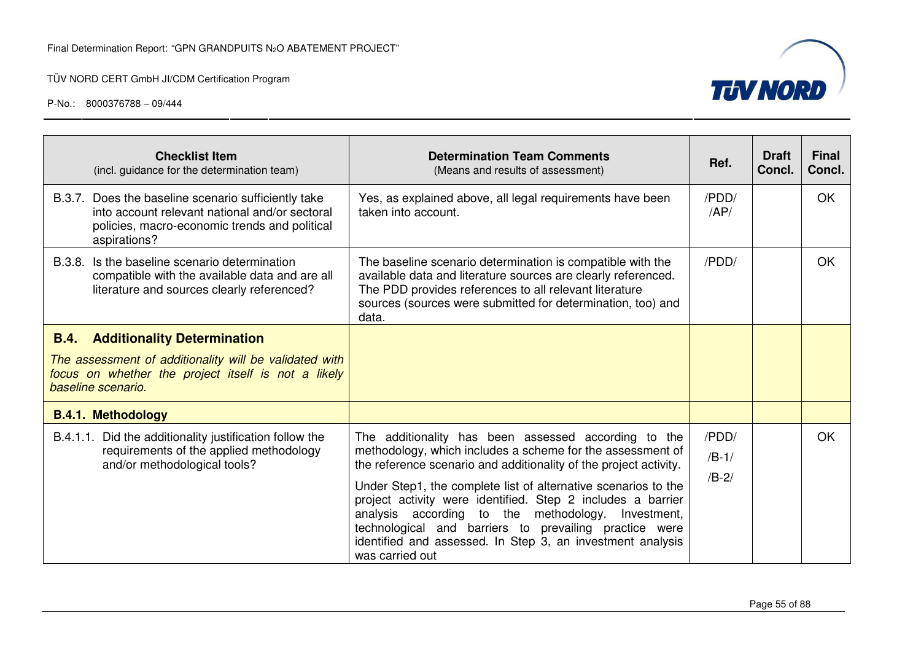| Checklist Item (incl. guidance for the determination team) | Determination Team Comments (Means and results of assessment) | Ref. | Draft Concl. | Final Concl. |
|---|---|---|---|---|
| B.3.7. Does the baseline scenario sufficiently take into account relevant national and/or sectoral policies, macro-economic trends and political aspirations? | Yes, as explained above, all legal requirements have been taken into account. | /PDD/ /AP/ | | OK |
| B.3.8. Is the baseline scenario determination compatible with the available data and are all literature and sources clearly referenced? | The baseline scenario determination is compatible with the available data and literature sources are clearly referenced. The PDD provides references to all relevant literature sources (sources were submitted for determination, too) and data. | /PDD/ | | OK |
| **B.4. Additionality Determination** *The assessment of additionality will be validated with focus on whether the project itself is not a likely baseline scenario.* | | | | |
| **B.4.1. Methodology** | | | | |
| B.4.1.1. Did the additionality justification follow the requirements of the applied methodology and/or methodological tools? | The additionality has been assessed according to the methodology, which includes a scheme for the assessment of the reference scenario and additionality of the project activity. Under Step1, the complete list of alternative scenarios to the project activity were identified. Step 2 includes a barrier analysis according to the methodology. Investment, technological and barriers to prevailing practice were identified and assessed. In Step 3, an investment analysis was carried out | /PDD/ /B-1/ /B-2/ | | OK |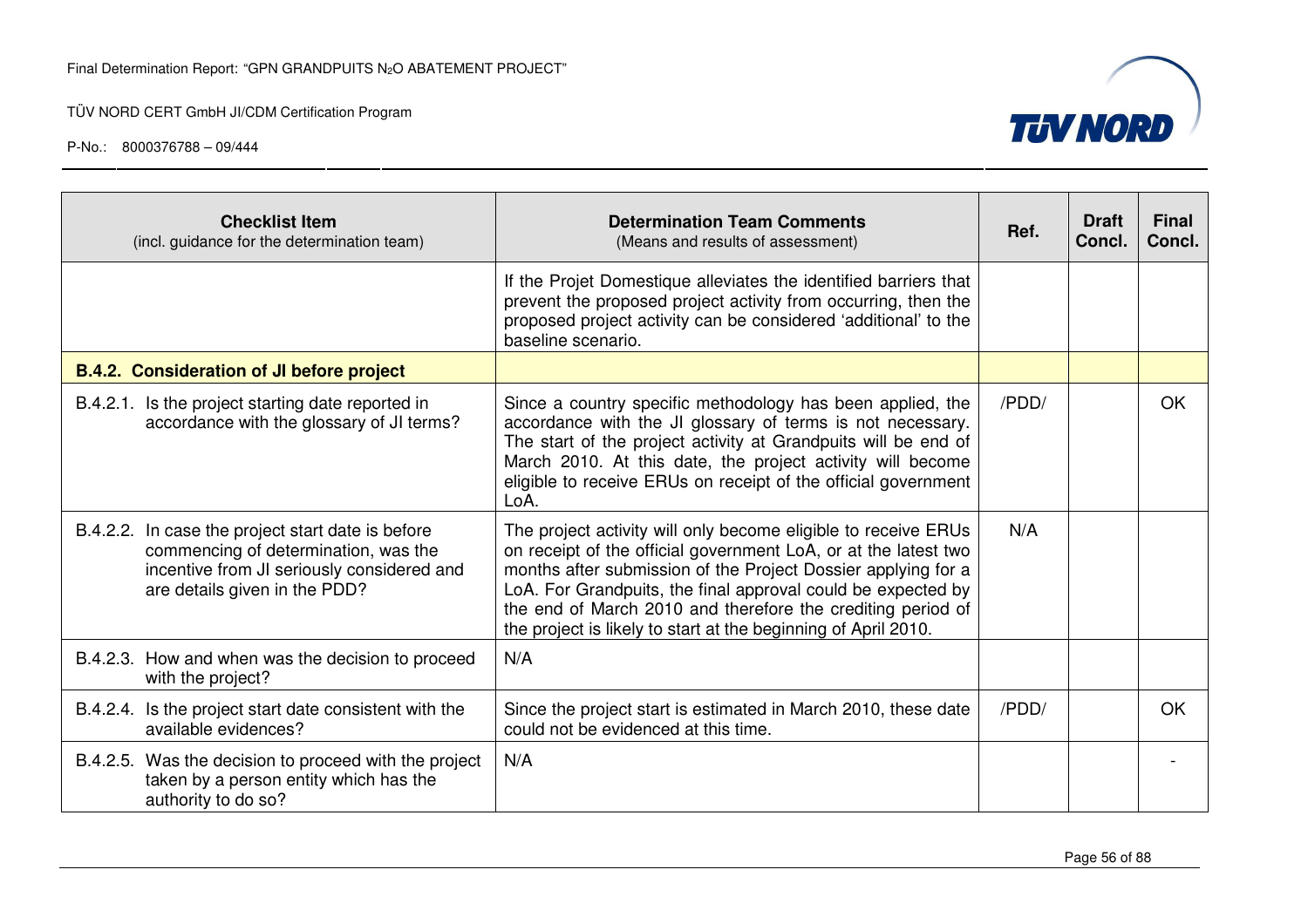| **Checklist Item** (incl. guidance for the determination team) | **Determination Team Comments** (Means and results of assessment) | **Ref.** | **Draft Concl.** | **Final Concl.** |
|---|---|---|---|---|
| | If the Projet Domestique alleviates the identified barriers that prevent the proposed project activity from occurring, then the proposed project activity can be considered 'additional' to the baseline scenario. | | | |
| **B.4.2. Consideration of JI before project** | | | | |
| B.4.2.1. Is the project starting date reported in accordance with the glossary of JI terms? | Since a country specific methodology has been applied, the accordance with the JI glossary of terms is not necessary. The start of the project activity at Grandpuits will be end of March 2010. At this date, the project activity will become eligible to receive ERUs on receipt of the official government LoA. | /PDD/ | | OK |
| B.4.2.2. In case the project start date is before commencing of determination, was the incentive from JI seriously considered and are details given in the PDD? | The project activity will only become eligible to receive ERUs on receipt of the official government LoA, or at the latest two months after submission of the Project Dossier applying for a LoA. For Grandpuits, the final approval could be expected by the end of March 2010 and therefore the crediting period of the project is likely to start at the beginning of April 2010. | N/A | | |
| B.4.2.3. How and when was the decision to proceed with the project? | N/A | | | |
| B.4.2.4. Is the project start date consistent with the available evidences? | Since the project start is estimated in March 2010, these date could not be evidenced at this time. | /PDD/ | | OK |
| B.4.2.5. Was the decision to proceed with the project taken by a person entity which has the authority to do so? | N/A | | | - |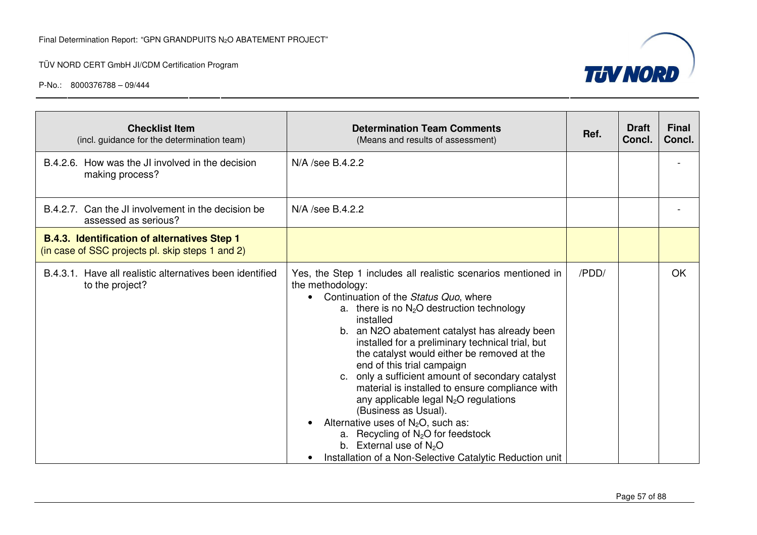| Checklist Item (incl. guidance for the determination team) | Determination Team Comments (Means and results of assessment) | Ref. | Draft Concl. | Final Concl. |
|---|---|---|---|---|
| B.4.2.6. How was the JI involved in the decision making process? | N/A /see B.4.2.2 | | | - |
| B.4.2.7. Can the JI involvement in the decision be assessed as serious? | N/A /see B.4.2.2 | | | - |
| **B.4.3. Identification of alternatives Step 1** (in case of SSC projects pl. skip steps 1 and 2) | | | | |
| B.4.3.1. Have all realistic alternatives been identified to the project? | Yes, the Step 1 includes all realistic scenarios mentioned in the methodology:<br>• Continuation of the *Status Quo*, where<br>a. there is no $N_2O$ destruction technology installed<br>b. an N2O abatement catalyst has already been installed for a preliminary technical trial, but the catalyst would either be removed at the end of this trial campaign<br>c. only a sufficient amount of secondary catalyst material is installed to ensure compliance with any applicable legal $N_2O$ regulations (Business as Usual).<br>• Alternative uses of $N_2O$, such as:<br>a. Recycling of $N_2O$ for feedstock<br>b. External use of $N_2O$<br>• Installation of a Non-Selective Catalytic Reduction unit | /PDD/ | | OK |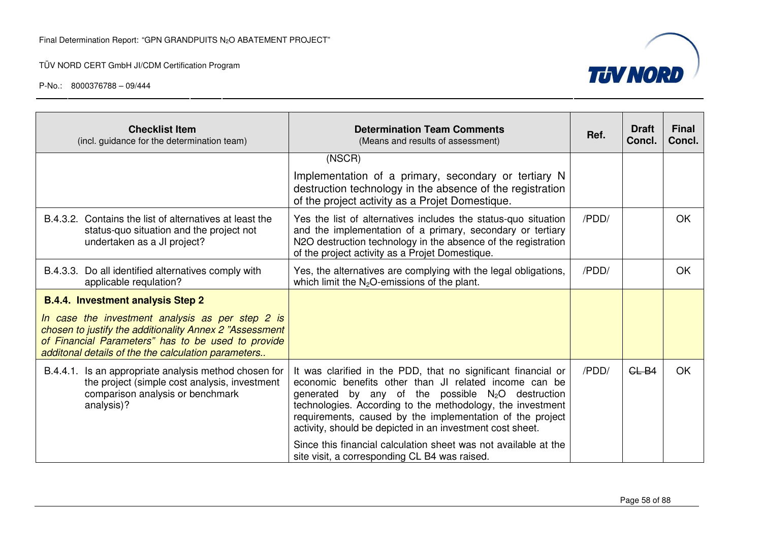| Checklist Item (incl. guidance for the determination team) | Determination Team Comments (Means and results of assessment) | Ref. | Draft Concl. | Final Concl. |
|---|---|---|---|---|
| | (NSCR)<br><br>Implementation of a primary, secondary or tertiary N destruction technology in the absence of the registration of the project activity as a Projet Domestique. | | | |
| B.4.3.2. Contains the list of alternatives at least the status-quo situation and the project not undertaken as a JI project? | Yes the list of alternatives includes the status-quo situation and the implementation of a primary, secondary or tertiary N2O destruction technology in the absence of the registration of the project activity as a Projet Domestique. | /PDD/ | | OK |
| B.4.3.3. Do all identified alternatives comply with applicable requlation? | Yes, the alternatives are complying with the legal obligations, which limit the $N_2O$-emissions of the plant. | /PDD/ | | OK |
| **B.4.4. Investment analysis Step 2**<br><br>*In case the investment analysis as per step 2 is chosen to justify the additionality Annex 2 "Assessment of Financial Parameters" has to be used to provide additonal details of the the calculation parameters..* | | | | |
| B.4.4.1. Is an appropriate analysis method chosen for the project (simple cost analysis, investment comparison analysis or benchmark analysis)? | It was clarified in the PDD, that no significant financial or economic benefits other than JI related income can be generated by any of the possible $N_2O$ destruction technologies. According to the methodology, the investment requirements, caused by the implementation of the project activity, should be depicted in an investment cost sheet.<br><br>Since this financial calculation sheet was not available at the site visit, a corresponding CL B4 was raised. | /PDD/ | ~~CL B4~~ | OK |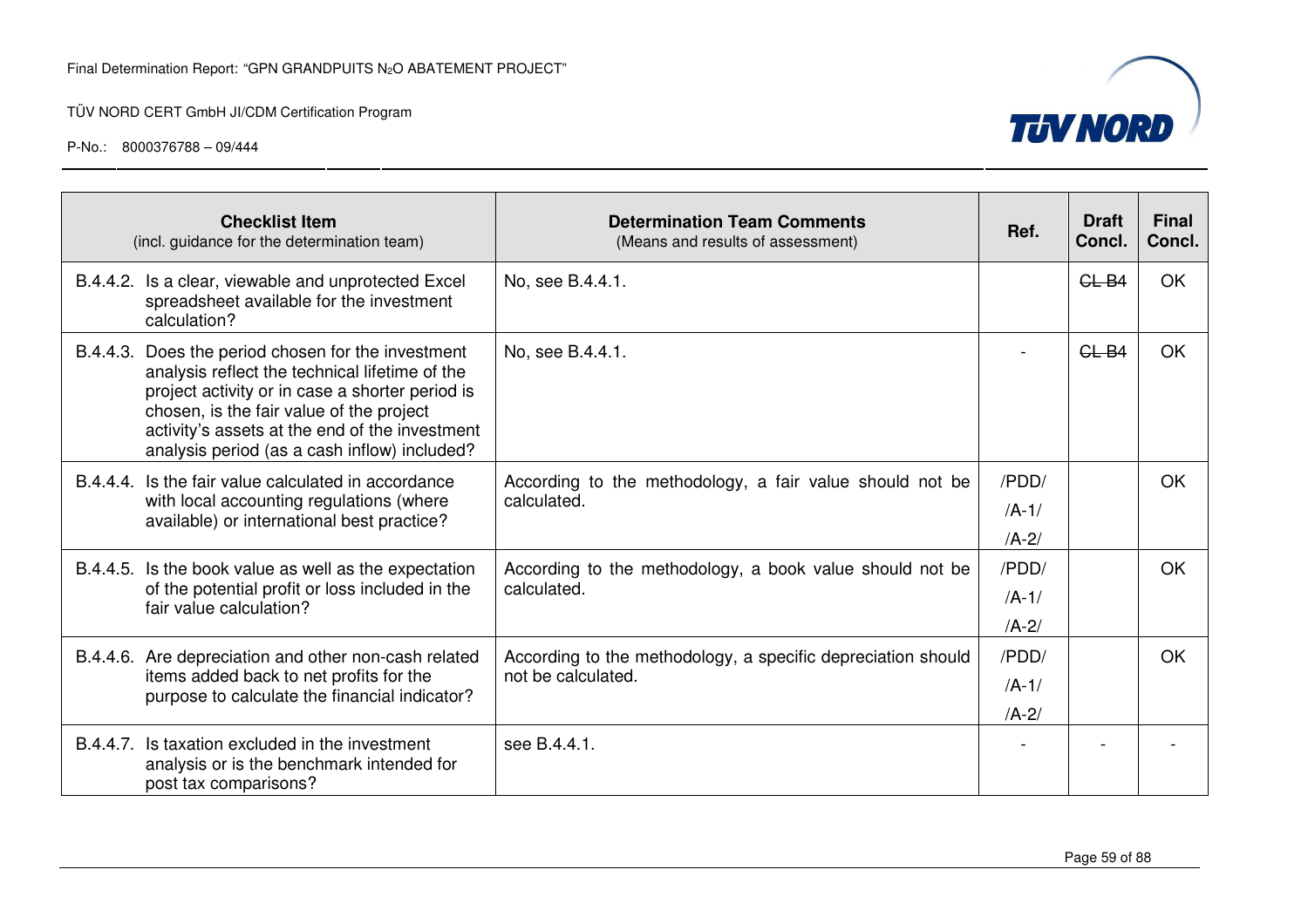| Checklist Item (incl. guidance for the determination team) | Determination Team Comments (Means and results of assessment) | Ref. | Draft Concl. | Final Concl. |
|---|---|---|---|---|
| B.4.4.2. Is a clear, viewable and unprotected Excel spreadsheet available for the investment calculation? | No, see B.4.4.1. | | ~~CL B4~~ | OK |
| B.4.4.3. Does the period chosen for the investment analysis reflect the technical lifetime of the project activity or in case a shorter period is chosen, is the fair value of the project activity's assets at the end of the investment analysis period (as a cash inflow) included? | No, see B.4.4.1. | - | ~~CL B4~~ | OK |
| B.4.4.4. Is the fair value calculated in accordance with local accounting regulations (where available) or international best practice? | According to the methodology, a fair value should not be calculated. | /PDD/ /A-1/ /A-2/ | | OK |
| B.4.4.5. Is the book value as well as the expectation of the potential profit or loss included in the fair value calculation? | According to the methodology, a book value should not be calculated. | /PDD/ /A-1/ /A-2/ | | OK |
| B.4.4.6. Are depreciation and other non-cash related items added back to net profits for the purpose to calculate the financial indicator? | According to the methodology, a specific depreciation should not be calculated. | /PDD/ /A-1/ /A-2/ | | OK |
| B.4.4.7. Is taxation excluded in the investment analysis or is the benchmark intended for post tax comparisons? | see B.4.4.1. | - | - | - |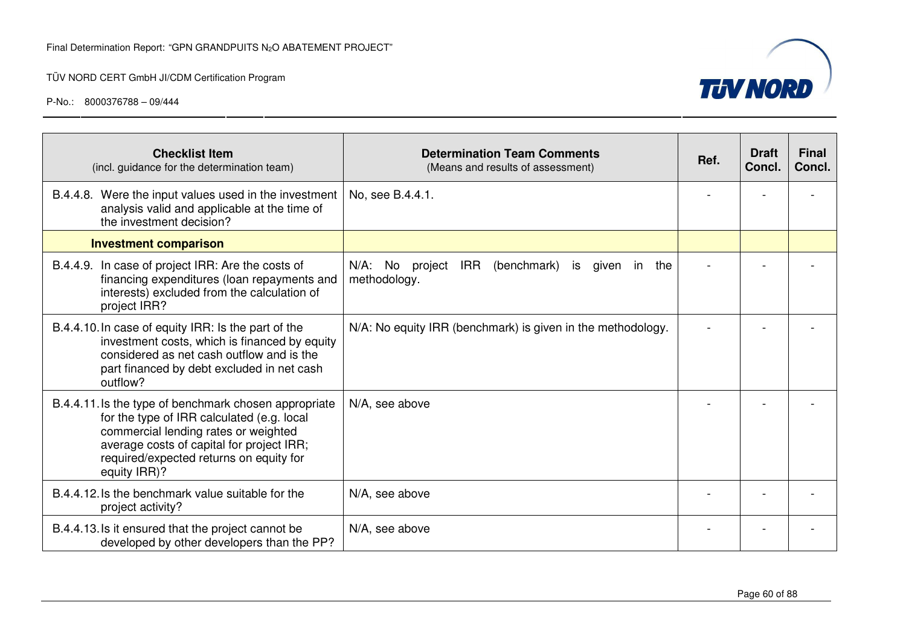| Checklist Item<br>(incl. guidance for the determination team) | Determination Team Comments<br>(Means and results of assessment) | Ref. | Draft Concl. | Final Concl. |
|---|---|---|---|---|
| B.4.4.8. Were the input values used in the investment analysis valid and applicable at the time of the investment decision? | No, see B.4.4.1. | - | - | - |
| **Investment comparison** | | | | |
| B.4.4.9. In case of project IRR: Are the costs of financing expenditures (loan repayments and interests) excluded from the calculation of project IRR? | N/A: No project IRR (benchmark) is given in the methodology. | - | - | - |
| B.4.4.10. In case of equity IRR: Is the part of the investment costs, which is financed by equity considered as net cash outflow and is the part financed by debt excluded in net cash outflow? | N/A: No equity IRR (benchmark) is given in the methodology. | - | - | - |
| B.4.4.11. Is the type of benchmark chosen appropriate for the type of IRR calculated (e.g. local commercial lending rates or weighted average costs of capital for project IRR; required/expected returns on equity for equity IRR)? | N/A, see above | - | - | - |
| B.4.4.12. Is the benchmark value suitable for the project activity? | N/A, see above | - | - | - |
| B.4.4.13. Is it ensured that the project cannot be developed by other developers than the PP? | N/A, see above | - | - | - |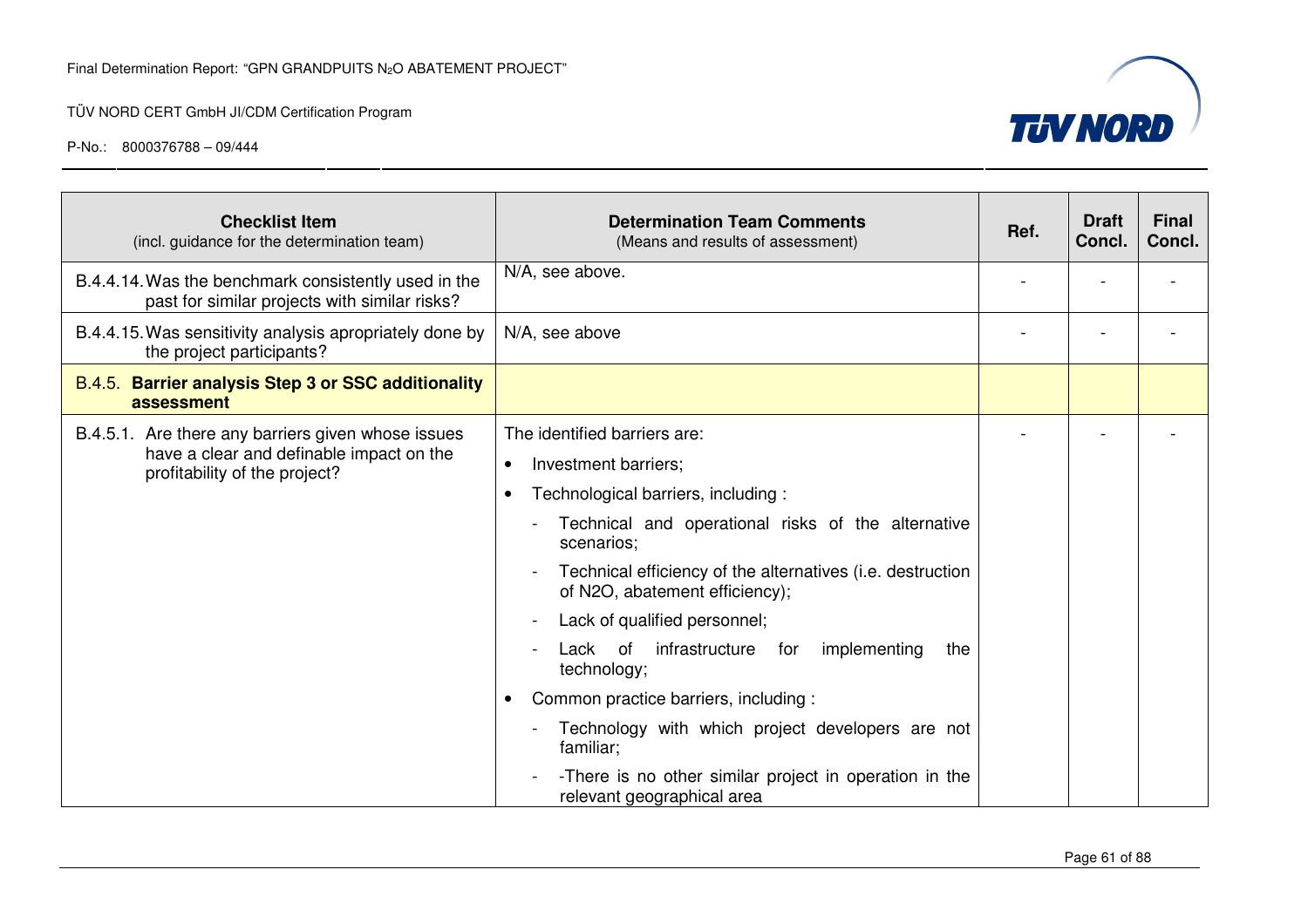| Checklist Item<br>(incl. guidance for the determination team) | Determination Team Comments<br>(Means and results of assessment) | Ref. | Draft Concl. | Final Concl. |
|---|---|---|---|---|
| B.4.4.14. Was the benchmark consistently used in the past for similar projects with similar risks? | N/A, see above. | - | - | - |
| B.4.4.15. Was sensitivity analysis apropriately done by the project participants? | N/A, see above | - | - | - |
| B.4.5. **Barrier analysis Step 3 or SSC additionality assessment** | | | | |
| B.4.5.1. Are there any barriers given whose issues have a clear and definable impact on the profitability of the project? | The identified barriers are:<br>• Investment barriers;<br>• Technological barriers, including :<br>- Technical and operational risks of the alternative scenarios;<br>- Technical efficiency of the alternatives (i.e. destruction of N2O, abatement efficiency);<br>- Lack of qualified personnel;<br>- Lack of infrastructure for implementing the technology;<br>• Common practice barriers, including :<br>- Technology with which project developers are not familiar;<br>- -There is no other similar project in operation in the relevant geographical area | - | - | - |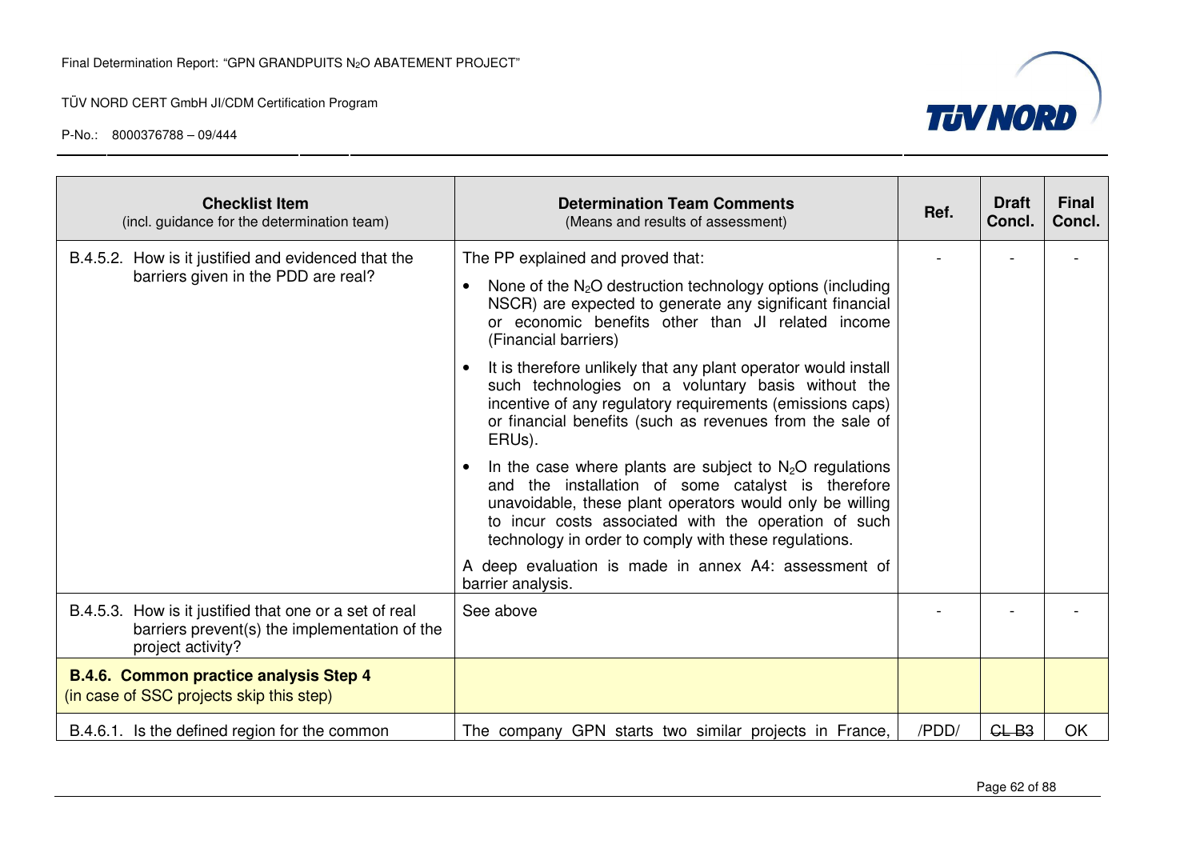| Checklist Item (incl. guidance for the determination team) | Determination Team Comments (Means and results of assessment) | Ref. | Draft Concl. | Final Concl. |
|---|---|---|---|---|
| B.4.5.2. How is it justified and evidenced that the barriers given in the PDD are real? | The PP explained and proved that:<br>• None of the $N_2O$ destruction technology options (including NSCR) are expected to generate any significant financial or economic benefits other than JI related income (Financial barriers)<br>• It is therefore unlikely that any plant operator would install such technologies on a voluntary basis without the incentive of any regulatory requirements (emissions caps) or financial benefits (such as revenues from the sale of ERUs).<br>• In the case where plants are subject to $N_2O$ regulations and the installation of some catalyst is therefore unavoidable, these plant operators would only be willing to incur costs associated with the operation of such technology in order to comply with these regulations.<br>A deep evaluation is made in annex A4: assessment of barrier analysis. | - | - | - |
| B.4.5.3. How is it justified that one or a set of real barriers prevent(s) the implementation of the project activity? | See above | - | - | - |
| **B.4.6. Common practice analysis Step 4** (in case of SSC projects skip this step) | | | | |
| B.4.6.1. Is the defined region for the common | The company GPN starts two similar projects in France, | /PDD/ | ~~CL~~ B3 | OK |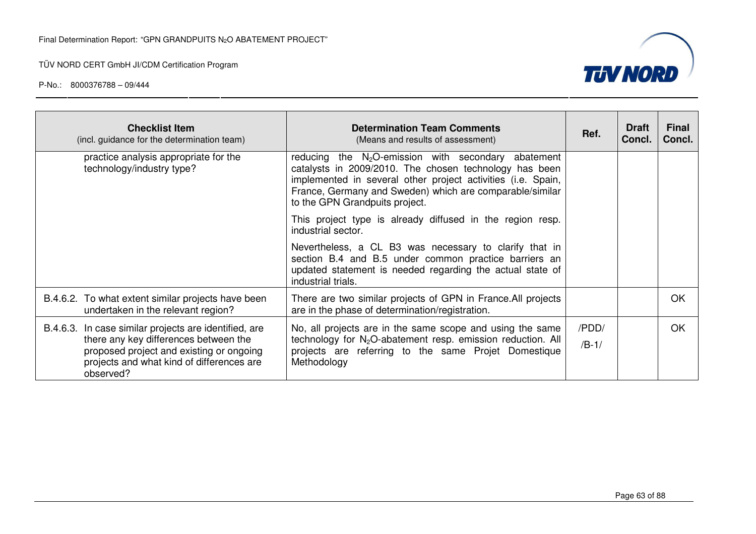| Checklist Item (incl. guidance for the determination team) | Determination Team Comments (Means and results of assessment) | Ref. | Draft Concl. | Final Concl. |
|---|---|---|---|---|
| practice analysis appropriate for the technology/industry type? | reducing the $N_2O$-emission with secondary abatement catalysts in 2009/2010. The chosen technology has been implemented in several other project activities (i.e. Spain, France, Germany and Sweden) which are comparable/similar to the GPN Grandpuits project.<br><br>This project type is already diffused in the region resp. industrial sector.<br><br>Nevertheless, a CL B3 was necessary to clarify that in section B.4 and B.5 under common practice barriers an updated statement is needed regarding the actual state of industrial trials. | | | |
| B.4.6.2. To what extent similar projects have been undertaken in the relevant region? | There are two similar projects of GPN in France.All projects are in the phase of determination/registration. | | | OK |
| B.4.6.3. In case similar projects are identified, are there any key differences between the proposed project and existing or ongoing projects and what kind of differences are observed? | No, all projects are in the same scope and using the same technology for $N_2O$-abatement resp. emission reduction. All projects are referring to the same Projet Domestique Methodology | /PDD/<br>/B-1/ | | OK |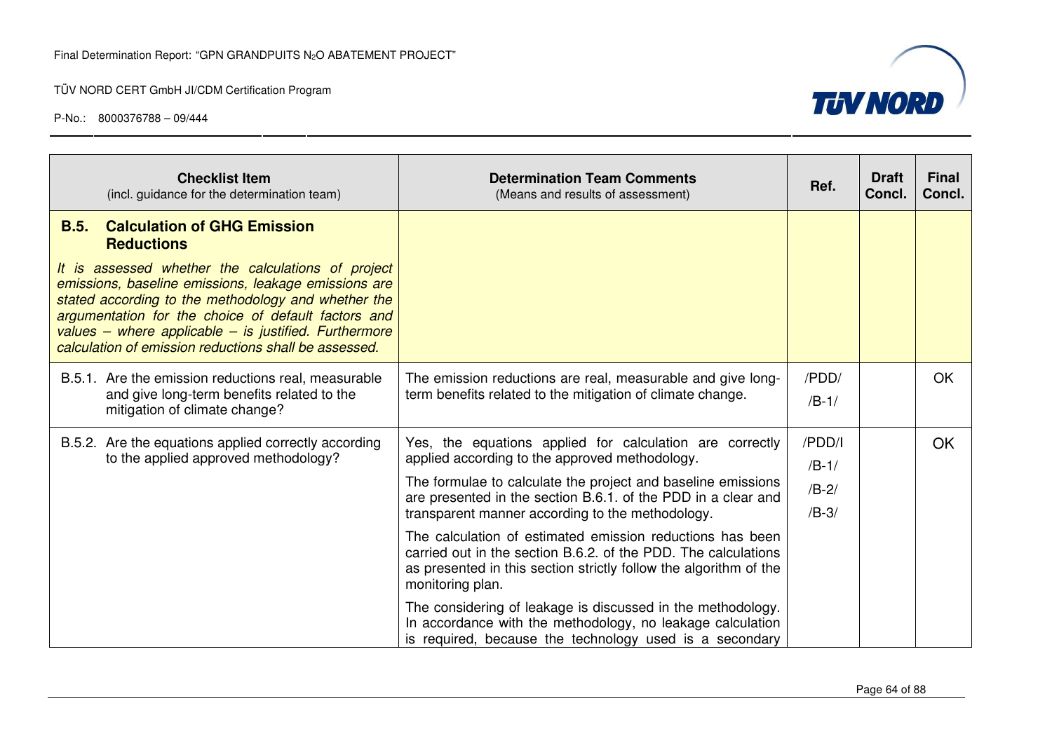| Checklist Item (incl. guidance for the determination team) | Determination Team Comments (Means and results of assessment) | Ref. | Draft Concl. | Final Concl. |
|---|---|---|---|---|
| **B.5. Calculation of GHG Emission Reductions**<br>*It is assessed whether the calculations of project emissions, baseline emissions, leakage emissions are stated according to the methodology and whether the argumentation for the choice of default factors and values – where applicable – is justified. Furthermore calculation of emission reductions shall be assessed.* | | | | |
| B.5.1. Are the emission reductions real, measurable and give long-term benefits related to the mitigation of climate change? | The emission reductions are real, measurable and give long-term benefits related to the mitigation of climate change. | /PDD/<br>/B-1/ | | OK |
| B.5.2. Are the equations applied correctly according to the applied approved methodology? | Yes, the equations applied for calculation are correctly applied according to the approved methodology.<br>The formulae to calculate the project and baseline emissions are presented in the section B.6.1. of the PDD in a clear and transparent manner according to the methodology.<br>The calculation of estimated emission reductions has been carried out in the section B.6.2. of the PDD. The calculations as presented in this section strictly follow the algorithm of the monitoring plan.<br>The considering of leakage is discussed in the methodology. In accordance with the methodology, no leakage calculation is required, because the technology used is a secondary | /PDD/I<br>/B-1/<br>/B-2/<br>/B-3/ | | OK |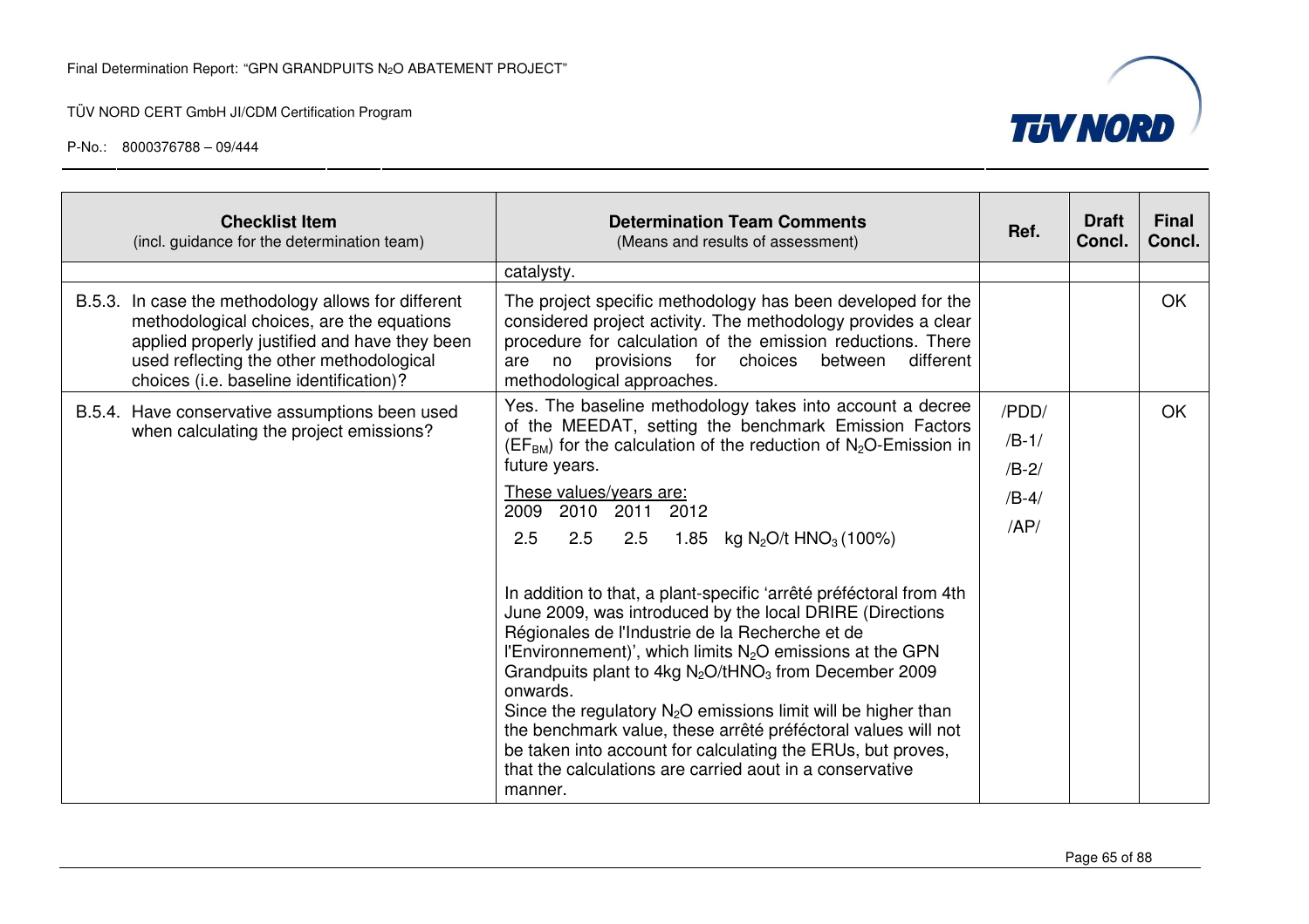| Checklist Item<br>(incl. guidance for the determination team) | Determination Team Comments<br>(Means and results of assessment) | Ref. | Draft Concl. | Final Concl. |
|---|---|---|---|---|
| | catalysty. | | | |
| B.5.3. In case the methodology allows for different methodological choices, are the equations applied properly justified and have they been used reflecting the other methodological choices (i.e. baseline identification)? | The project specific methodology has been developed for the considered project activity. The methodology provides a clear procedure for calculation of the emission reductions. There are no provisions for choices between different methodological approaches. | | | OK |
| B.5.4. Have conservative assumptions been used when calculating the project emissions? | Yes. The baseline methodology takes into account a decree of the MEEDAT, setting the benchmark Emission Factors ($EF_{BM}$) for the calculation of the reduction of $N_2O$-Emission in future years.<br><br>These values/years are:<br>2009 2010 2011 2012<br>2.5 2.5 2.5 1.85 kg $N_2O$/t $HNO_3$ (100%)<br><br>In addition to that, a plant-specific 'arrêté préféctoral from 4th June 2009, was introduced by the local DRIRE (Directions Régionales de l'Industrie de la Recherche et de l'Environnement)', which limits $N_2O$ emissions at the GPN Grandpuits plant to 4kg $N_2O$/t$HNO_3$ from December 2009 onwards.<br>Since the regulatory $N_2O$ emissions limit will be higher than the benchmark value, these arrêté préféctoral values will not be taken into account for calculating the ERUs, but proves, that the calculations are carried aout in a conservative manner. | /PDD/<br>/B-1/<br>/B-2/<br>/B-4/<br>/AP/ | | OK |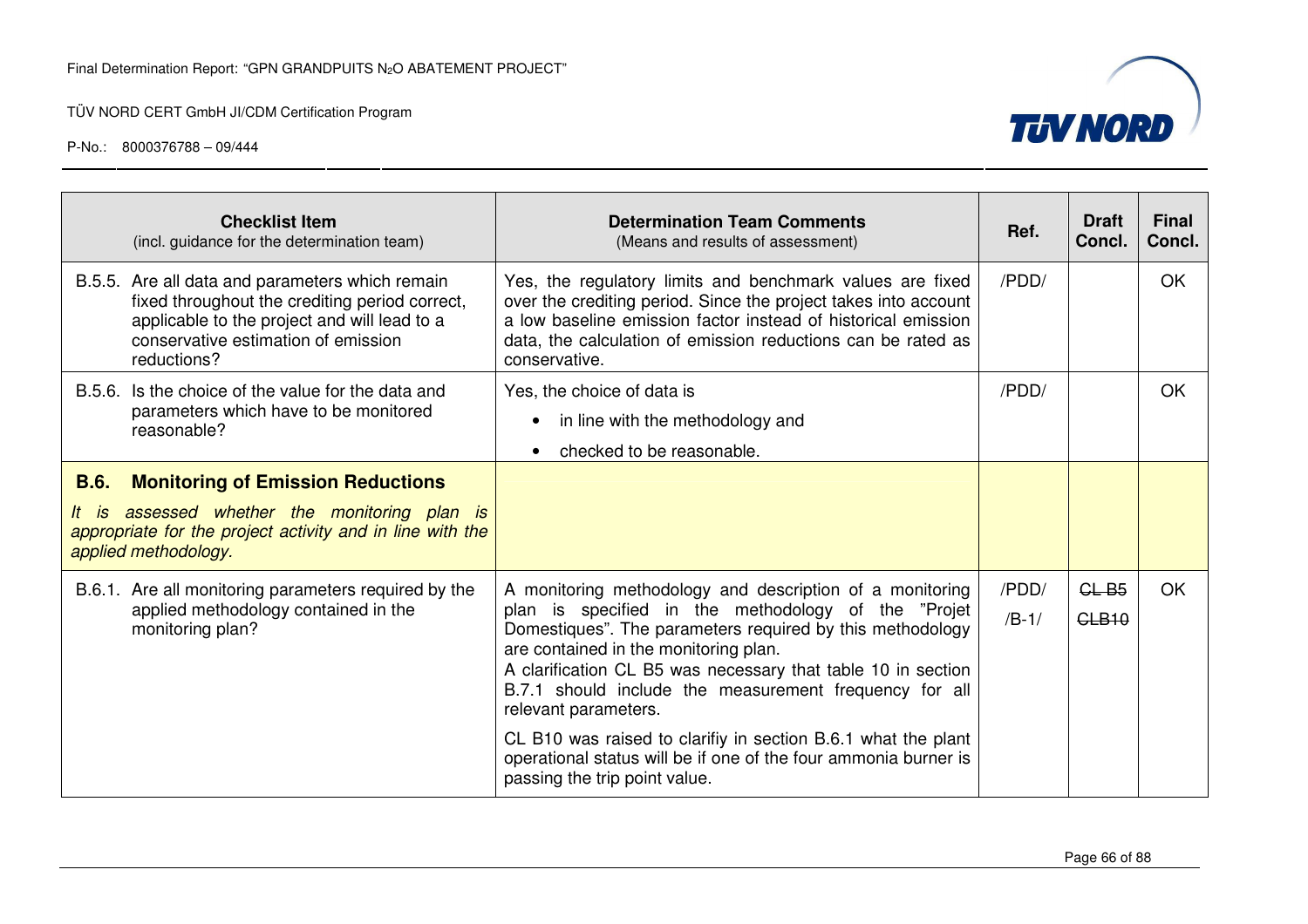| Checklist Item (incl. guidance for the determination team) | Determination Team Comments (Means and results of assessment) | Ref. | Draft Concl. | Final Concl. |
|---|---|---|---|---|
| B.5.5. Are all data and parameters which remain fixed throughout the crediting period correct, applicable to the project and will lead to a conservative estimation of emission reductions? | Yes, the regulatory limits and benchmark values are fixed over the crediting period. Since the project takes into account a low baseline emission factor instead of historical emission data, the calculation of emission reductions can be rated as conservative. | /PDD/ | | OK |
| B.5.6. Is the choice of the value for the data and parameters which have to be monitored reasonable? | Yes, the choice of data is<br>• in line with the methodology and<br>• checked to be reasonable. | /PDD/ | | OK |
| **B.6. Monitoring of Emission Reductions**<br>*It is assessed whether the monitoring plan is appropriate for the project activity and in line with the applied methodology.* | | | | |
| B.6.1. Are all monitoring parameters required by the applied methodology contained in the monitoring plan? | A monitoring methodology and description of a monitoring plan is specified in the methodology of the "Projet Domestiques". The parameters required by this methodology are contained in the monitoring plan.<br>A clarification CL B5 was necessary that table 10 in section B.7.1 should include the measurement frequency for all relevant parameters.<br>CL B10 was raised to clarifiy in section B.6.1 what the plant operational status will be if one of the four ammonia burner is passing the trip point value. | /PDD/<br>/B-1/ | ~~CL B5~~<br>~~CLB10~~ | OK |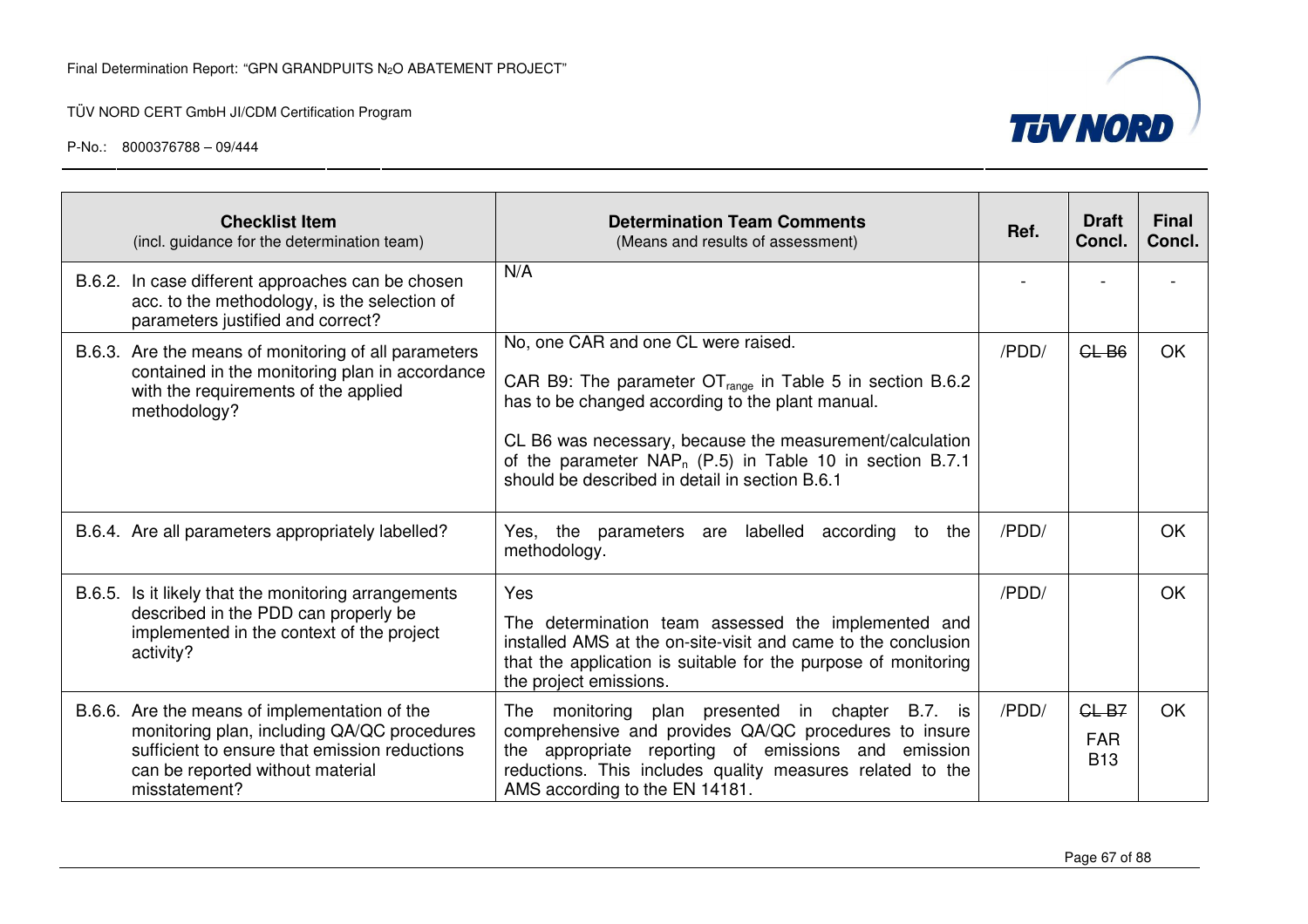| Checklist Item (incl. guidance for the determination team) | Determination Team Comments (Means and results of assessment) | Ref. | Draft Concl. | Final Concl. |
|---|---|---|---|---|
| B.6.2. In case different approaches can be chosen acc. to the methodology, is the selection of parameters justified and correct? | N/A | - | - | - |
| B.6.3. Are the means of monitoring of all parameters contained in the monitoring plan in accordance with the requirements of the applied methodology? | No, one CAR and one CL were raised.<br><br>CAR B9: The parameter $OT_{range}$ in Table 5 in section B.6.2 has to be changed according to the plant manual.<br><br>CL B6 was necessary, because the measurement/calculation of the parameter $NAP_n$ (P.5) in Table 10 in section B.7.1 should be described in detail in section B.6.1 | /PDD/ | ~~CL B6~~ | OK |
| B.6.4. Are all parameters appropriately labelled? | Yes, the parameters are labelled according to the methodology. | /PDD/ | | OK |
| B.6.5. Is it likely that the monitoring arrangements described in the PDD can properly be implemented in the context of the project activity? | Yes<br><br>The determination team assessed the implemented and installed AMS at the on-site-visit and came to the conclusion that the application is suitable for the purpose of monitoring the project emissions. | /PDD/ | | OK |
| B.6.6. Are the means of implementation of the monitoring plan, including QA/QC procedures sufficient to ensure that emission reductions can be reported without material misstatement? | The monitoring plan presented in chapter B.7. is comprehensive and provides QA/QC procedures to insure the appropriate reporting of emissions and emission reductions. This includes quality measures related to the AMS according to the EN 14181. | /PDD/ | ~~CL B7~~<br>FAR B13 | OK |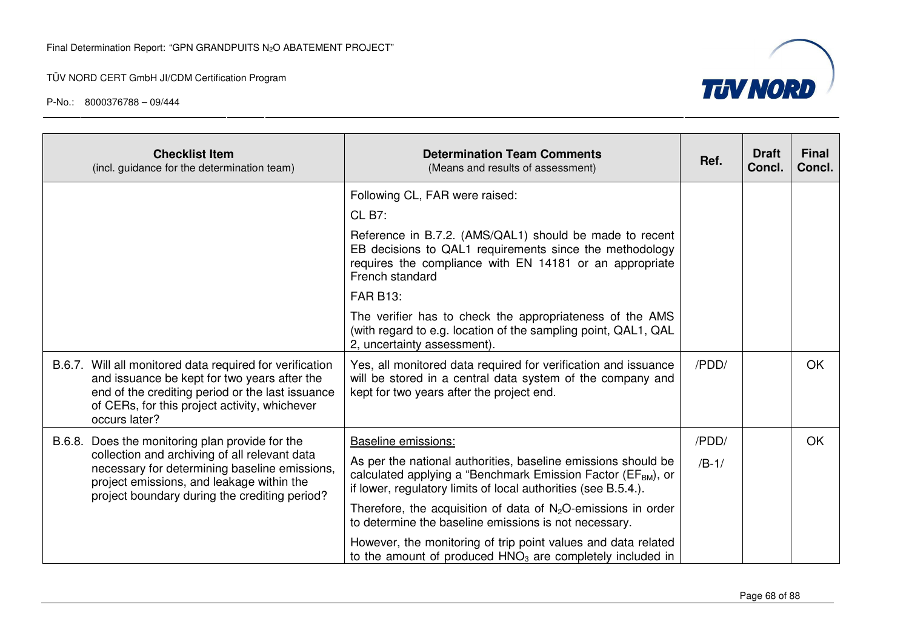| Checklist Item (incl. guidance for the determination team) | Determination Team Comments (Means and results of assessment) | Ref. | Draft Concl. | Final Concl. |
|---|---|---|---|---|
| | Following CL, FAR were raised:<br><br>CL B7:<br><br>Reference in B.7.2. (AMS/QAL1) should be made to recent EB decisions to QAL1 requirements since the methodology requires the compliance with EN 14181 or an appropriate French standard<br><br>FAR B13:<br><br>The verifier has to check the appropriateness of the AMS (with regard to e.g. location of the sampling point, QAL1, QAL 2, uncertainty assessment). | | | |
| B.6.7. Will all monitored data required for verification and issuance be kept for two years after the end of the crediting period or the last issuance of CERs, for this project activity, whichever occurs later? | Yes, all monitored data required for verification and issuance will be stored in a central data system of the company and kept for two years after the project end. | /PDD/ | | OK |
| B.6.8. Does the monitoring plan provide for the collection and archiving of all relevant data necessary for determining baseline emissions, project emissions, and leakage within the project boundary during the crediting period? | Baseline emissions:<br><br>As per the national authorities, baseline emissions should be calculated applying a "Benchmark Emission Factor ($EF_{BM}$), or if lower, regulatory limits of local authorities (see B.5.4.).<br><br>Therefore, the acquisition of data of $N_2O$-emissions in order to determine the baseline emissions is not necessary.<br><br>However, the monitoring of trip point values and data related to the amount of produced $HNO_3$ are completely included in | /PDD/<br><br>/B-1/ | | OK |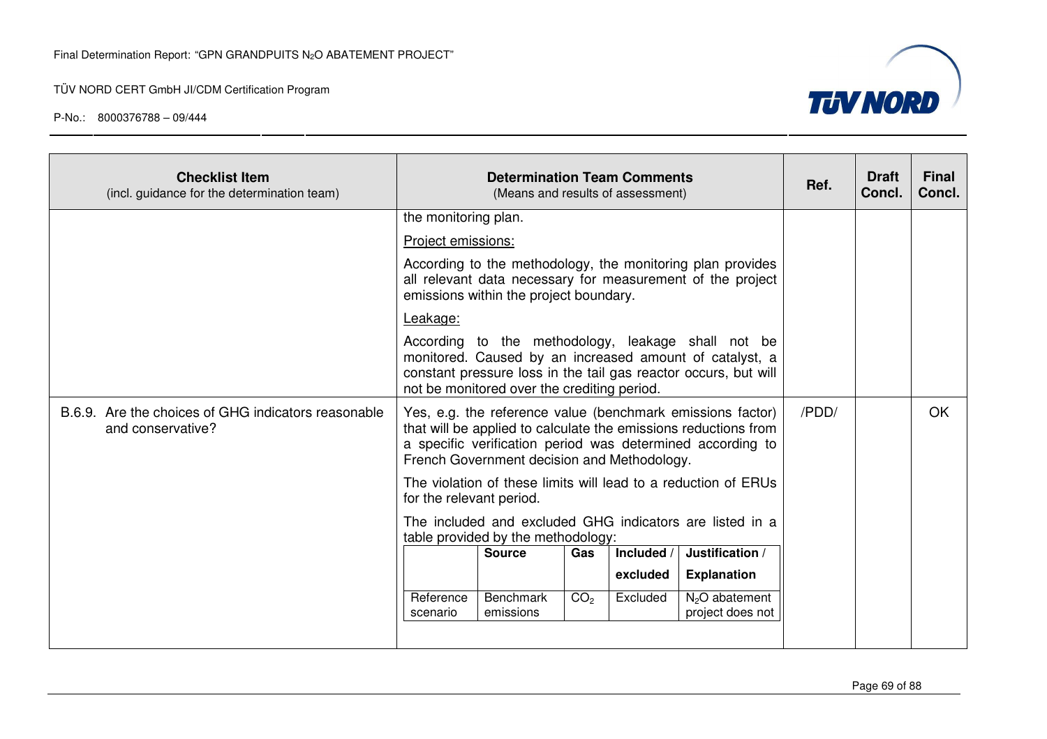| Checklist Item (incl. guidance for the determination team) | Determination Team Comments (Means and results of assessment) | Ref. | Draft Concl. | Final Concl. |
|---|---|---|---|---|
| | the monitoring plan.<br><br>Project emissions:<br><br>According to the methodology, the monitoring plan provides all relevant data necessary for measurement of the project emissions within the project boundary.<br><br>Leakage:<br><br>According to the methodology, leakage shall not be monitored. Caused by an increased amount of catalyst, a constant pressure loss in the tail gas reactor occurs, but will not be monitored over the crediting period. | | | |
| B.6.9. Are the choices of GHG indicators reasonable and conservative? | Yes, e.g. the reference value (benchmark emissions factor) that will be applied to calculate the emissions reductions from a specific verification period was determined according to French Government decision and Methodology.<br><br>The violation of these limits will lead to a reduction of ERUs for the relevant period.<br><br>The included and excluded GHG indicators are listed in a table provided by the methodology: | /PDD/ | | OK |

| | Source | Gas | Included / excluded | Justification / Explanation |
|---|---|---|---|---|
| Reference scenario | Benchmark emissions | $CO_2$ | Excluded | $N_2O$ abatement project does not |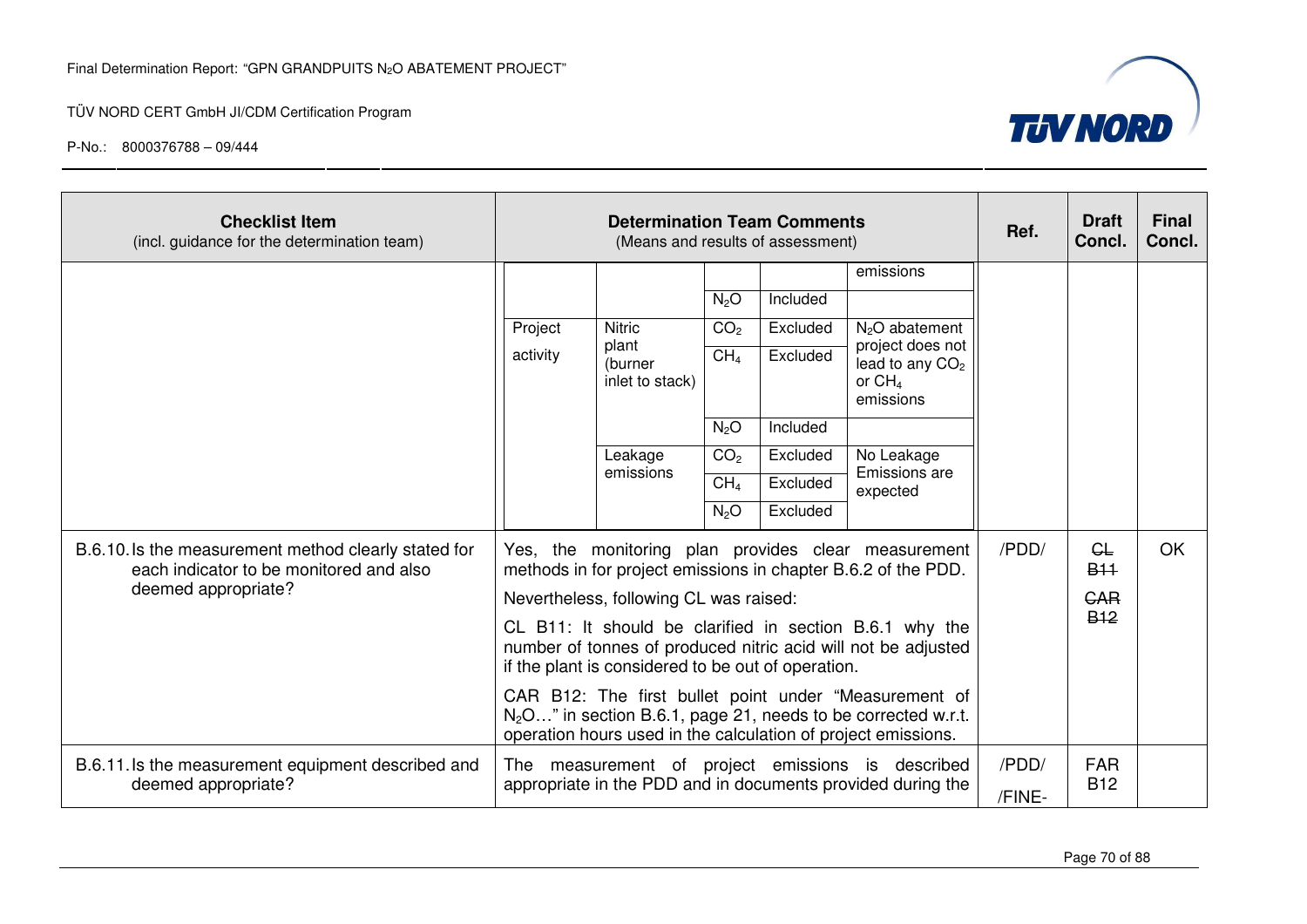| Checklist Item (incl. guidance for the determination team) | Determination Team Comments (Means and results of assessment) | Ref. | Draft Concl. | Final Concl. |
|---|---|---|---|---|
| | (continued table) <br> … emissions <br> $N_2O$ – Included <br> Project activity – Nitric plant (burner inlet to stack) – $CO_2$ – Excluded – $N_2O$ abatement project does not lead to any $CO_2$ or $CH_4$ emissions <br> $CH_4$ – Excluded <br> $N_2O$ – Included <br> Leakage emissions – $CO_2$ – Excluded – No Leakage Emissions are expected <br> $CH_4$ – Excluded <br> $N_2O$ – Excluded | | | |
| B.6.10. Is the measurement method clearly stated for each indicator to be monitored and also deemed appropriate? | Yes, the monitoring plan provides clear measurement methods in for project emissions in chapter B.6.2 of the PDD.<br>Nevertheless, following CL was raised:<br>CL B11: It should be clarified in section B.6.1 why the number of tonnes of produced nitric acid will not be adjusted if the plant is considered to be out of operation.<br>CAR B12: The first bullet point under "Measurement of $N_2O$…" in section B.6.1, page 21, needs to be corrected w.r.t. operation hours used in the calculation of project emissions. | /PDD/ | ~~CL B11~~<br>~~CAR B12~~ | OK |
| B.6.11. Is the measurement equipment described and deemed appropriate? | The measurement of project emissions is described appropriate in the PDD and in documents provided during the | /PDD/<br>/FINE- | FAR B12 | |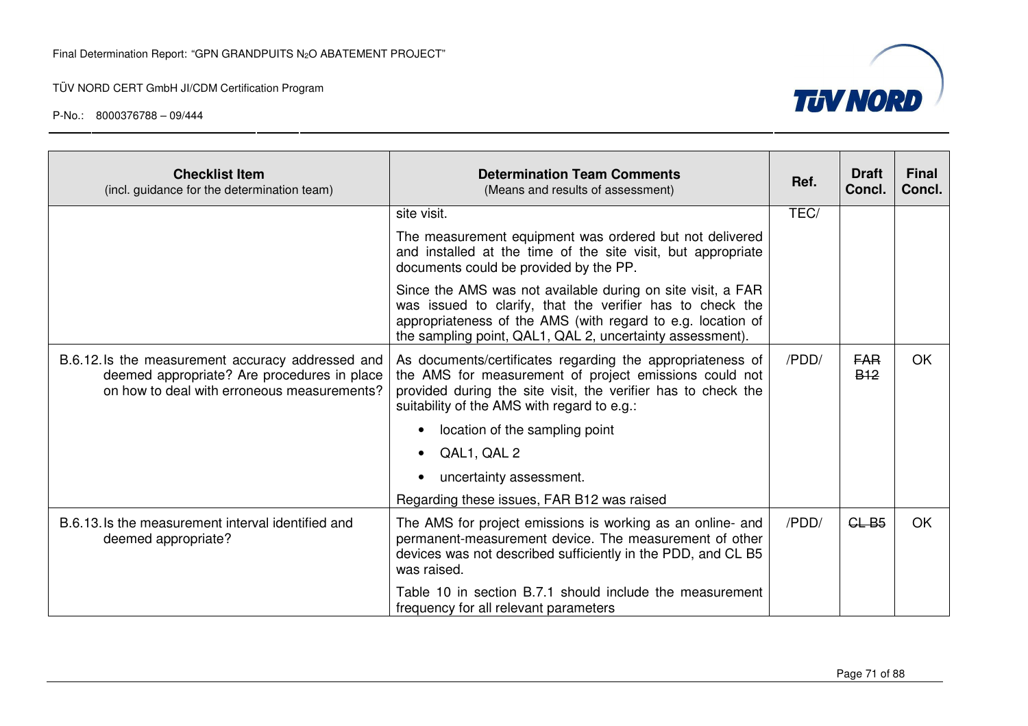| Checklist Item (incl. guidance for the determination team) | Determination Team Comments (Means and results of assessment) | Ref. | Draft Concl. | Final Concl. |
|---|---|---|---|---|
| | site visit.<br><br>The measurement equipment was ordered but not delivered and installed at the time of the site visit, but appropriate documents could be provided by the PP.<br><br>Since the AMS was not available during on site visit, a FAR was issued to clarify, that the verifier has to check the appropriateness of the AMS (with regard to e.g. location of the sampling point, QAL1, QAL 2, uncertainty assessment). | TEC/ | | |
| B.6.12. Is the measurement accuracy addressed and deemed appropriate? Are procedures in place on how to deal with erroneous measurements? | As documents/certificates regarding the appropriateness of the AMS for measurement of project emissions could not provided during the site visit, the verifier has to check the suitability of the AMS with regard to e.g.:<br><br>• location of the sampling point<br>• QAL1, QAL 2<br>• uncertainty assessment.<br><br>Regarding these issues, FAR B12 was raised | /PDD/ | ~~FAR B12~~ | OK |
| B.6.13. Is the measurement interval identified and deemed appropriate? | The AMS for project emissions is working as an online- and permanent-measurement device. The measurement of other devices was not described sufficiently in the PDD, and CL B5 was raised.<br><br>Table 10 in section B.7.1 should include the measurement frequency for all relevant parameters | /PDD/ | ~~CL B5~~ | OK |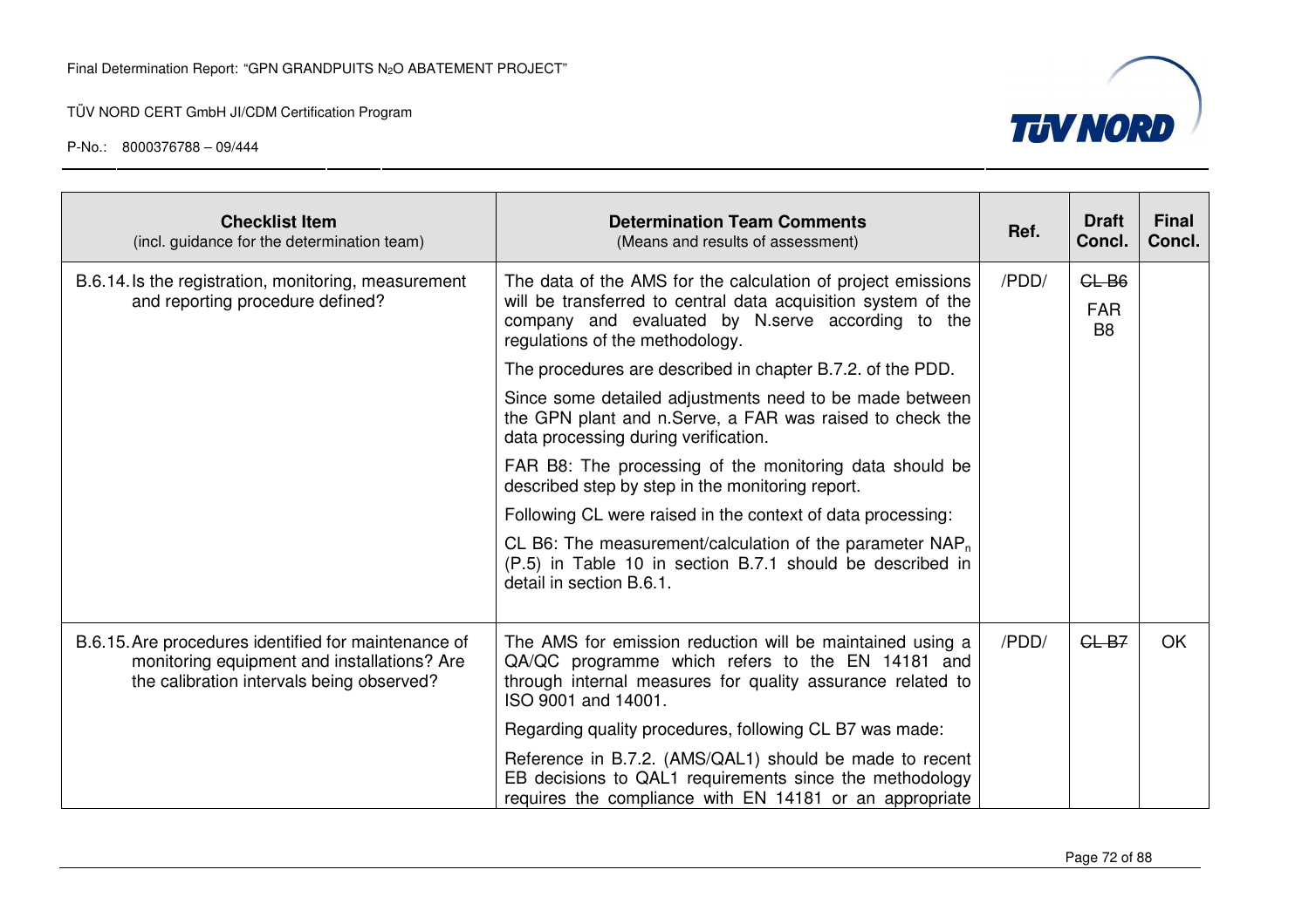| Checklist Item (incl. guidance for the determination team) | Determination Team Comments (Means and results of assessment) | Ref. | Draft Concl. | Final Concl. |
|---|---|---|---|---|
| B.6.14. Is the registration, monitoring, measurement and reporting procedure defined? | The data of the AMS for the calculation of project emissions will be transferred to central data acquisition system of the company and evaluated by N.serve according to the regulations of the methodology.<br><br>The procedures are described in chapter B.7.2. of the PDD.<br><br>Since some detailed adjustments need to be made between the GPN plant and n.Serve, a FAR was raised to check the data processing during verification.<br><br>FAR B8: The processing of the monitoring data should be described step by step in the monitoring report.<br><br>Following CL were raised in the context of data processing:<br><br>CL B6: The measurement/calculation of the parameter $NAP_n$ (P.5) in Table 10 in section B.7.1 should be described in detail in section B.6.1. | /PDD/ | ~~CL B6~~<br><br>FAR B8 | |
| B.6.15. Are procedures identified for maintenance of monitoring equipment and installations? Are the calibration intervals being observed? | The AMS for emission reduction will be maintained using a QA/QC programme which refers to the EN 14181 and through internal measures for quality assurance related to ISO 9001 and 14001.<br><br>Regarding quality procedures, following CL B7 was made:<br><br>Reference in B.7.2. (AMS/QAL1) should be made to recent EB decisions to QAL1 requirements since the methodology requires the compliance with EN 14181 or an appropriate | /PDD/ | ~~CL B7~~ | OK |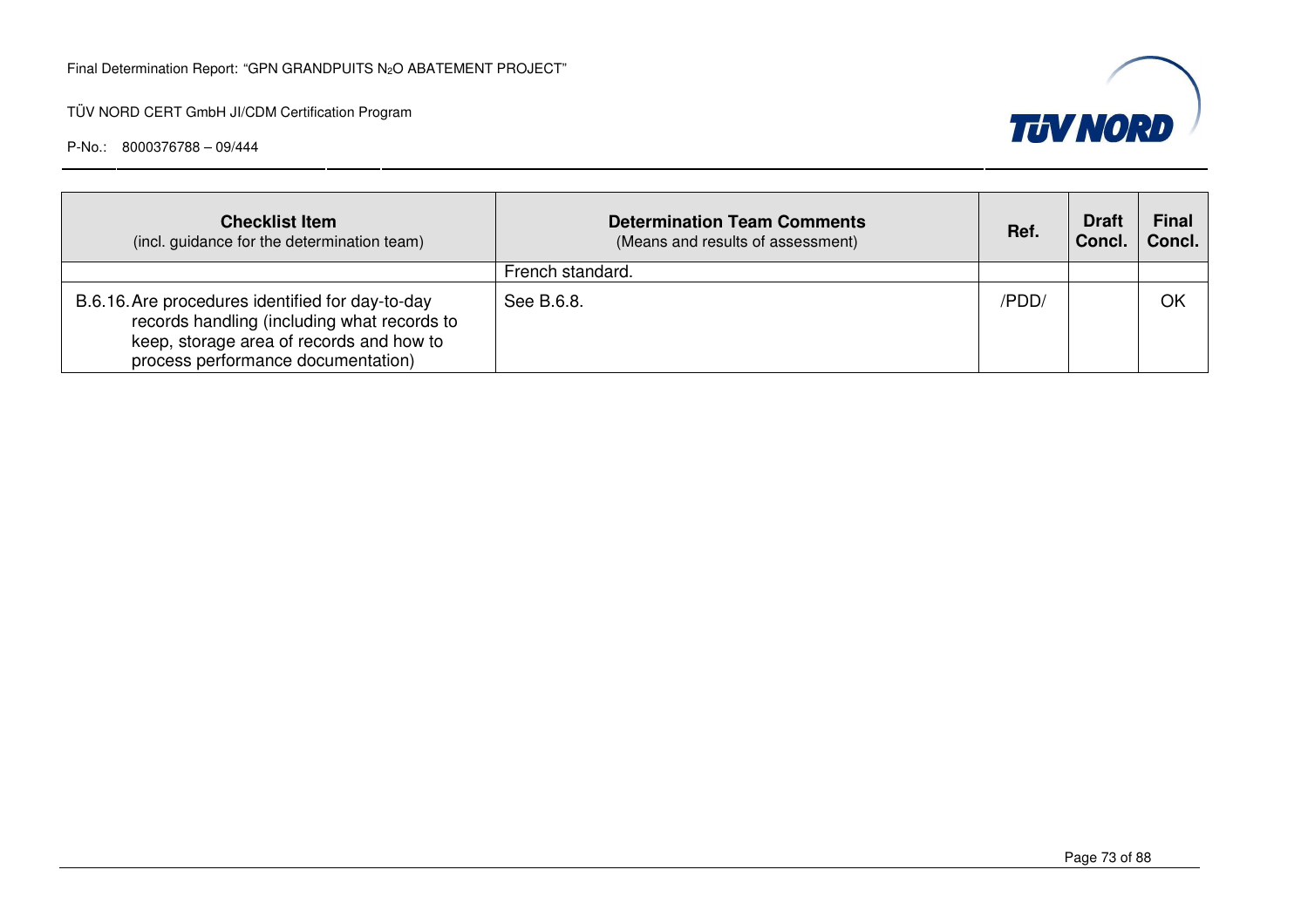| Checklist Item<br>(incl. guidance for the determination team) | Determination Team Comments<br>(Means and results of assessment) | Ref. | Draft Concl. | Final Concl. |
|---|---|---|---|---|
| | French standard. | | | |
| B.6.16. Are procedures identified for day-to-day records handling (including what records to keep, storage area of records and how to process performance documentation) | See B.6.8. | /PDD/ | | OK |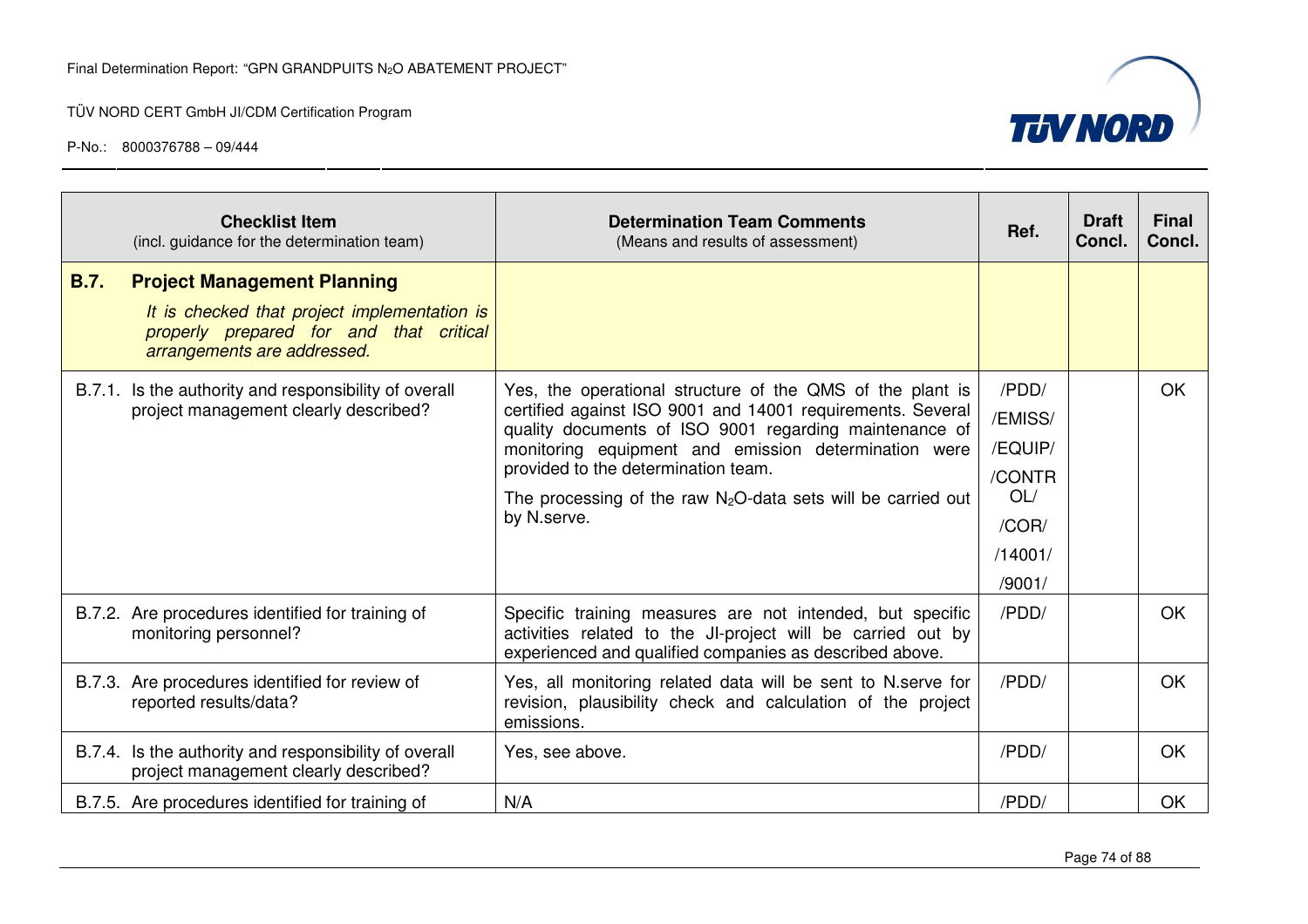| Checklist Item (incl. guidance for the determination team) | Determination Team Comments (Means and results of assessment) | Ref. | Draft Concl. | Final Concl. |
|---|---|---|---|---|
| **B.7. Project Management Planning** *It is checked that project implementation is properly prepared for and that critical arrangements are addressed.* | | | | |
| B.7.1. Is the authority and responsibility of overall project management clearly described? | Yes, the operational structure of the QMS of the plant is certified against ISO 9001 and 14001 requirements. Several quality documents of ISO 9001 regarding maintenance of monitoring equipment and emission determination were provided to the determination team. The processing of the raw $N_2O$-data sets will be carried out by N.serve. | /PDD/ /EMISS/ /EQUIP/ /CONTROL/ /COR/ /14001/ /9001/ | | OK |
| B.7.2. Are procedures identified for training of monitoring personnel? | Specific training measures are not intended, but specific activities related to the JI-project will be carried out by experienced and qualified companies as described above. | /PDD/ | | OK |
| B.7.3. Are procedures identified for review of reported results/data? | Yes, all monitoring related data will be sent to N.serve for revision, plausibility check and calculation of the project emissions. | /PDD/ | | OK |
| B.7.4. Is the authority and responsibility of overall project management clearly described? | Yes, see above. | /PDD/ | | OK |
| B.7.5. Are procedures identified for training of | N/A | /PDD/ | | OK |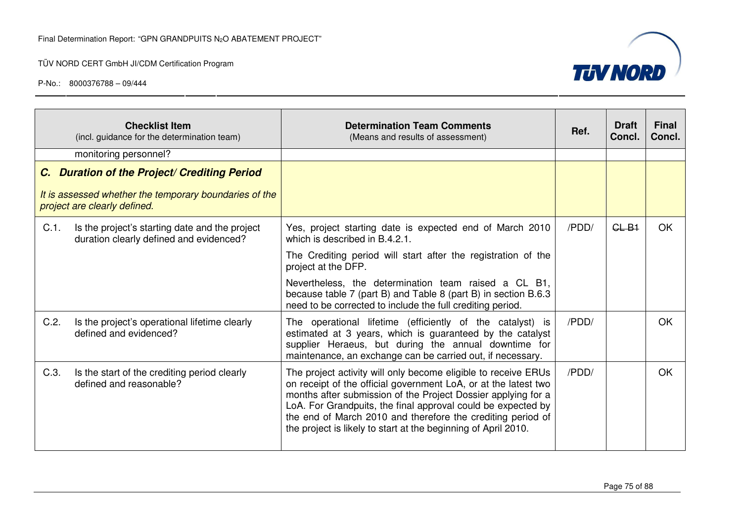| Checklist Item (incl. guidance for the determination team) | Determination Team Comments (Means and results of assessment) | Ref. | Draft Concl. | Final Concl. |
|---|---|---|---|---|
| monitoring personnel? | | | | |
| ***C. Duration of the Project/ Crediting Period*** *It is assessed whether the temporary boundaries of the project are clearly defined.* | | | | |
| C.1. Is the project's starting date and the project duration clearly defined and evidenced? | Yes, project starting date is expected end of March 2010 which is described in B.4.2.1. The Crediting period will start after the registration of the project at the DFP. Nevertheless, the determination team raised a CL B1, because table 7 (part B) and Table 8 (part B) in section B.6.3 need to be corrected to include the full crediting period. | /PDD/ | ~~CL B1~~ | OK |
| C.2. Is the project's operational lifetime clearly defined and evidenced? | The operational lifetime (efficiently of the catalyst) is estimated at 3 years, which is guaranteed by the catalyst supplier Heraeus, but during the annual downtime for maintenance, an exchange can be carried out, if necessary. | /PDD/ | | OK |
| C.3. Is the start of the crediting period clearly defined and reasonable? | The project activity will only become eligible to receive ERUs on receipt of the official government LoA, or at the latest two months after submission of the Project Dossier applying for a LoA. For Grandpuits, the final approval could be expected by the end of March 2010 and therefore the crediting period of the project is likely to start at the beginning of April 2010. | /PDD/ | | OK |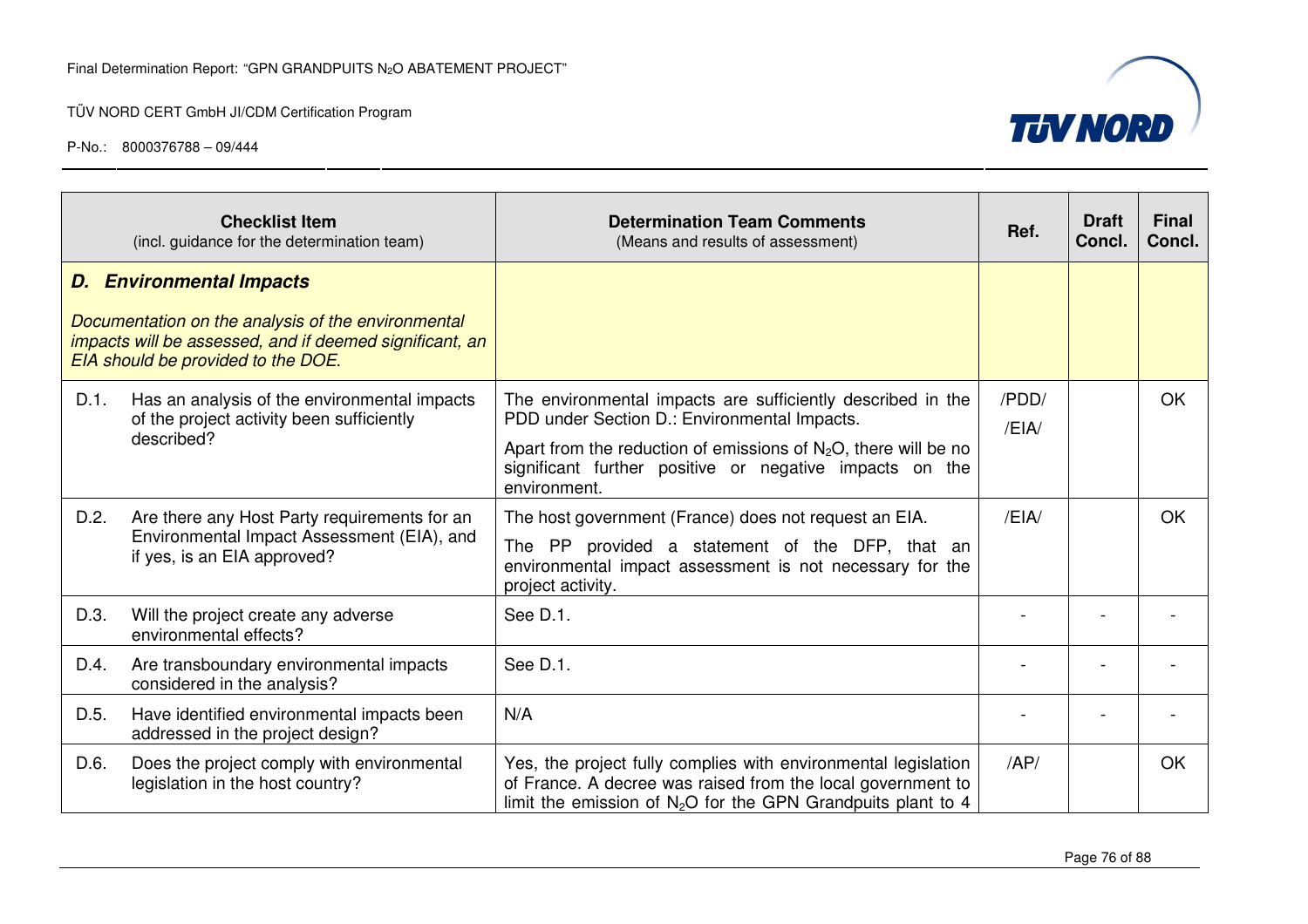| Checklist Item (incl. guidance for the determination team) | Determination Team Comments (Means and results of assessment) | Ref. | Draft Concl. | Final Concl. |
|---|---|---|---|---|
| ***D. Environmental Impacts*** *Documentation on the analysis of the environmental impacts will be assessed, and if deemed significant, an EIA should be provided to the DOE.* | | | | |
| D.1. Has an analysis of the environmental impacts of the project activity been sufficiently described? | The environmental impacts are sufficiently described in the PDD under Section D.: Environmental Impacts. Apart from the reduction of emissions of $N_2O$, there will be no significant further positive or negative impacts on the environment. | /PDD/ /EIA/ | | OK |
| D.2. Are there any Host Party requirements for an Environmental Impact Assessment (EIA), and if yes, is an EIA approved? | The host government (France) does not request an EIA. The PP provided a statement of the DFP, that an environmental impact assessment is not necessary for the project activity. | /EIA/ | | OK |
| D.3. Will the project create any adverse environmental effects? | See D.1. | - | - | - |
| D.4. Are transboundary environmental impacts considered in the analysis? | See D.1. | - | - | - |
| D.5. Have identified environmental impacts been addressed in the project design? | N/A | - | - | - |
| D.6. Does the project comply with environmental legislation in the host country? | Yes, the project fully complies with environmental legislation of France. A decree was raised from the local government to limit the emission of $N_2O$ for the GPN Grandpuits plant to 4 | /AP/ | | OK |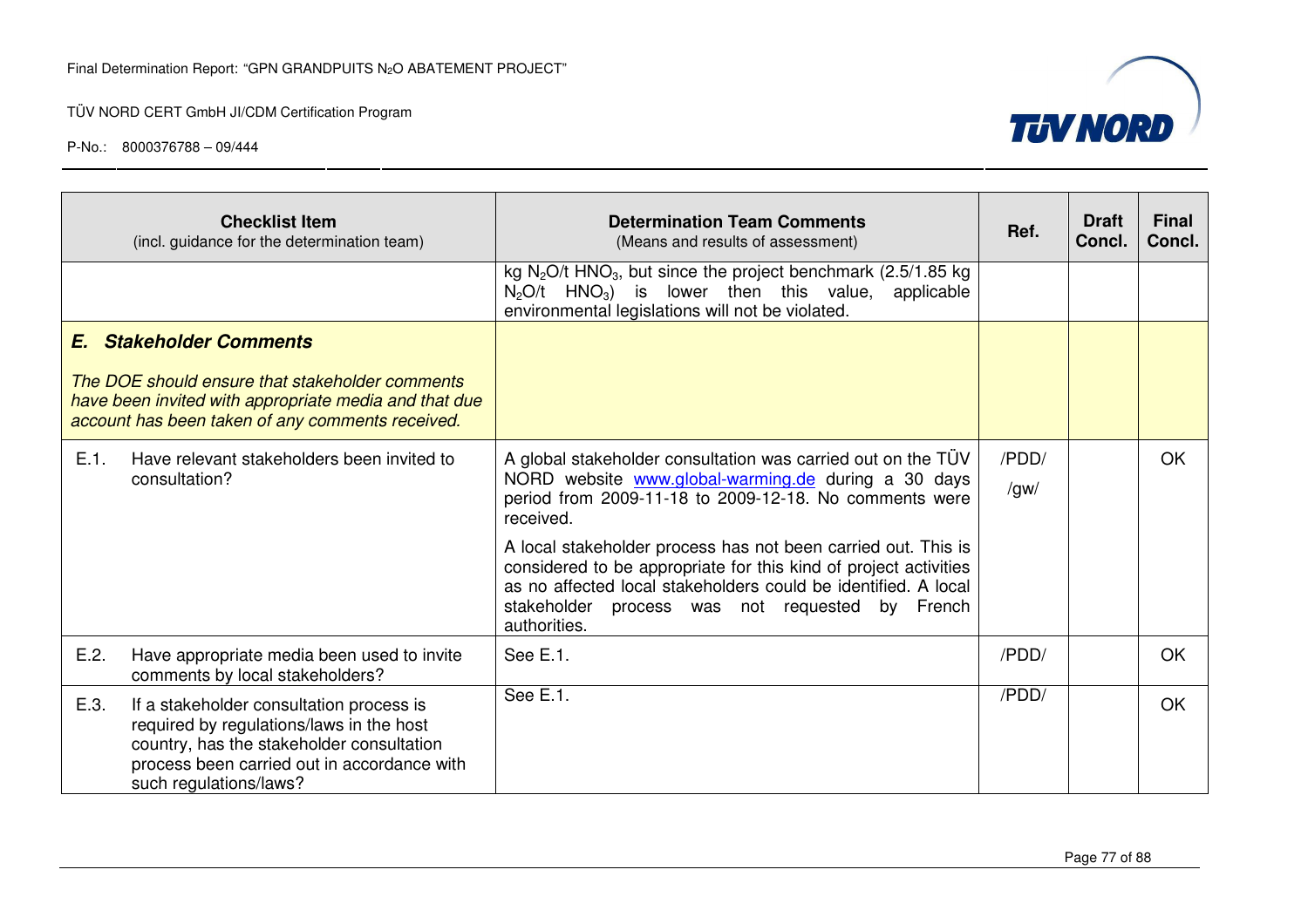| Checklist Item (incl. guidance for the determination team) | Determination Team Comments (Means and results of assessment) | Ref. | Draft Concl. | Final Concl. |
|---|---|---|---|---|
| | kg $N_2O$/t $HNO_3$, but since the project benchmark (2.5/1.85 kg $N_2O$/t $HNO_3$) is lower then this value, applicable environmental legislations will not be violated. | | | |
| ***E. Stakeholder Comments*** *The DOE should ensure that stakeholder comments have been invited with appropriate media and that due account has been taken of any comments received.* | | | | |
| E.1. Have relevant stakeholders been invited to consultation? | A global stakeholder consultation was carried out on the TÜV NORD website www.global-warming.de during a 30 days period from 2009-11-18 to 2009-12-18. No comments were received. A local stakeholder process has not been carried out. This is considered to be appropriate for this kind of project activities as no affected local stakeholders could be identified. A local stakeholder process was not requested by French authorities. | /PDD/ /gw/ | | OK |
| E.2. Have appropriate media been used to invite comments by local stakeholders? | See E.1. | /PDD/ | | OK |
| E.3. If a stakeholder consultation process is required by regulations/laws in the host country, has the stakeholder consultation process been carried out in accordance with such regulations/laws? | See E.1. | /PDD/ | | OK |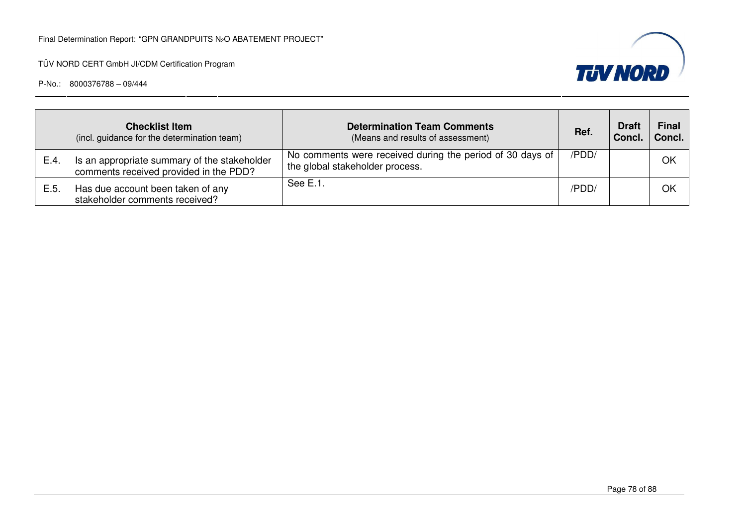| | Checklist Item (incl. guidance for the determination team) | Determination Team Comments (Means and results of assessment) | Ref. | Draft Concl. | Final Concl. |
|---|---|---|---|---|---|
| E.4. | Is an appropriate summary of the stakeholder comments received provided in the PDD? | No comments were received during the period of 30 days of the global stakeholder process. | /PDD/ | | OK |
| E.5. | Has due account been taken of any stakeholder comments received? | See E.1. | /PDD/ | | OK |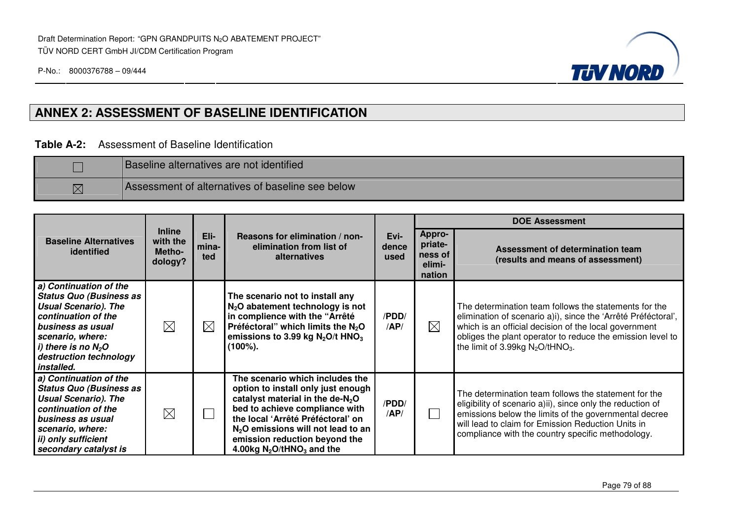## ANNEX 2: ASSESSMENT OF BASELINE IDENTIFICATION

**Table A-2:** Assessment of Baseline Identification

| | |
|---|---|
| ☐ | Baseline alternatives are not identified |
| ☒ | Assessment of alternatives of baseline see below |

| Baseline Alternatives identified | Inline with the Metho-dology? | Eli-mina-ted | Reasons for elimination / non-elimination from list of alternatives | Evi-dence used | DOE Assessment | |
|---|---|---|---|---|---|---|
| | | | | | Appro-priate-ness of elimi-nation | Assessment of determination team (results and means of assessment) |
| ***a) Continuation of the Status Quo (Business as Usual Scenario). The continuation of the business as usual scenario, where: i) there is no $N_2O$ destruction technology installed.*** | ☒ | ☒ | **The scenario not to install any $N_2O$ abatement technology is not in complience with the "Arrêté Préféctoral" which limits the $N_2O$ emissions to 3.99 kg $N_2O$/t $HNO_3$ (100%).** | /PDD/ /AP/ | ☒ | The determination team follows the statements for the elimination of scenario a)i), since the 'Arrêté Préféctoral', which is an official decision of the local government obliges the plant operator to reduce the emission level to the limit of 3.99kg $N_2O$/t$HNO_3$. |
| ***a) Continuation of the Status Quo (Business as Usual Scenario). The continuation of the business as usual scenario, where: ii) only sufficient secondary catalyst is*** | ☒ | ☐ | **The scenario which includes the option to install only just enough catalyst material in the de-$N_2O$ bed to achieve compliance with the local 'Arrêté Préféctoral' on $N_2O$ emissions will not lead to an emission reduction beyond the 4.00kg $N_2O$/t$HNO_3$ and the** | /PDD/ /AP/ | ☐ | The determination team follows the statement for the eligibility of scenario a)ii), since only the reduction of emissions below the limits of the governmental decree will lead to claim for Emission Reduction Units in compliance with the country specific methodology. |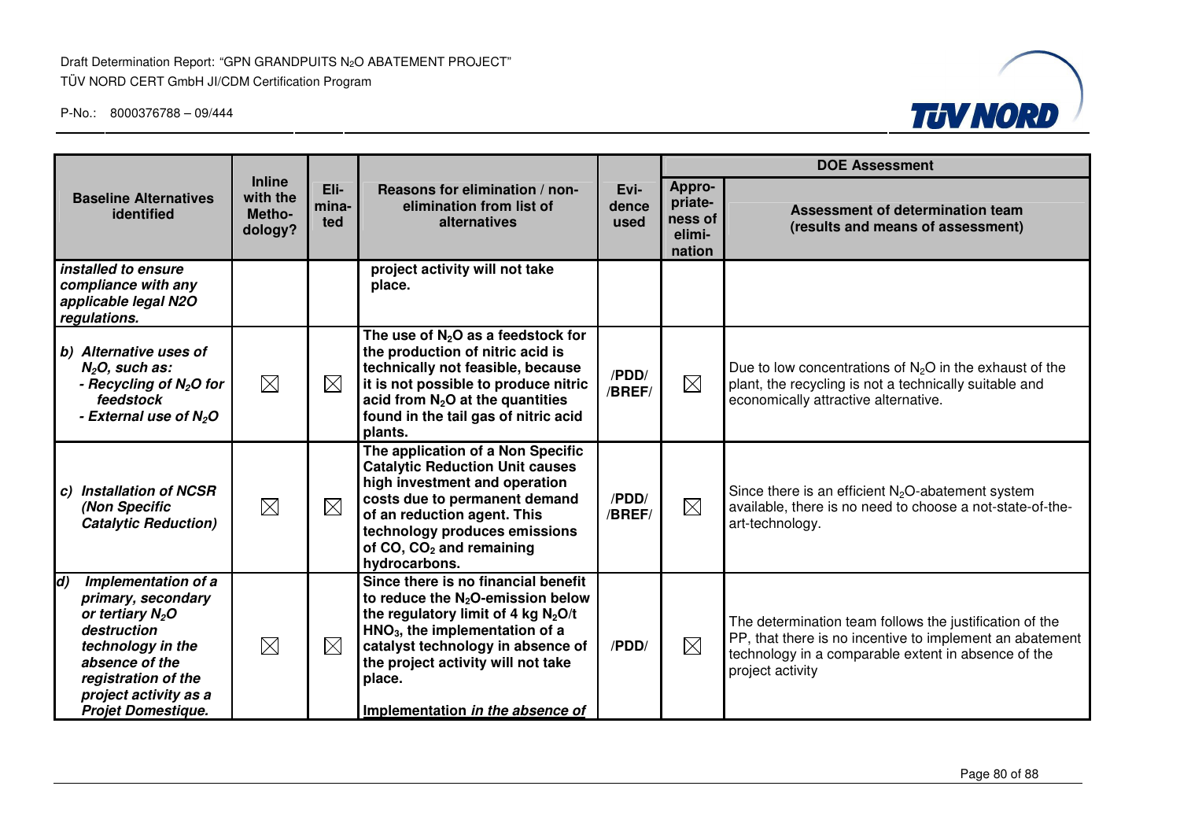| Baseline Alternatives identified | Inline with the Metho-dology? | Eli-mina-ted | Reasons for elimination / non-elimination from list of alternatives | Evi-dence used | DOE Assessment | |
|---|---|---|---|---|---|---|
| | | | | | Appro-priate-ness of elimi-nation | Assessment of determination team (results and means of assessment) |
| ***installed to ensure compliance with any applicable legal N2O regulations.*** | | | **project activity will not take place.** | | | |
| ***b) Alternative uses of $N_2O$, such as:*** ***- Recycling of $N_2O$ for feedstock*** ***- External use of $N_2O$*** | ☒ | ☒ | **The use of $N_2O$ as a feedstock for the production of nitric acid is technically not feasible, because it is not possible to produce nitric acid from $N_2O$ at the quantities found in the tail gas of nitric acid plants.** | **/PDD/ /BREF/** | ☒ | Due to low concentrations of $N_2O$ in the exhaust of the plant, the recycling is not a technically suitable and economically attractive alternative. |
| ***c) Installation of NCSR (Non Specific Catalytic Reduction)*** | ☒ | ☒ | **The application of a Non Specific Catalytic Reduction Unit causes high investment and operation costs due to permanent demand of an reduction agent. This technology produces emissions of CO, $CO_2$ and remaining hydrocarbons.** | **/PDD/ /BREF/** | ☒ | Since there is an efficient $N_2O$-abatement system available, there is no need to choose a not-state-of-the-art-technology. |
| ***d) Implementation of a primary, secondary or tertiary $N_2O$ destruction technology in the absence of the registration of the project activity as a Projet Domestique.*** | ☒ | ☒ | **Since there is no financial benefit to reduce the $N_2O$-emission below the regulatory limit of 4 kg $N_2O$/t $HNO_3$, the implementation of a catalyst technology in absence of the project activity will not take place.** <br><br> **Implementation *in the absence of*** | **/PDD/** | ☒ | The determination team follows the justification of the PP, that there is no incentive to implement an abatement technology in a comparable extent in absence of the project activity |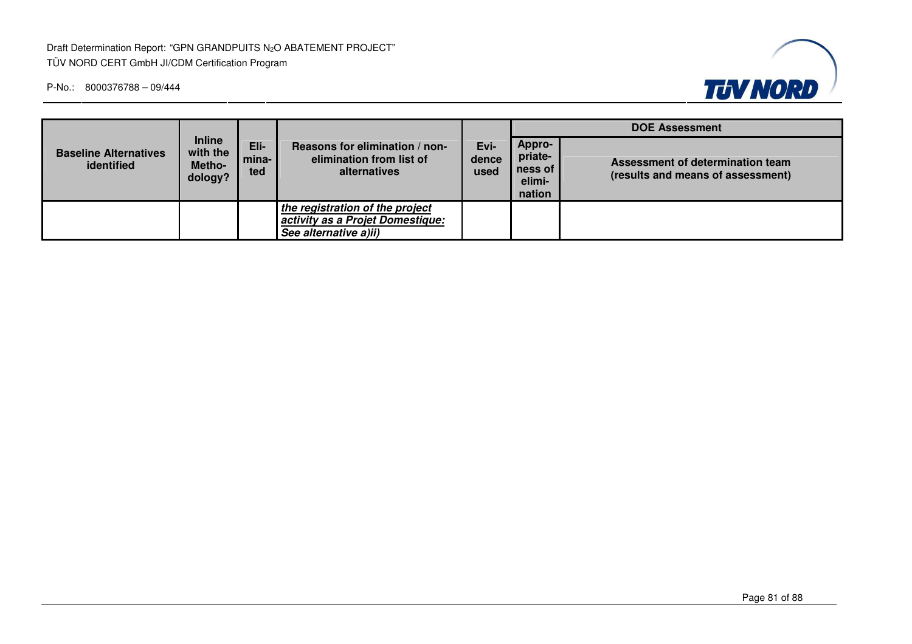| Baseline Alternatives identified | Inline with the Metho-dology? | Eli-mina-ted | Reasons for elimination / non-elimination from list of alternatives | Evi-dence used | DOE Assessment | |
|---|---|---|---|---|---|---|
| | | | | | Appro-priate-ness of elimi-nation | Assessment of determination team (results and means of assessment) |
| | | | ***the registration of the project activity as a Projet Domestique: See alternative a)ii)*** | | | |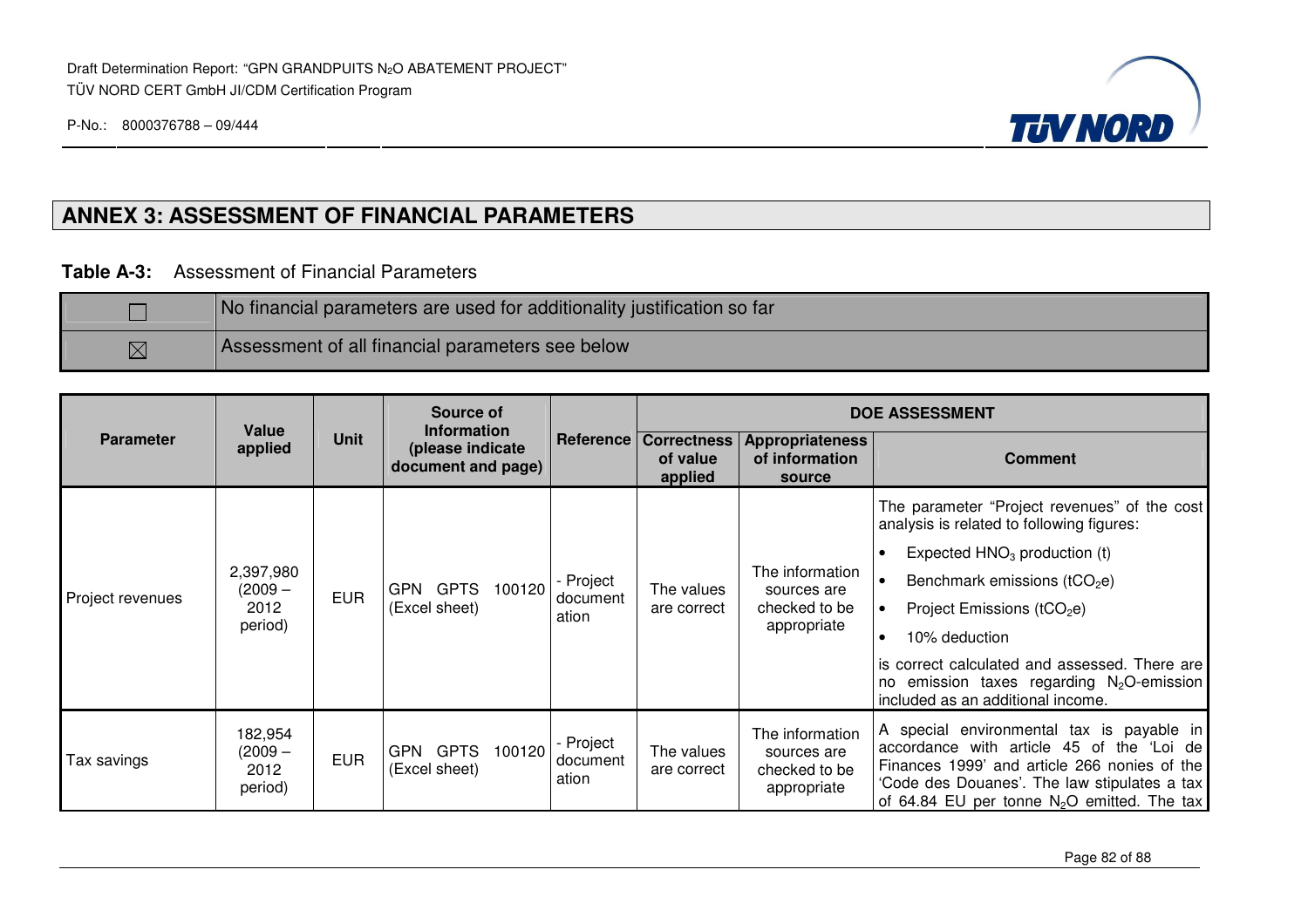## ANNEX 3: ASSESSMENT OF FINANCIAL PARAMETERS

**Table A-3:** Assessment of Financial Parameters

| | |
|---|---|
| ☐ | No financial parameters are used for additionality justification so far |
| ☒ | Assessment of all financial parameters see below |

| Parameter | Value applied | Unit | Source of Information (please indicate document and page) | Reference | DOE ASSESSMENT | | |
|---|---|---|---|---|---|---|---|
| | | | | | Correctness of value applied | Appropriateness of information source | Comment |
| Project revenues | 2,397,980 (2009 – 2012 period) | EUR | GPN GPTS 100120 (Excel sheet) | - Project document ation | The values are correct | The information sources are checked to be appropriate | The parameter "Project revenues" of the cost analysis is related to following figures: • Expected $HNO_3$ production (t) • Benchmark emissions ($tCO_2e$) • Project Emissions ($tCO_2e$) • 10% deduction is correct calculated and assessed. There are no emission taxes regarding $N_2O$-emission included as an additional income. |
| Tax savings | 182,954 (2009 – 2012 period) | EUR | GPN GPTS 100120 (Excel sheet) | - Project document ation | The values are correct | The information sources are checked to be appropriate | A special environmental tax is payable in accordance with article 45 of the 'Loi de Finances 1999' and article 266 nonies of the 'Code des Douanes'. The law stipulates a tax of 64.84 EU per tonne $N_2O$ emitted. The tax |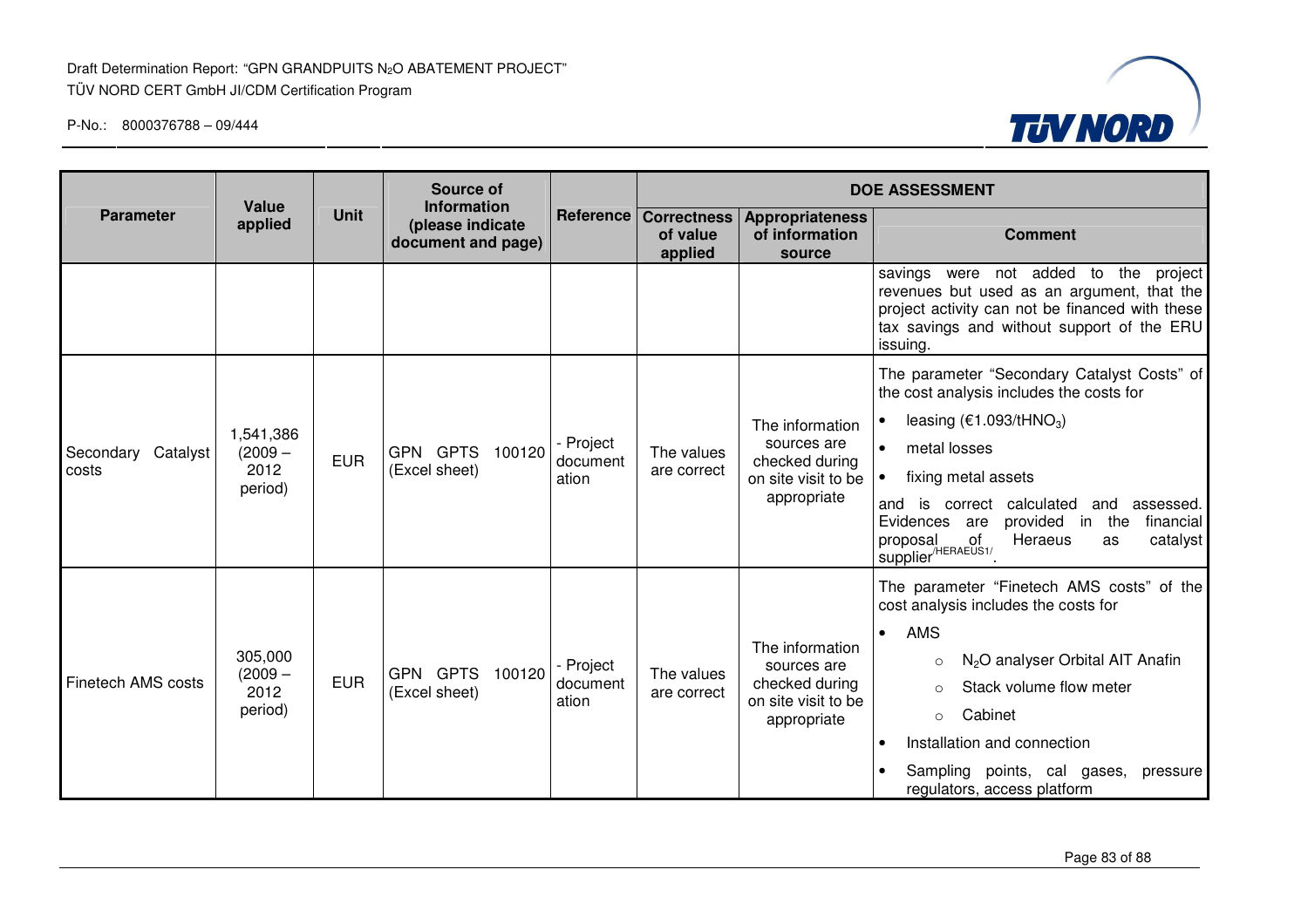| Parameter | Value applied | Unit | Source of Information (please indicate document and page) | Reference | DOE ASSESSMENT | | |
|---|---|---|---|---|---|---|---|
| | | | | | Correctness of value applied | Appropriateness of information source | Comment |
| | | | | | | | savings were not added to the project revenues but used as an argument, that the project activity can not be financed with these tax savings and without support of the ERU issuing. |
| Secondary Catalyst costs | 1,541,386 (2009 – 2012 period) | EUR | GPN GPTS 100120 (Excel sheet) | - Project documentation | The values are correct | The information sources are checked during on site visit to be appropriate | The parameter "Secondary Catalyst Costs" of the cost analysis includes the costs for<br>• leasing (€1.093/t$HNO_3$)<br>• metal losses<br>• fixing metal assets<br>and is correct calculated and assessed. Evidences are provided in the financial proposal of Heraeus as catalyst supplier/HERAEUS1/. |
| Finetech AMS costs | 305,000 (2009 – 2012 period) | EUR | GPN GPTS 100120 (Excel sheet) | - Project documentation | The values are correct | The information sources are checked during on site visit to be appropriate | The parameter "Finetech AMS costs" of the cost analysis includes the costs for<br>• AMS<br>  ○ $N_2O$ analyser Orbital AIT Anafin<br>  ○ Stack volume flow meter<br>  ○ Cabinet<br>• Installation and connection<br>• Sampling points, cal gases, pressure regulators, access platform |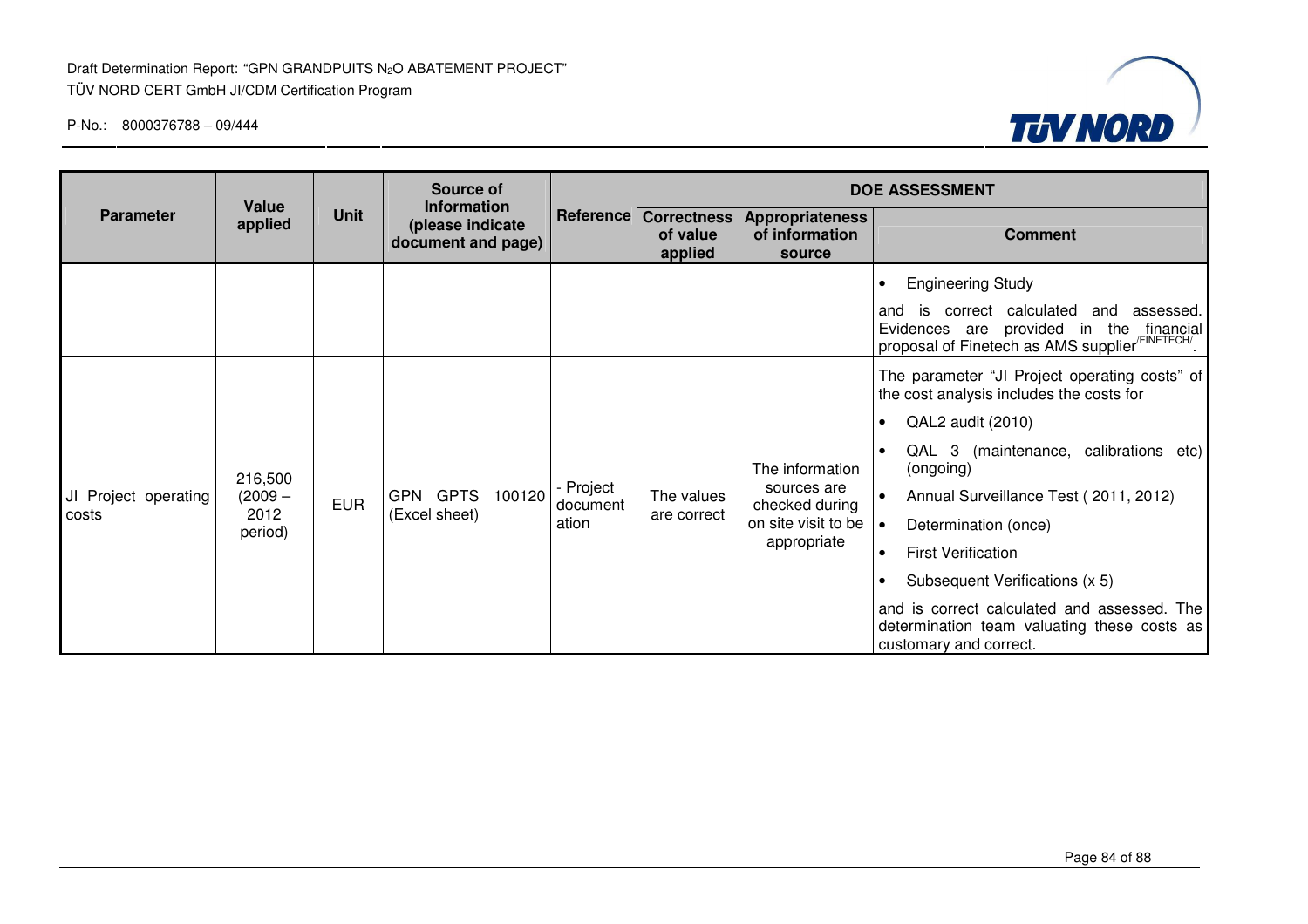| Parameter | Value applied | Unit | Source of Information (please indicate document and page) | Reference | DOE ASSESSMENT | | |
|---|---|---|---|---|---|---|---|
| | | | | | Correctness of value applied | Appropriateness of information source | Comment |
| | | | | | | | • Engineering Study<br><br>and is correct calculated and assessed. Evidences are provided in the financial proposal of Finetech as AMS supplier/FINETECH/. |
| JI Project operating costs | 216,500 (2009 – 2012 period) | EUR | GPN GPTS 100120 (Excel sheet) | - Project documentation | The values are correct | The information sources are checked during on site visit to be appropriate | The parameter "JI Project operating costs" of the cost analysis includes the costs for<br><br>• QAL2 audit (2010)<br>• QAL 3 (maintenance, calibrations etc) (ongoing)<br>• Annual Surveillance Test ( 2011, 2012)<br>• Determination (once)<br>• First Verification<br>• Subsequent Verifications (x 5)<br><br>and is correct calculated and assessed. The determination team valuating these costs as customary and correct. |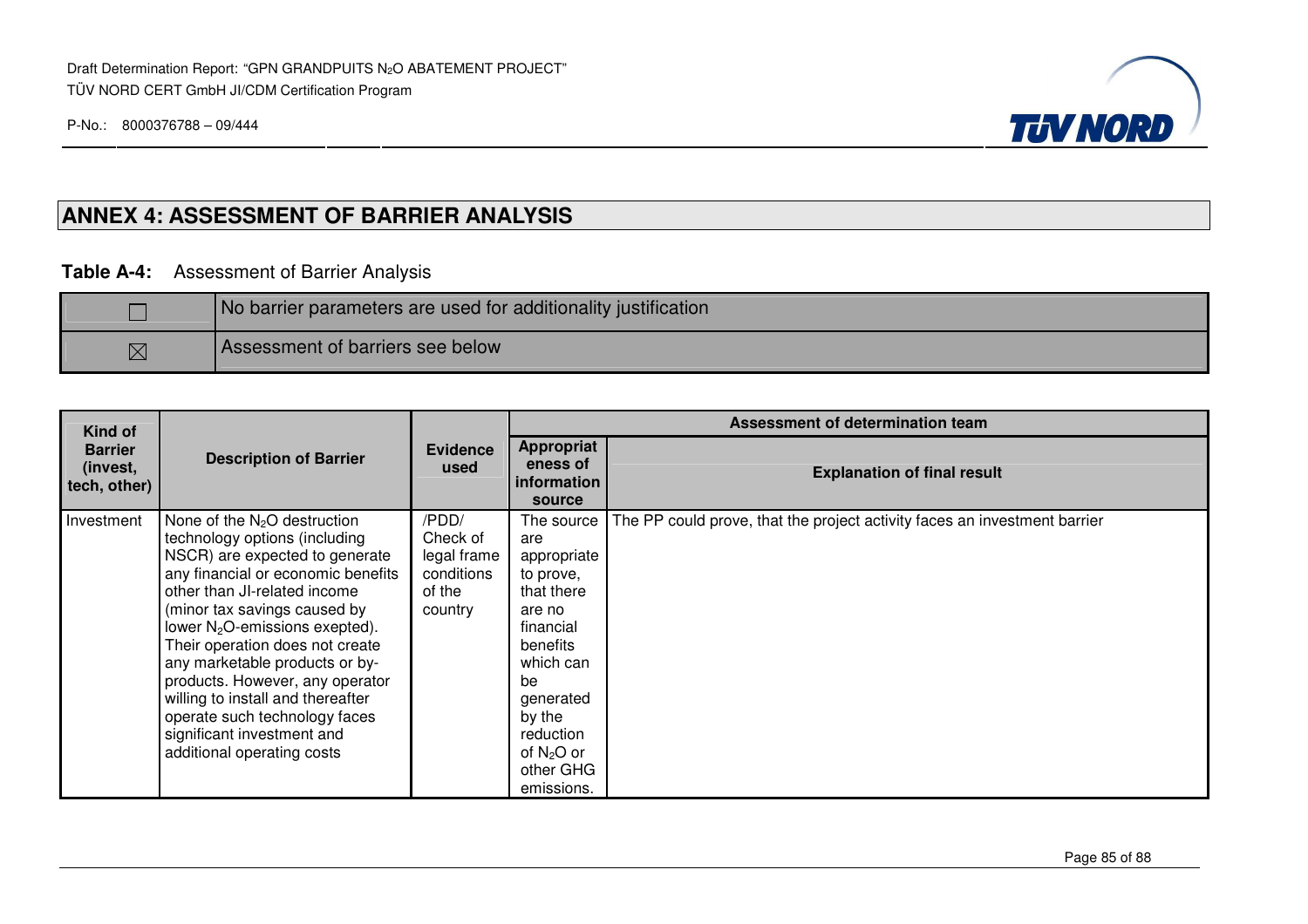# ANNEX 4: ASSESSMENT OF BARRIER ANALYSIS

**Table A-4:** Assessment of Barrier Analysis

| | |
|---|---|
| ☐ | No barrier parameters are used for additionality justification |
| ☒ | Assessment of barriers see below |

| Kind of Barrier (invest, tech, other) | Description of Barrier | Evidence used | Assessment of determination team | |
|---|---|---|---|---|
| | | | Appropriateness of information source | Explanation of final result |
| Investment | None of the $N_2O$ destruction technology options (including NSCR) are expected to generate any financial or economic benefits other than JI-related income (minor tax savings caused by lower $N_2O$-emissions exepted). Their operation does not create any marketable products or by-products. However, any operator willing to install and thereafter operate such technology faces significant investment and additional operating costs | /PDD/ Check of legal frame conditions of the country | The source are appropriate to prove, that there are no financial benefits which can be generated by the reduction of $N_2O$ or other GHG emissions. | The PP could prove, that the project activity faces an investment barrier |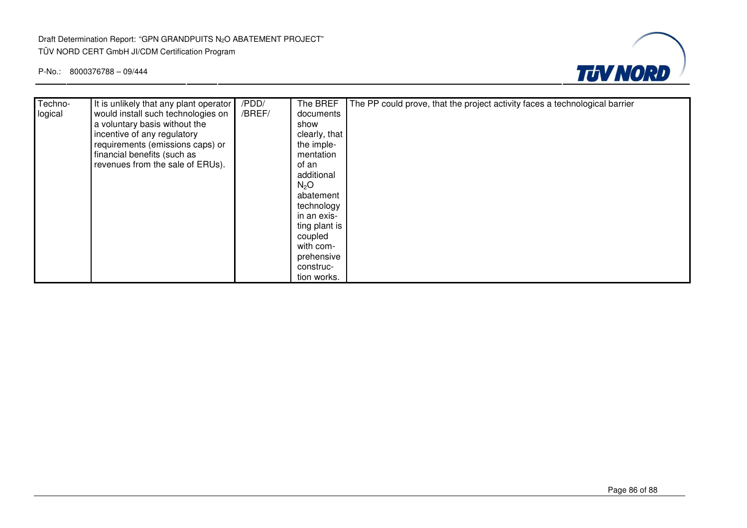| | | | | |
|---|---|---|---|---|
| Techno-logical | It is unlikely that any plant operator would install such technologies on a voluntary basis without the incentive of any regulatory requirements (emissions caps) or financial benefits (such as revenues from the sale of ERUs). | /PDD/ /BREF/ | The BREF documents show clearly, that the implementation of an additional $N_2O$ abatement technology in an existing plant is coupled with comprehensive construction works. | The PP could prove, that the project activity faces a technological barrier |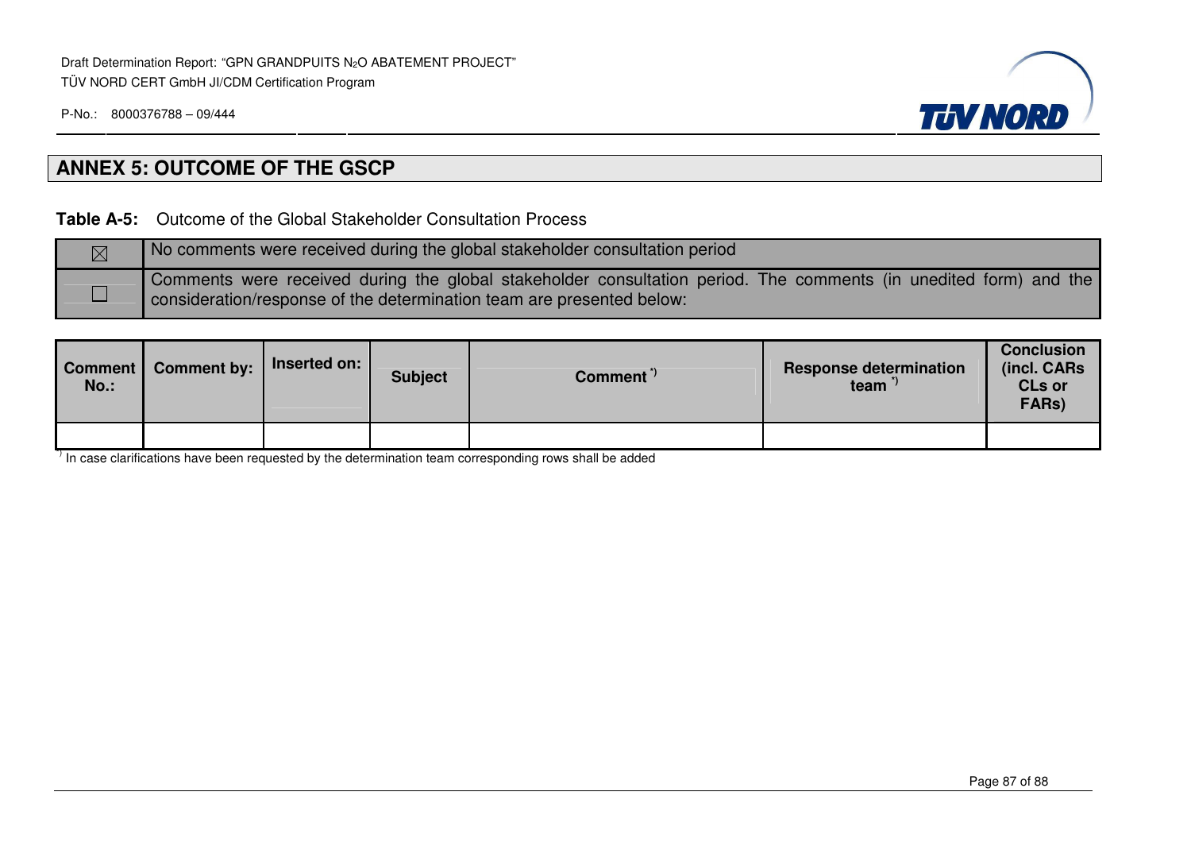## ANNEX 5: OUTCOME OF THE GSCP

**Table A-5:** Outcome of the Global Stakeholder Consultation Process

| | |
|---|---|
| ☒ | No comments were received during the global stakeholder consultation period |
| ☐ | Comments were received during the global stakeholder consultation period. The comments (in unedited form) and the consideration/response of the determination team are presented below: |

| Comment No.: | Comment by: | Inserted on: | Subject | Comment *) | Response determination team *) | Conclusion (incl. CARs CLs or FARs) |
|---|---|---|---|---|---|---|
| | | | | | | |

*) In case clarifications have been requested by the determination team corresponding rows shall be added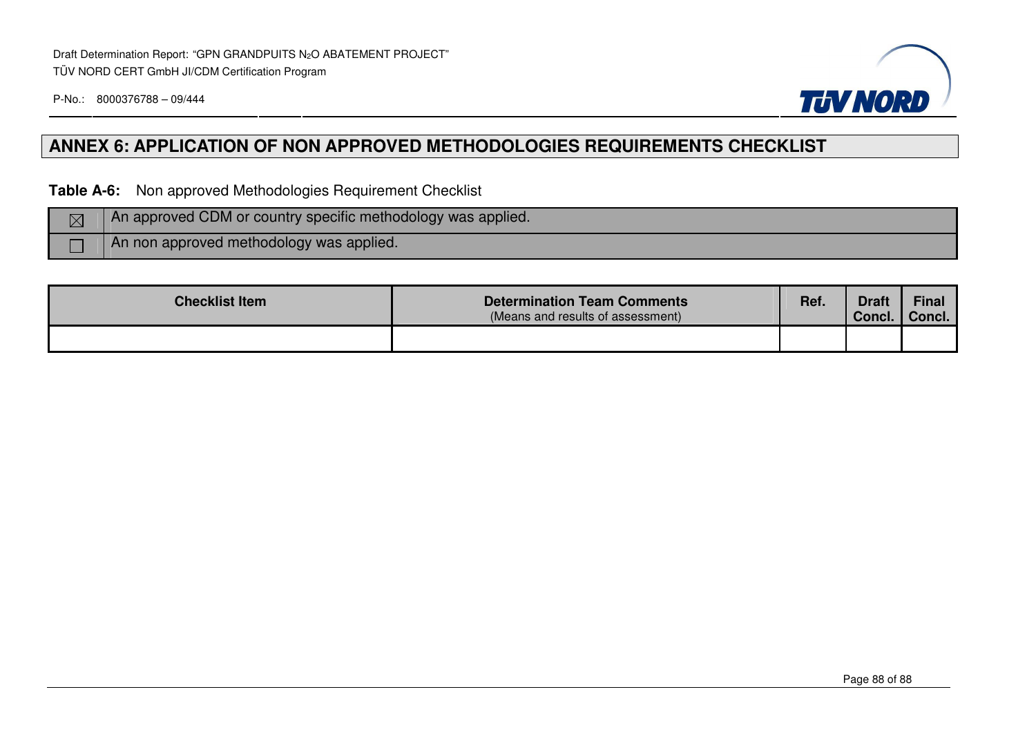## ANNEX 6: APPLICATION OF NON APPROVED METHODOLOGIES REQUIREMENTS CHECKLIST

**Table A-6:** Non approved Methodologies Requirement Checklist

| | |
|---|---|
| ☒ | An approved CDM or country specific methodology was applied. |
| ☐ | An non approved methodology was applied. |

| Checklist Item | Determination Team Comments (Means and results of assessment) | Ref. | Draft Concl. | Final Concl. |
|---|---|---|---|---|
| | | | | |